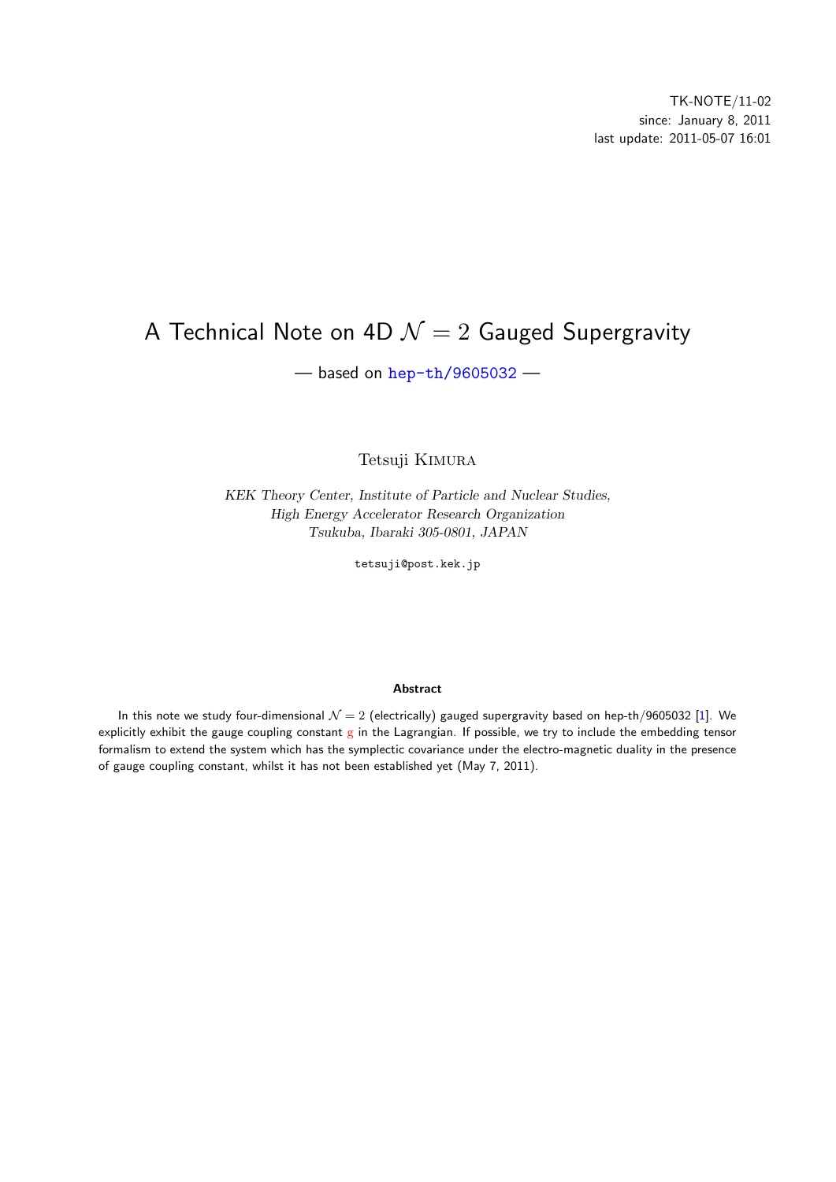TK-NOTE/11-02
since: January 8, 2011
last update: 2011-05-07 16:01

# A Technical Note on 4D $\mathcal{N} = 2$ Gauged Supergravity

— based on hep-th/9605032 —

Tetsuji Kimura

*KEK Theory Center, Institute of Particle and Nuclear Studies,*
*High Energy Accelerator Research Organization*
*Tsukuba, Ibaraki 305-0801, JAPAN*

tetsuji@post.kek.jp

**Abstract**

In this note we study four-dimensional $\mathcal{N} = 2$ (electrically) gauged supergravity based on hep-th/9605032 [1]. We explicitly exhibit the gauge coupling constant $\mathrm{g}$ in the Lagrangian. If possible, we try to include the embedding tensor formalism to extend the system which has the symplectic covariance under the electro-magnetic duality in the presence of gauge coupling constant, whilst it has not been established yet (May 7, 2011).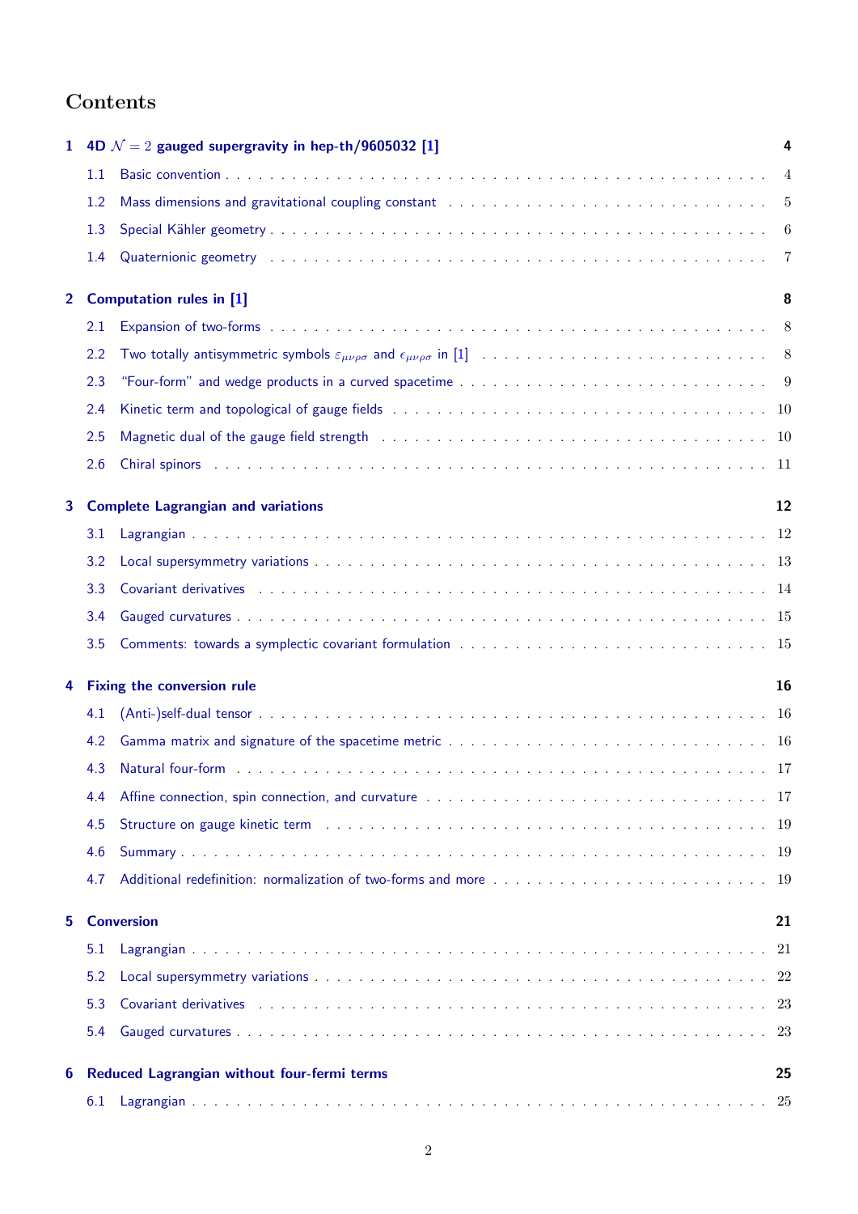# Contents

**1 4D $\mathcal{N}=2$ gauged supergravity in hep-th/9605032 [1]** — 4

- 1.1 Basic convention — 4
- 1.2 Mass dimensions and gravitational coupling constant — 5
- 1.3 Special Kähler geometry — 6
- 1.4 Quaternionic geometry — 7

**2 Computation rules in [1]** — 8

- 2.1 Expansion of two-forms — 8
- 2.2 Two totally antisymmetric symbols $\varepsilon_{\mu\nu\rho\sigma}$ and $\epsilon_{\mu\nu\rho\sigma}$ in [1] — 8
- 2.3 "Four-form" and wedge products in a curved spacetime — 9
- 2.4 Kinetic term and topological of gauge fields — 10
- 2.5 Magnetic dual of the gauge field strength — 10
- 2.6 Chiral spinors — 11

**3 Complete Lagrangian and variations** — 12

- 3.1 Lagrangian — 12
- 3.2 Local supersymmetry variations — 13
- 3.3 Covariant derivatives — 14
- 3.4 Gauged curvatures — 15
- 3.5 Comments: towards a symplectic covariant formulation — 15

**4 Fixing the conversion rule** — 16

- 4.1 (Anti-)self-dual tensor — 16
- 4.2 Gamma matrix and signature of the spacetime metric — 16
- 4.3 Natural four-form — 17
- 4.4 Affine connection, spin connection, and curvature — 17
- 4.5 Structure on gauge kinetic term — 19
- 4.6 Summary — 19
- 4.7 Additional redefinition: normalization of two-forms and more — 19

**5 Conversion** — 21

- 5.1 Lagrangian — 21
- 5.2 Local supersymmetry variations — 22
- 5.3 Covariant derivatives — 23
- 5.4 Gauged curvatures — 23

**6 Reduced Lagrangian without four-fermi terms** — 25

- 6.1 Lagrangian — 25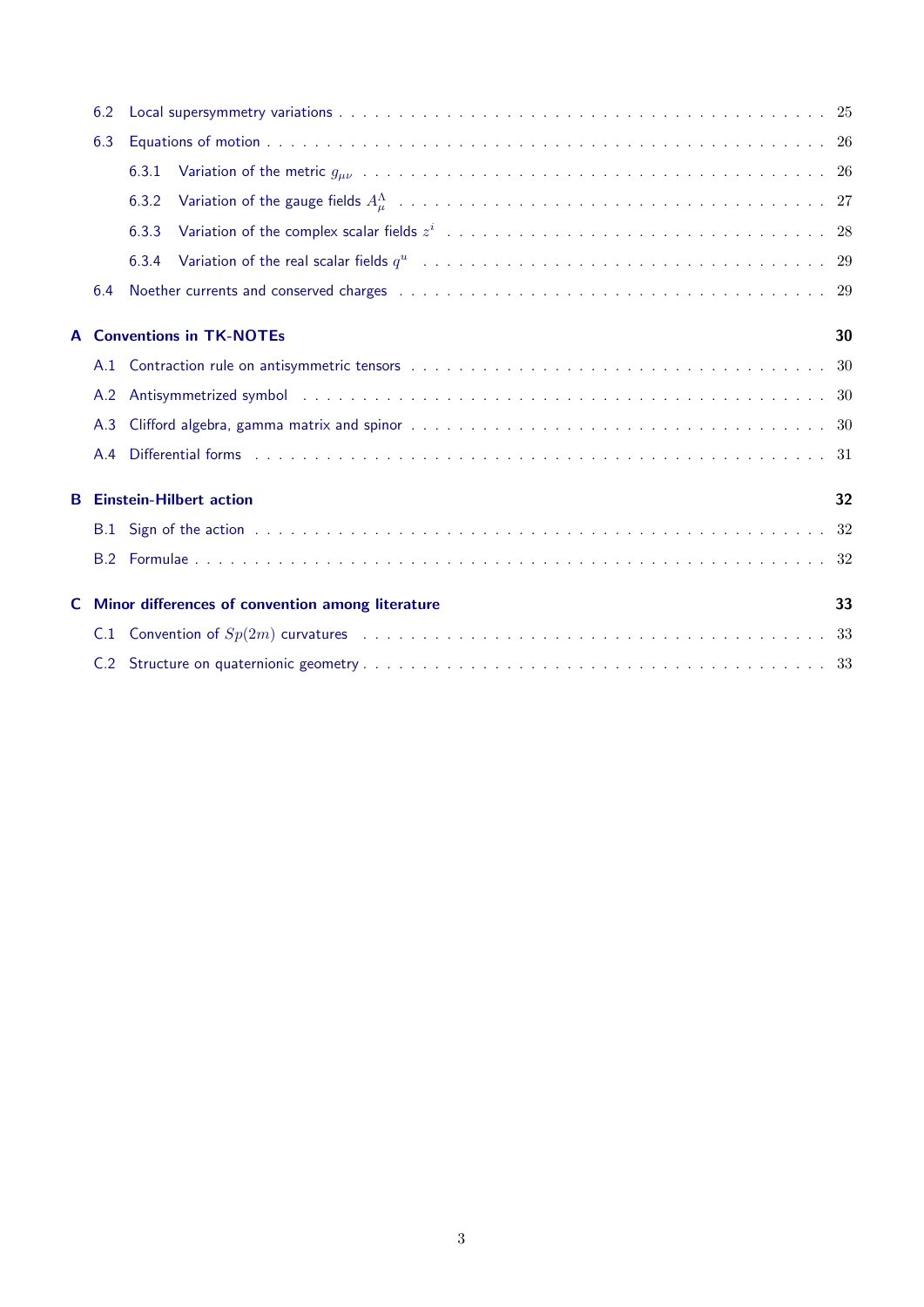- 6.2 Local supersymmetry variations . . . 25
- 6.3 Equations of motion . . . 26
  - 6.3.1 Variation of the metric $g_{\mu\nu}$ . . . 26
  - 6.3.2 Variation of the gauge fields $A_\mu^\Lambda$ . . . 27
  - 6.3.3 Variation of the complex scalar fields $z^i$ . . . 28
  - 6.3.4 Variation of the real scalar fields $q^u$ . . . 29
- 6.4 Noether currents and conserved charges . . . 29

**A Conventions in TK-NOTEs** **30**

- A.1 Contraction rule on antisymmetric tensors . . . 30
- A.2 Antisymmetrized symbol . . . 30
- A.3 Clifford algebra, gamma matrix and spinor . . . 30
- A.4 Differential forms . . . 31

**B Einstein-Hilbert action** **32**

- B.1 Sign of the action . . . 32
- B.2 Formulae . . . 32

**C Minor differences of convention among literature** **33**

- C.1 Convention of $Sp(2m)$ curvatures . . . 33
- C.2 Structure on quaternionic geometry . . . 33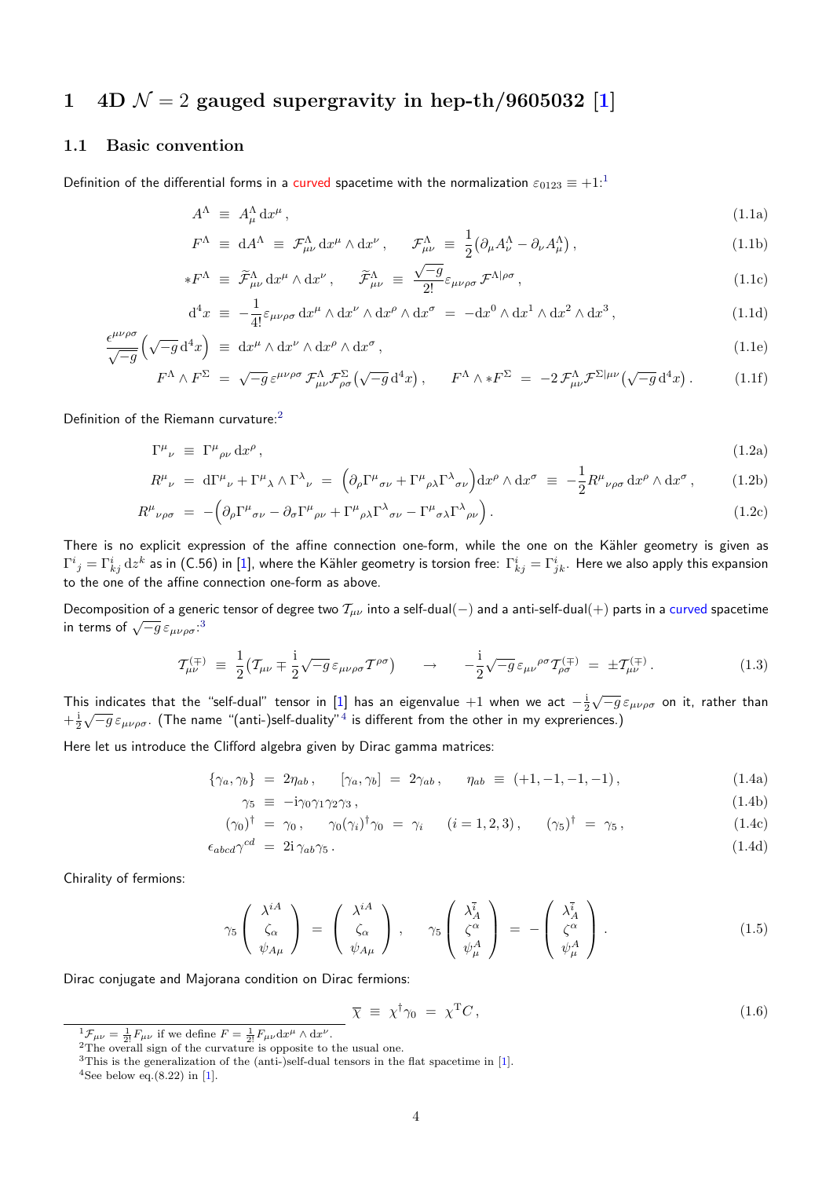# 1 4D $\mathcal{N}=2$ gauged supergravity in hep-th/9605032 [1]

## 1.1 Basic convention

Definition of the differential forms in a curved spacetime with the normalization $\varepsilon_{0123} \equiv +1$:[1]

$$A^{\Lambda} \equiv A^{\Lambda}_{\mu}\, \mathrm{d}x^{\mu} \,, \tag{1.1a}$$

$$F^{\Lambda} \equiv \mathrm{d}A^{\Lambda} \equiv \mathcal{F}^{\Lambda}_{\mu\nu}\, \mathrm{d}x^{\mu} \wedge \mathrm{d}x^{\nu} \,, \qquad \mathcal{F}^{\Lambda}_{\mu\nu} \equiv \frac{1}{2}\big(\partial_{\mu}A^{\Lambda}_{\nu} - \partial_{\nu}A^{\Lambda}_{\mu}\big) \,, \tag{1.1b}$$

$$*F^{\Lambda} \equiv \widetilde{\mathcal{F}}^{\Lambda}_{\mu\nu}\, \mathrm{d}x^{\mu} \wedge \mathrm{d}x^{\nu} \,, \qquad \widetilde{\mathcal{F}}^{\Lambda}_{\mu\nu} \equiv \frac{\sqrt{-g}}{2!}\varepsilon_{\mu\nu\rho\sigma}\, \mathcal{F}^{\Lambda|\rho\sigma} \,, \tag{1.1c}$$

$$\mathrm{d}^4 x \equiv -\frac{1}{4!}\varepsilon_{\mu\nu\rho\sigma}\, \mathrm{d}x^{\mu} \wedge \mathrm{d}x^{\nu} \wedge \mathrm{d}x^{\rho} \wedge \mathrm{d}x^{\sigma} = -\mathrm{d}x^0 \wedge \mathrm{d}x^1 \wedge \mathrm{d}x^2 \wedge \mathrm{d}x^3 \,, \tag{1.1d}$$

$$\frac{\epsilon^{\mu\nu\rho\sigma}}{\sqrt{-g}}\Big(\sqrt{-g}\, \mathrm{d}^4 x\Big) \equiv \mathrm{d}x^{\mu} \wedge \mathrm{d}x^{\nu} \wedge \mathrm{d}x^{\rho} \wedge \mathrm{d}x^{\sigma} \,, \tag{1.1e}$$

$$F^{\Lambda} \wedge F^{\Sigma} = \sqrt{-g}\, \varepsilon^{\mu\nu\rho\sigma}\, \mathcal{F}^{\Lambda}_{\mu\nu}\mathcal{F}^{\Sigma}_{\rho\sigma}\big(\sqrt{-g}\, \mathrm{d}^4 x\big) \,, \qquad F^{\Lambda} \wedge *F^{\Sigma} = -2\, \mathcal{F}^{\Lambda}_{\mu\nu}\mathcal{F}^{\Sigma|\mu\nu}\big(\sqrt{-g}\, \mathrm{d}^4 x\big) \,. \tag{1.1f}$$

Definition of the Riemann curvature:[2]

$$\Gamma^{\mu}{}_{\nu} \equiv \Gamma^{\mu}{}_{\rho\nu}\, \mathrm{d}x^{\rho} \,, \tag{1.2a}$$

$$R^{\mu}{}_{\nu} = \mathrm{d}\Gamma^{\mu}{}_{\nu} + \Gamma^{\mu}{}_{\lambda} \wedge \Gamma^{\lambda}{}_{\nu} = \Big(\partial_{\rho}\Gamma^{\mu}{}_{\sigma\nu} + \Gamma^{\mu}{}_{\rho\lambda}\Gamma^{\lambda}{}_{\sigma\nu}\Big)\mathrm{d}x^{\rho} \wedge \mathrm{d}x^{\sigma} \equiv -\frac{1}{2}R^{\mu}{}_{\nu\rho\sigma}\, \mathrm{d}x^{\rho} \wedge \mathrm{d}x^{\sigma} \,, \tag{1.2b}$$

$$R^{\mu}{}_{\nu\rho\sigma} = -\Big(\partial_{\rho}\Gamma^{\mu}{}_{\sigma\nu} - \partial_{\sigma}\Gamma^{\mu}{}_{\rho\nu} + \Gamma^{\mu}{}_{\rho\lambda}\Gamma^{\lambda}{}_{\sigma\nu} - \Gamma^{\mu}{}_{\sigma\lambda}\Gamma^{\lambda}{}_{\rho\nu}\Big) \,. \tag{1.2c}$$

There is no explicit expression of the affine connection one-form, while the one on the Kähler geometry is given as $\Gamma^{i}{}_{j} = \Gamma^{i}_{kj}\, \mathrm{d}z^k$ as in (C.56) in [1], where the Kähler geometry is torsion free: $\Gamma^{i}_{kj} = \Gamma^{i}_{jk}$. Here we also apply this expansion to the one of the affine connection one-form as above.

Decomposition of a generic tensor of degree two $\mathcal{T}_{\mu\nu}$ into a self-dual($-$) and a anti-self-dual($+$) parts in a curved spacetime in terms of $\sqrt{-g}\, \varepsilon_{\mu\nu\rho\sigma}$:[3]

$$\mathcal{T}^{(\mp)}_{\mu\nu} \equiv \frac{1}{2}\big(\mathcal{T}_{\mu\nu} \mp \frac{\mathrm{i}}{2}\sqrt{-g}\, \varepsilon_{\mu\nu\rho\sigma}\mathcal{T}^{\rho\sigma}\big) \quad \to \quad -\frac{\mathrm{i}}{2}\sqrt{-g}\, \varepsilon_{\mu\nu}{}^{\rho\sigma}\mathcal{T}^{(\mp)}_{\rho\sigma} = \pm\mathcal{T}^{(\mp)}_{\mu\nu} \,. \tag{1.3}$$

This indicates that the "self-dual" tensor in [1] has an eigenvalue $+1$ when we act $-\frac{\mathrm{i}}{2}\sqrt{-g}\, \varepsilon_{\mu\nu\rho\sigma}$ on it, rather than $+\frac{\mathrm{i}}{2}\sqrt{-g}\, \varepsilon_{\mu\nu\rho\sigma}$. (The name "(anti-)self-duality"[4] is different from the other in my experiences.)

Here let us introduce the Clifford algebra given by Dirac gamma matrices:

$$\{\gamma_a, \gamma_b\} = 2\eta_{ab} \,, \qquad [\gamma_a, \gamma_b] = 2\gamma_{ab} \,, \qquad \eta_{ab} \equiv (+1, -1, -1, -1) \,, \tag{1.4a}$$

$$\gamma_5 \equiv -\mathrm{i}\gamma_0\gamma_1\gamma_2\gamma_3 \,, \tag{1.4b}$$

$$(\gamma_0)^{\dagger} = \gamma_0 \,, \qquad \gamma_0(\gamma_i)^{\dagger}\gamma_0 = \gamma_i \quad (i = 1,2,3) \,, \qquad (\gamma_5)^{\dagger} = \gamma_5 \,, \tag{1.4c}$$

$$\epsilon_{abcd}\gamma^{cd} = 2\mathrm{i}\, \gamma_{ab}\gamma_5 \,. \tag{1.4d}$$

Chirality of fermions:

$$\gamma_5 \begin{pmatrix} \lambda^{iA} \\ \zeta_{\alpha} \\ \psi_{A\mu} \end{pmatrix} = \begin{pmatrix} \lambda^{iA} \\ \zeta_{\alpha} \\ \psi_{A\mu} \end{pmatrix} \,, \qquad \gamma_5 \begin{pmatrix} \lambda^{\bar{i}}_{A} \\ \zeta^{\alpha} \\ \psi^{A}_{\mu} \end{pmatrix} = -\begin{pmatrix} \lambda^{\bar{i}}_{A} \\ \zeta^{\alpha} \\ \psi^{A}_{\mu} \end{pmatrix} \,. \tag{1.5}$$

Dirac conjugate and Majorana condition on Dirac fermions:

$$\overline{\chi} \equiv \chi^{\dagger}\gamma_0 = \chi^{\mathrm{T}}C \,, \tag{1.6}$$

---

[1] $\mathcal{F}_{\mu\nu} = \frac{1}{2!}F_{\mu\nu}$ if we define $F = \frac{1}{2!}F_{\mu\nu}\mathrm{d}x^{\mu} \wedge \mathrm{d}x^{\nu}$.

[2] The overall sign of the curvature is opposite to the usual one.

[3] This is the generalization of the (anti-)self-dual tensors in the flat spacetime in [1].

[4] See below eq.(8.22) in [1].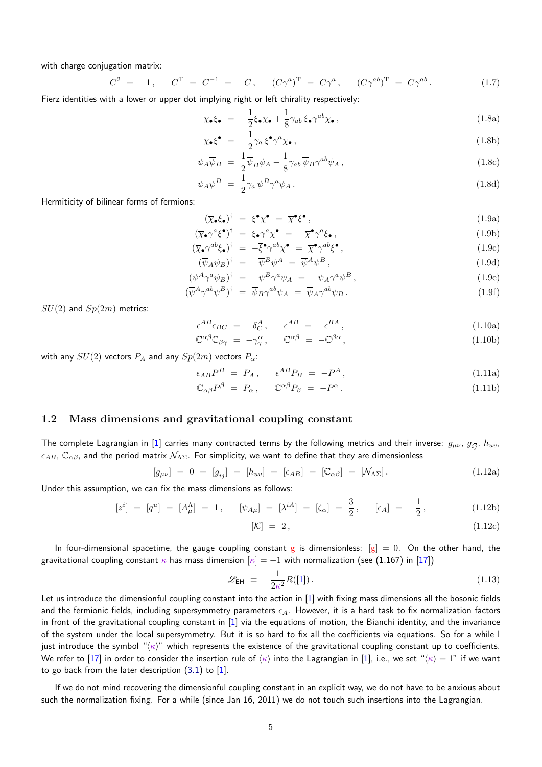with charge conjugation matrix:

$$C^2 \;=\; -1\,, \qquad C^{\rm T} \;=\; C^{-1} \;=\; -C\,, \qquad (C\gamma^a)^{\rm T} \;=\; C\gamma^a\,, \qquad (C\gamma^{ab})^{\rm T} \;=\; C\gamma^{ab}\,. \tag{1.7}$$

Fierz identities with a lower or upper dot implying right or left chirality respectively:

$$\chi_{\bullet}\overline{\xi}_{\bullet} \;=\; -\frac{1}{2}\overline{\xi}_{\bullet}\chi_{\bullet} + \frac{1}{8}\gamma_{ab}\,\overline{\xi}_{\bullet}\gamma^{ab}\chi_{\bullet}\,, \tag{1.8a}$$

$$\chi_{\bullet}\overline{\xi}^{\bullet} \;=\; -\frac{1}{2}\gamma_a\,\overline{\xi}^{\bullet}\gamma^a\chi_{\bullet}\,, \tag{1.8b}$$

$$\psi_A\overline{\psi}_B \;=\; \frac{1}{2}\overline{\psi}_B\psi_A - \frac{1}{8}\gamma_{ab}\,\overline{\psi}_B\gamma^{ab}\psi_A\,, \tag{1.8c}$$

$$\psi_A\overline{\psi}^B \;=\; \frac{1}{2}\gamma_a\,\overline{\psi}^B\gamma^a\psi_A\,. \tag{1.8d}$$

Hermiticity of bilinear forms of fermions:

$$(\overline{\chi}_{\bullet}\xi_{\bullet})^{\dagger} \;=\; \overline{\xi}^{\bullet}\chi^{\bullet} \;=\; \overline{\chi}^{\bullet}\xi^{\bullet}\,, \tag{1.9a}$$

$$(\overline{\chi}_{\bullet}\gamma^a\xi^{\bullet})^{\dagger} \;=\; \overline{\xi}_{\bullet}\gamma^a\chi^{\bullet} \;=\; -\overline{\chi}^{\bullet}\gamma^a\xi_{\bullet}\,, \tag{1.9b}$$

$$(\overline{\chi}_{\bullet}\gamma^{ab}\xi_{\bullet})^{\dagger} \;=\; -\overline{\xi}^{\bullet}\gamma^{ab}\chi^{\bullet} \;=\; \overline{\chi}^{\bullet}\gamma^{ab}\xi^{\bullet}\,, \tag{1.9c}$$

$$(\overline{\psi}_A\psi_B)^{\dagger} \;=\; -\overline{\psi}^B\psi^A \;=\; \overline{\psi}^A\psi^B\,, \tag{1.9d}$$

$$(\overline{\psi}^A\gamma^a\psi_B)^{\dagger} \;=\; -\overline{\psi}^B\gamma^a\psi_A \;=\; -\overline{\psi}_A\gamma^a\psi^B\,, \tag{1.9e}$$

$$(\overline{\psi}^A\gamma^{ab}\psi^B)^{\dagger} \;=\; \overline{\psi}_B\gamma^{ab}\psi_A \;=\; \overline{\psi}_A\gamma^{ab}\psi_B\,. \tag{1.9f}$$

$SU(2)$ and $Sp(2m)$ metrics:

$$\epsilon^{AB}\epsilon_{BC} \;=\; -\delta^A_C\,, \qquad \epsilon^{AB} \;=\; -\epsilon^{BA}\,, \tag{1.10a}$$

$$\mathbb{C}^{\alpha\beta}\mathbb{C}_{\beta\gamma} \;=\; -\gamma^{\alpha}_{\gamma}\,, \qquad \mathbb{C}^{\alpha\beta} \;=\; -\mathbb{C}^{\beta\alpha}\,, \tag{1.10b}$$

with any $SU(2)$ vectors $P_A$ and any $Sp(2m)$ vectors $P_{\alpha}$:

$$\epsilon_{AB}P^B \;=\; P_A\,, \qquad \epsilon^{AB}P_B \;=\; -P^A\,, \tag{1.11a}$$

$$\mathbb{C}_{\alpha\beta}P^{\beta} \;=\; P_{\alpha}\,, \qquad \mathbb{C}^{\alpha\beta}P_{\beta} \;=\; -P^{\alpha}\,. \tag{1.11b}$$

## 1.2 Mass dimensions and gravitational coupling constant

The complete Lagrangian in [1] carries many contracted terms by the following metrics and their inverse: $g_{\mu\nu}$, $g_{i\overline{j}}$, $h_{uv}$, $\epsilon_{AB}$, $\mathbb{C}_{\alpha\beta}$, and the period matrix $\mathcal{N}_{\Lambda\Sigma}$. For simplicity, we want to define that they are dimensionless

$$[g_{\mu\nu}] \;=\; 0 \;=\; [g_{i\overline{j}}] \;=\; [h_{uv}] \;=\; [\epsilon_{AB}] \;=\; [\mathbb{C}_{\alpha\beta}] \;=\; [\mathcal{N}_{\Lambda\Sigma}]\,. \tag{1.12a}$$

Under this assumption, we can fix the mass dimensions as follows:

$$[z^i] \;=\; [q^u] \;=\; [A^{\Lambda}_{\mu}] \;=\; 1\,, \qquad [\psi_{A\mu}] \;=\; [\lambda^{iA}] \;=\; [\zeta_{\alpha}] \;=\; \frac{3}{2}\,, \qquad [\epsilon_A] \;=\; -\frac{1}{2}\,, \tag{1.12b}$$

$$[\mathcal{K}] \;=\; 2\,, \tag{1.12c}$$

In four-dimensional spacetime, the gauge coupling constant $g$ is dimensionless: $[g] = 0$. On the other hand, the gravitational coupling constant $\kappa$ has mass dimension $[\kappa] = -1$ with normalization (see (1.167) in [17])

$$\mathscr{L}_{\sf EH} \;\equiv\; -\frac{1}{2\kappa^2}R([1])\,. \tag{1.13}$$

Let us introduce the dimensionful coupling constant into the action in [1] with fixing mass dimensions all the bosonic fields and the fermionic fields, including supersymmetry parameters $\epsilon_A$. However, it is a hard task to fix normalization factors in front of the gravitational coupling constant in [1] via the equations of motion, the Bianchi identity, and the invariance of the system under the local supersymmetry. But it is so hard to fix all the coefficients via equations. So for a while I just introduce the symbol "$\langle\kappa\rangle$" which represents the existence of the gravitational coupling constant up to coefficients. We refer to [17] in order to consider the insertion rule of $\langle\kappa\rangle$ into the Lagrangian in [1], i.e., we set "$\langle\kappa\rangle = 1$" if we want to go back from the later description (3.1) to [1].

If we do not mind recovering the dimensionful coupling constant in an explicit way, we do not have to be anxious about such the normalization fixing. For a while (since Jan 16, 2011) we do not touch such insertions into the Lagrangian.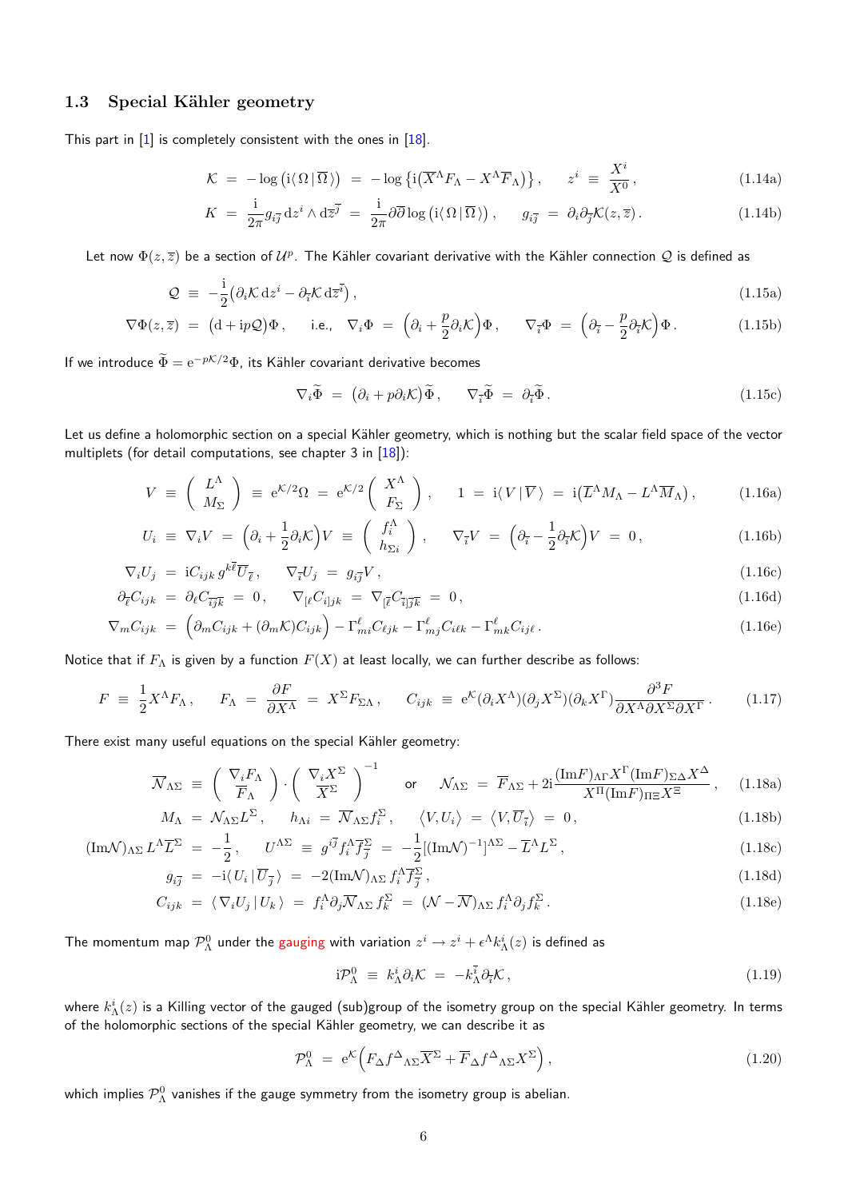### 1.3 Special Kähler geometry

This part in [1] is completely consistent with the ones in [18].

$$\mathcal{K} \;=\; -\log\big(\mathrm{i}\langle\,\Omega\,|\,\overline{\Omega}\,\rangle\big) \;=\; -\log\big\{\mathrm{i}\big(\overline{X}^{\Lambda}F_{\Lambda} - X^{\Lambda}\overline{F}_{\Lambda}\big)\big\}\,, \qquad z^i \;\equiv\; \frac{X^i}{X^0}\,, \tag{1.14a}$$

$$K \;=\; \frac{\mathrm{i}}{2\pi}g_{i\overline{j}}\,\mathrm{d}z^i\wedge\mathrm{d}\overline{z}^{\overline{j}} \;=\; \frac{\mathrm{i}}{2\pi}\partial\overline{\partial}\log\big(\mathrm{i}\langle\,\Omega\,|\,\overline{\Omega}\,\rangle\big)\,, \qquad g_{i\overline{j}} \;=\; \partial_i\partial_{\overline{j}}\mathcal{K}(z,\overline{z})\,. \tag{1.14b}$$

Let now $\Phi(z,\overline{z})$ be a section of $\mathcal{U}^p$. The Kähler covariant derivative with the Kähler connection $\mathcal{Q}$ is defined as

$$\mathcal{Q} \;\equiv\; -\frac{\mathrm{i}}{2}\big(\partial_i\mathcal{K}\,\mathrm{d}z^i - \partial_{\overline{i}}\mathcal{K}\,\mathrm{d}\overline{z}^{\overline{i}}\big)\,, \tag{1.15a}$$

$$\nabla\Phi(z,\overline{z}) \;=\; \big(\mathrm{d}+\mathrm{i}p\mathcal{Q}\big)\Phi\,, \qquad \text{i.e.,}\quad \nabla_i\Phi \;=\; \Big(\partial_i + \frac{p}{2}\partial_i\mathcal{K}\Big)\Phi\,, \qquad \nabla_{\overline{i}}\Phi \;=\; \Big(\partial_{\overline{i}} - \frac{p}{2}\partial_{\overline{i}}\mathcal{K}\Big)\Phi\,. \tag{1.15b}$$

If we introduce $\widetilde{\Phi} = \mathrm{e}^{-p\mathcal{K}/2}\Phi$, its Kähler covariant derivative becomes

$$\nabla_i\widetilde{\Phi} \;=\; \big(\partial_i + p\partial_i\mathcal{K}\big)\widetilde{\Phi}\,, \qquad \nabla_{\overline{i}}\widetilde{\Phi} \;=\; \partial_{\overline{i}}\widetilde{\Phi}\,. \tag{1.15c}$$

Let us define a holomorphic section on a special Kähler geometry, which is nothing but the scalar field space of the vector multiplets (for detail computations, see chapter 3 in [18]):

$$V \;\equiv\; \begin{pmatrix} L^{\Lambda} \\ M_{\Sigma} \end{pmatrix} \;\equiv\; \mathrm{e}^{\mathcal{K}/2}\Omega \;=\; \mathrm{e}^{\mathcal{K}/2}\begin{pmatrix} X^{\Lambda} \\ F_{\Sigma} \end{pmatrix}\,, \qquad 1 \;=\; \mathrm{i}\langle\,V\,|\,\overline{V}\,\rangle \;=\; \mathrm{i}\big(\overline{L}^{\Lambda}M_{\Lambda} - L^{\Lambda}\overline{M}_{\Lambda}\big)\,, \tag{1.16a}$$

$$U_i \;\equiv\; \nabla_i V \;=\; \Big(\partial_i + \frac{1}{2}\partial_i\mathcal{K}\Big)V \;\equiv\; \begin{pmatrix} f_i^{\Lambda} \\ h_{\Sigma i} \end{pmatrix}\,, \qquad \nabla_{\overline{i}}V \;=\; \Big(\partial_{\overline{i}} - \frac{1}{2}\partial_{\overline{i}}\mathcal{K}\Big)V \;=\; 0\,, \tag{1.16b}$$

$$\nabla_i U_j \;=\; \mathrm{i}C_{ijk}\,g^{k\overline{\ell}}\,\overline{U}_{\overline{\ell}}\,, \qquad \nabla_{\overline{i}}U_j \;=\; g_{i\overline{j}}V\,, \tag{1.16c}$$

$$\partial_{\overline{\ell}}C_{ijk} \;=\; \partial_{\ell}C_{\overline{ijk}} \;=\; 0\,, \qquad \nabla_{[\ell}C_{i]jk} \;=\; \nabla_{[\overline{\ell}}C_{\overline{i}]\overline{jk}} \;=\; 0\,, \tag{1.16d}$$

$$\nabla_m C_{ijk} \;=\; \Big(\partial_m C_{ijk} + (\partial_m\mathcal{K})C_{ijk}\Big) - \Gamma^{\ell}_{mi}C_{\ell jk} - \Gamma^{\ell}_{mj}C_{i\ell k} - \Gamma^{\ell}_{mk}C_{ij\ell}\,. \tag{1.16e}$$

Notice that if $F_{\Lambda}$ is given by a function $F(X)$ at least locally, we can further describe as follows:

$$F \;\equiv\; \frac{1}{2}X^{\Lambda}F_{\Lambda}\,, \qquad F_{\Lambda} \;=\; \frac{\partial F}{\partial X^{\Lambda}} \;=\; X^{\Sigma}F_{\Sigma\Lambda}\,, \qquad C_{ijk} \;\equiv\; \mathrm{e}^{\mathcal{K}}(\partial_i X^{\Lambda})(\partial_j X^{\Sigma})(\partial_k X^{\Gamma})\frac{\partial^3 F}{\partial X^{\Lambda}\partial X^{\Sigma}\partial X^{\Gamma}}\,. \tag{1.17}$$

There exist many useful equations on the special Kähler geometry:

$$\overline{\mathcal{N}}_{\Lambda\Sigma} \;\equiv\; \begin{pmatrix} \nabla_i F_{\Lambda} \\ \overline{F}_{\Lambda} \end{pmatrix}\cdot\begin{pmatrix} \nabla_i X^{\Sigma} \\ \overline{X}^{\Sigma} \end{pmatrix}^{-1} \qquad \text{or} \qquad \mathcal{N}_{\Lambda\Sigma} \;=\; \overline{F}_{\Lambda\Sigma} + 2\mathrm{i}\frac{(\mathrm{Im}F)_{\Lambda\Gamma}X^{\Gamma}(\mathrm{Im}F)_{\Sigma\Delta}X^{\Delta}}{X^{\Pi}(\mathrm{Im}F)_{\Pi\Xi}X^{\Xi}}\,, \tag{1.18a}$$

$$M_{\Lambda} \;=\; \mathcal{N}_{\Lambda\Sigma}L^{\Sigma}\,, \qquad h_{\Lambda i} \;=\; \overline{\mathcal{N}}_{\Lambda\Sigma}f_i^{\Sigma}\,, \qquad \big\langle V, U_i\big\rangle \;=\; \big\langle V, \overline{U}_{\overline{i}}\big\rangle \;=\; 0\,, \tag{1.18b}$$

$$(\mathrm{Im}\mathcal{N})_{\Lambda\Sigma}\,L^{\Lambda}\overline{L}^{\Sigma} \;=\; -\frac{1}{2}\,, \qquad U^{\Lambda\Sigma} \;\equiv\; g^{i\overline{j}}f_i^{\Lambda}\overline{f}_{\overline{j}}^{\Sigma} \;=\; -\frac{1}{2}[(\mathrm{Im}\mathcal{N})^{-1}]^{\Lambda\Sigma} - \overline{L}^{\Lambda}L^{\Sigma}\,, \tag{1.18c}$$

$$g_{i\overline{j}} \;=\; -\mathrm{i}\langle\,U_i\,|\,\overline{U}_{\overline{j}}\,\rangle \;=\; -2(\mathrm{Im}\mathcal{N})_{\Lambda\Sigma}\,f_i^{\Lambda}\overline{f}_{\overline{j}}^{\Sigma}\,, \tag{1.18d}$$

$$C_{ijk} \;=\; \langle\,\nabla_i U_j\,|\,U_k\,\rangle \;=\; f_i^{\Lambda}\partial_j\overline{\mathcal{N}}_{\Lambda\Sigma}\,f_k^{\Sigma} \;=\; (\mathcal{N}-\overline{\mathcal{N}})_{\Lambda\Sigma}\,f_i^{\Lambda}\partial_j f_k^{\Sigma}\,. \tag{1.18e}$$

The momentum map $\mathcal{P}^0_{\Lambda}$ under the gauging with variation $z^i \to z^i + \epsilon^{\Lambda}k^i_{\Lambda}(z)$ is defined as

$$\mathrm{i}\mathcal{P}^0_{\Lambda} \;\equiv\; k^i_{\Lambda}\partial_i\mathcal{K} \;=\; -k^{\overline{i}}_{\Lambda}\partial_{\overline{i}}\mathcal{K}\,, \tag{1.19}$$

where $k^i_{\Lambda}(z)$ is a Killing vector of the gauged (sub)group of the isometry group on the special Kähler geometry. In terms of the holomorphic sections of the special Kähler geometry, we can describe it as

$$\mathcal{P}^0_{\Lambda} \;=\; \mathrm{e}^{\mathcal{K}}\Big(F_{\Delta}f^{\Delta}{}_{\Lambda\Sigma}\overline{X}^{\Sigma} + \overline{F}_{\Delta}f^{\Delta}{}_{\Lambda\Sigma}X^{\Sigma}\Big)\,, \tag{1.20}$$

which implies $\mathcal{P}^0_{\Lambda}$ vanishes if the gauge symmetry from the isometry group is abelian.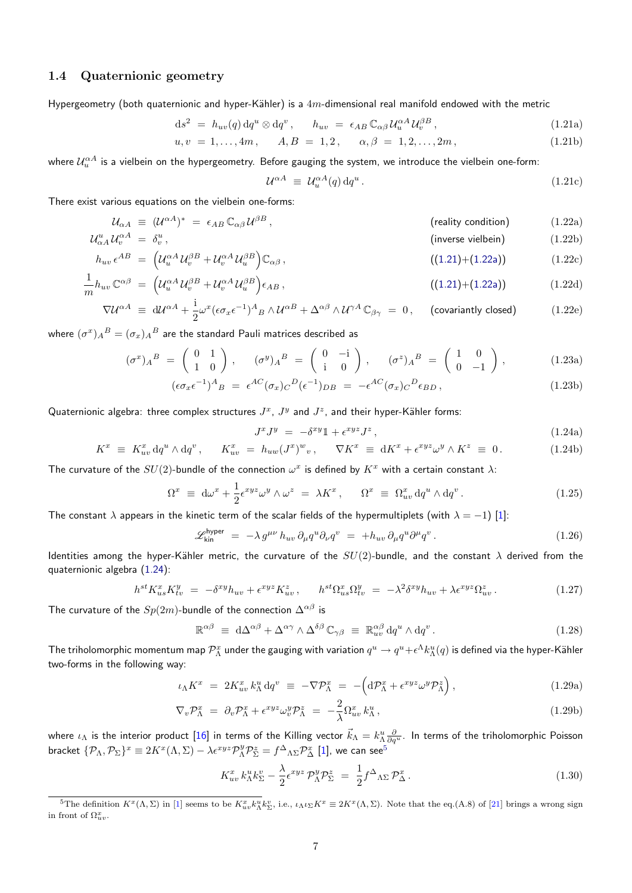### 1.4 Quaternionic geometry

Hypergeometry (both quaternionic and hyper-Kähler) is a $4m$-dimensional real manifold endowed with the metric

$$\mathrm{d}s^2 \ = \ h_{uv}(q)\, \mathrm{d}q^u \otimes \mathrm{d}q^v \,, \qquad h_{uv} \ = \ \epsilon_{AB}\, \mathbb{C}_{\alpha\beta}\, \mathcal{U}_u^{\alpha A} \mathcal{U}_v^{\beta B} \,, \tag{1.21a}$$

$$u, v \ = \ 1, \ldots, 4m \,, \qquad A, B \ = \ 1, 2 \,, \qquad \alpha, \beta \ = \ 1, 2, \ldots, 2m \,, \tag{1.21b}$$

where $\mathcal{U}_u^{\alpha A}$ is a vielbein on the hypergeometry. Before gauging the system, we introduce the vielbein one-form:

$$\mathcal{U}^{\alpha A} \ \equiv \ \mathcal{U}_u^{\alpha A}(q)\, \mathrm{d}q^u \,. \tag{1.21c}$$

There exist various equations on the vielbein one-forms:

$$\mathcal{U}_{\alpha A} \ \equiv \ (\mathcal{U}^{\alpha A})^* \ = \ \epsilon_{AB}\, \mathbb{C}_{\alpha\beta}\, \mathcal{U}^{\beta B} \,, \qquad \text{(reality condition)} \tag{1.22a}$$

$$\mathcal{U}_{\alpha A}^u \mathcal{U}_v^{\alpha A} \ = \ \delta_v^u \,, \qquad \text{(inverse vielbein)} \tag{1.22b}$$

$$h_{uv}\, \epsilon^{AB} \ = \ \Big( \mathcal{U}_u^{\alpha A} \mathcal{U}_v^{\beta B} + \mathcal{U}_v^{\alpha A} \mathcal{U}_u^{\beta B} \Big) \mathbb{C}_{\alpha\beta} \,, \qquad \text{((1.21)+(1.22a))} \tag{1.22c}$$

$$\frac{1}{m} h_{uv}\, \mathbb{C}^{\alpha\beta} \ = \ \Big( \mathcal{U}_u^{\alpha A} \mathcal{U}_v^{\beta B} + \mathcal{U}_v^{\alpha A} \mathcal{U}_u^{\beta B} \Big) \epsilon_{AB} \,, \qquad \text{((1.21)+(1.22a))} \tag{1.22d}$$

$$\nabla \mathcal{U}^{\alpha A} \ \equiv \ \mathrm{d}\mathcal{U}^{\alpha A} + \frac{\mathrm{i}}{2} \omega^x (\epsilon \sigma_x \epsilon^{-1})^A{}_B \wedge \mathcal{U}^{\alpha B} + \Delta^{\alpha\beta} \wedge \mathcal{U}^{\gamma A}\, \mathbb{C}_{\beta\gamma} \ = \ 0 \,, \qquad \text{(covariantly closed)} \tag{1.22e}$$

where $(\sigma^x)_A{}^B = (\sigma_x)_A{}^B$ are the standard Pauli matrices described as

$$(\sigma^x)_A{}^B \ = \ \left( \begin{array}{cc} 0 & 1 \\ 1 & 0 \end{array} \right) , \qquad (\sigma^y)_A{}^B \ = \ \left( \begin{array}{cc} 0 & -\mathrm{i} \\ \mathrm{i} & 0 \end{array} \right) , \qquad (\sigma^z)_A{}^B \ = \ \left( \begin{array}{cc} 1 & 0 \\ 0 & -1 \end{array} \right) , \tag{1.23a}$$

$$(\epsilon \sigma_x \epsilon^{-1})^A{}_B \ = \ \epsilon^{AC} (\sigma_x)_C{}^D (\epsilon^{-1})_{DB} \ = \ -\epsilon^{AC} (\sigma_x)_C{}^D \epsilon_{BD} \,, \tag{1.23b}$$

Quaternionic algebra: three complex structures $J^x$, $J^y$ and $J^z$, and their hyper-Kähler forms:

$$J^x J^y \ = \ -\delta^{xy} \mathbb{1} + \epsilon^{xyz} J^z \,, \tag{1.24a}$$

$$K^x \ \equiv \ K_{uv}^x\, \mathrm{d}q^u \wedge \mathrm{d}q^v \,, \qquad K_{uv}^x \ = \ h_{uw} (J^x)^w{}_v \,, \qquad \nabla K^x \ \equiv \ \mathrm{d}K^x + \epsilon^{xyz} \omega^y \wedge K^z \ \equiv \ 0 \,. \tag{1.24b}$$

The curvature of the $SU(2)$-bundle of the connection $\omega^x$ is defined by $K^x$ with a certain constant $\lambda$:

$$\Omega^x \ \equiv \ \mathrm{d}\omega^x + \frac{1}{2} \epsilon^{xyz} \omega^y \wedge \omega^z \ = \ \lambda K^x \,, \qquad \Omega^x \ \equiv \ \Omega_{uv}^x\, \mathrm{d}q^u \wedge \mathrm{d}q^v \,. \tag{1.25}$$

The constant $\lambda$ appears in the kinetic term of the scalar fields of the hypermultiplets (with $\lambda = -1$) [1]:

$$\mathscr{L}_{\text{kin}}^{\text{hyper}} \ = \ -\lambda\, g^{\mu\nu}\, h_{uv}\, \partial_\mu q^u \partial_\nu q^v \ = \ +h_{uv}\, \partial_\mu q^u \partial^\mu q^v \,. \tag{1.26}$$

Identities among the hyper-Kähler metric, the curvature of the $SU(2)$-bundle, and the constant $\lambda$ derived from the quaternionic algebra (1.24):

$$h^{st} K_{us}^x K_{tv}^y \ = \ -\delta^{xy} h_{uv} + \epsilon^{xyz} K_{uv}^z \,, \qquad h^{st} \Omega_{us}^x \Omega_{tv}^y \ = \ -\lambda^2 \delta^{xy} h_{uv} + \lambda \epsilon^{xyz} \Omega_{uv}^z \,. \tag{1.27}$$

The curvature of the $Sp(2m)$-bundle of the connection $\Delta^{\alpha\beta}$ is

$$\mathbb{R}^{\alpha\beta} \ \equiv \ \mathrm{d}\Delta^{\alpha\beta} + \Delta^{\alpha\gamma} \wedge \Delta^{\delta\beta}\, \mathbb{C}_{\gamma\delta} \ \equiv \ \mathbb{R}_{uv}^{\alpha\beta}\, \mathrm{d}q^u \wedge \mathrm{d}q^v \,. \tag{1.28}$$

The triholomorphic momentum map $\mathcal{P}_\Lambda^x$ under the gauging with variation $q^u \to q^u + \epsilon^\Lambda k_\Lambda^u(q)$ is defined via the hyper-Kähler two-forms in the following way:

$$\iota_\Lambda K^x \ = \ 2K_{uv}^x\, k_\Lambda^u\, \mathrm{d}q^v \ \equiv \ -\nabla \mathcal{P}_\Lambda^x \ = \ -\Big( \mathrm{d}\mathcal{P}_\Lambda^x + \epsilon^{xyz} \omega^y \mathcal{P}_\Lambda^z \Big) \,, \tag{1.29a}$$

$$\nabla_v \mathcal{P}_\Lambda^x \ = \ \partial_v \mathcal{P}_\Lambda^x + \epsilon^{xyz} \omega_v^y \mathcal{P}_\Lambda^z \ = \ -\frac{2}{\lambda} \Omega_{uv}^x\, k_\Lambda^u \,, \tag{1.29b}$$

where $\iota_\Lambda$ is the interior product [16] in terms of the Killing vector $\vec{k}_\Lambda = k_\Lambda^u \frac{\partial}{\partial q^u}$. In terms of the triholomorphic Poisson bracket $\{\mathcal{P}_\Lambda, \mathcal{P}_\Sigma\}^x \equiv 2K^x(\Lambda, \Sigma) - \lambda \epsilon^{xyz} \mathcal{P}_\Lambda^y \mathcal{P}_\Sigma^z = f^\Delta{}_{\Lambda\Sigma} \mathcal{P}_\Delta^x$ [1], we can see[5]

$$K_{uv}^x\, k_\Lambda^u k_\Sigma^v - \frac{\lambda}{2} \epsilon^{xyz}\, \mathcal{P}_\Lambda^y \mathcal{P}_\Sigma^z \ = \ \frac{1}{2} f^\Delta{}_{\Lambda\Sigma}\, \mathcal{P}_\Delta^x \,. \tag{1.30}$$

[5] The definition $K^x(\Lambda, \Sigma)$ in [1] seems to be $K_{uv}^x k_\Lambda^u k_\Sigma^v$, i.e., $\iota_\Lambda \iota_\Sigma K^x \equiv 2K^x(\Lambda, \Sigma)$. Note that the eq.(A.8) of [21] brings a wrong sign in front of $\Omega_{uv}^x$.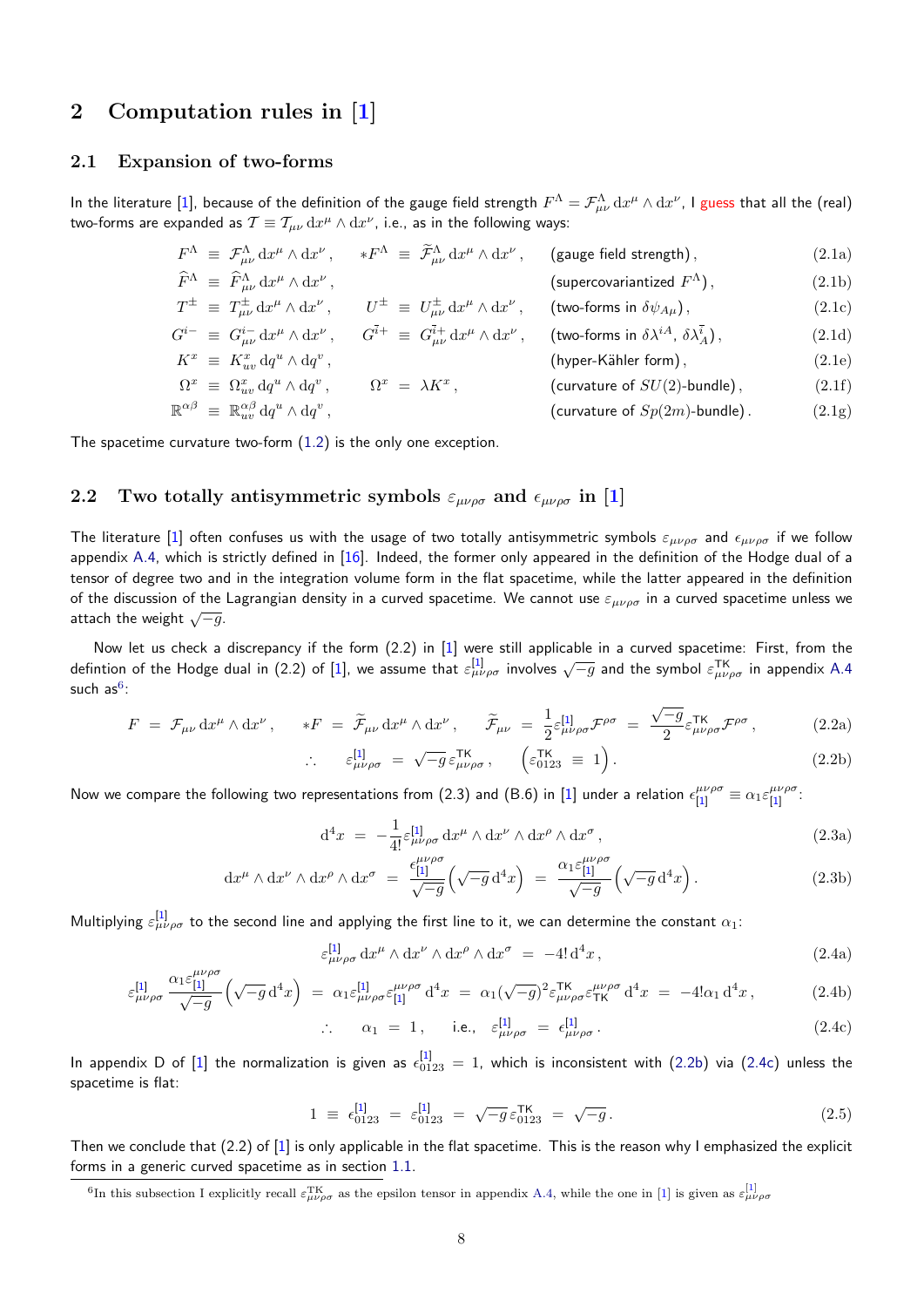## 2 Computation rules in [1]

### 2.1 Expansion of two-forms

In the literature [1], because of the definition of the gauge field strength $F^\Lambda = \mathcal{F}^\Lambda_{\mu\nu}\, \mathrm{d}x^\mu \wedge \mathrm{d}x^\nu$, I guess that all the (real) two-forms are expanded as $\mathcal{T} \equiv \mathcal{T}_{\mu\nu}\, \mathrm{d}x^\mu \wedge \mathrm{d}x^\nu$, i.e., as in the following ways:

$$
\begin{aligned}
F^\Lambda &\equiv \mathcal{F}^\Lambda_{\mu\nu}\, \mathrm{d}x^\mu \wedge \mathrm{d}x^\nu\,, \qquad *F^\Lambda \equiv \widetilde{\mathcal{F}}^\Lambda_{\mu\nu}\, \mathrm{d}x^\mu \wedge \mathrm{d}x^\nu\,, && \text{(gauge field strength)}\,, && (2.1\text{a}) \\
\widehat{F}^\Lambda &\equiv \widehat{F}^\Lambda_{\mu\nu}\, \mathrm{d}x^\mu \wedge \mathrm{d}x^\nu\,, && \text{(supercovariantized } F^\Lambda)\,, && (2.1\text{b}) \\
T^\pm &\equiv T^\pm_{\mu\nu}\, \mathrm{d}x^\mu \wedge \mathrm{d}x^\nu\,, \qquad U^\pm \equiv U^\pm_{\mu\nu}\, \mathrm{d}x^\mu \wedge \mathrm{d}x^\nu\,, && \text{(two-forms in } \delta\psi_{A\mu})\,, && (2.1\text{c}) \\
G^{i-} &\equiv G^{i-}_{\mu\nu}\, \mathrm{d}x^\mu \wedge \mathrm{d}x^\nu\,, \qquad G^{\bar{i}+} \equiv G^{\bar{i}+}_{\mu\nu}\, \mathrm{d}x^\mu \wedge \mathrm{d}x^\nu\,, && \text{(two-forms in } \delta\lambda^{iA},\, \delta\lambda^{\bar{i}}_A)\,, && (2.1\text{d}) \\
K^x &\equiv K^x_{uv}\, \mathrm{d}q^u \wedge \mathrm{d}q^v\,, && \text{(hyper-Kähler form)}\,, && (2.1\text{e}) \\
\Omega^x &\equiv \Omega^x_{uv}\, \mathrm{d}q^u \wedge \mathrm{d}q^v\,, \qquad \Omega^x = \lambda K^x\,, && \text{(curvature of } SU(2)\text{-bundle)}\,, && (2.1\text{f}) \\
\mathbb{R}^{\alpha\beta} &\equiv \mathbb{R}^{\alpha\beta}_{uv}\, \mathrm{d}q^u \wedge \mathrm{d}q^v\,, && \text{(curvature of } Sp(2m)\text{-bundle)}\,. && (2.1\text{g})
\end{aligned}
$$

The spacetime curvature two-form (1.2) is the only one exception.

### 2.2 Two totally antisymmetric symbols $\varepsilon_{\mu\nu\rho\sigma}$ and $\epsilon_{\mu\nu\rho\sigma}$ in [1]

The literature [1] often confuses us with the usage of two totally antisymmetric symbols $\varepsilon_{\mu\nu\rho\sigma}$ and $\epsilon_{\mu\nu\rho\sigma}$ if we follow appendix A.4, which is strictly defined in [16]. Indeed, the former only appeared in the definition of the Hodge dual of a tensor of degree two and in the integration volume form in the flat spacetime, while the latter appeared in the definition of the discussion of the Lagrangian density in a curved spacetime. We cannot use $\varepsilon_{\mu\nu\rho\sigma}$ in a curved spacetime unless we attach the weight $\sqrt{-g}$.

Now let us check a discrepancy if the form (2.2) in [1] were still applicable in a curved spacetime: First, from the defintion of the Hodge dual in (2.2) of [1], we assume that $\varepsilon^{[1]}_{\mu\nu\rho\sigma}$ involves $\sqrt{-g}$ and the symbol $\varepsilon^{\mathsf{TK}}_{\mu\nu\rho\sigma}$ in appendix A.4 such as[6]:

$$
F = \mathcal{F}_{\mu\nu}\, \mathrm{d}x^\mu \wedge \mathrm{d}x^\nu\,, \qquad *F = \widetilde{\mathcal{F}}_{\mu\nu}\, \mathrm{d}x^\mu \wedge \mathrm{d}x^\nu\,, \qquad \widetilde{\mathcal{F}}_{\mu\nu} = \frac{1}{2}\varepsilon^{[1]}_{\mu\nu\rho\sigma}\mathcal{F}^{\rho\sigma} = \frac{\sqrt{-g}}{2}\varepsilon^{\mathsf{TK}}_{\mu\nu\rho\sigma}\mathcal{F}^{\rho\sigma}\,, \tag{2.2a}
$$

$$
\therefore \quad \varepsilon^{[1]}_{\mu\nu\rho\sigma} = \sqrt{-g}\, \varepsilon^{\mathsf{TK}}_{\mu\nu\rho\sigma}\,, \qquad \left(\varepsilon^{\mathsf{TK}}_{0123} \equiv 1\right). \tag{2.2b}
$$

Now we compare the following two representations from (2.3) and (B.6) in [1] under a relation $\epsilon^{\mu\nu\rho\sigma}_{[1]} \equiv \alpha_1 \varepsilon^{\mu\nu\rho\sigma}_{[1]}$:

$$
\mathrm{d}^4 x = -\frac{1}{4!}\varepsilon^{[1]}_{\mu\nu\rho\sigma}\, \mathrm{d}x^\mu \wedge \mathrm{d}x^\nu \wedge \mathrm{d}x^\rho \wedge \mathrm{d}x^\sigma\,, \tag{2.3a}
$$

$$
\mathrm{d}x^\mu \wedge \mathrm{d}x^\nu \wedge \mathrm{d}x^\rho \wedge \mathrm{d}x^\sigma = \frac{\epsilon^{\mu\nu\rho\sigma}_{[1]}}{\sqrt{-g}}\Big(\sqrt{-g}\, \mathrm{d}^4 x\Big) = \frac{\alpha_1 \varepsilon^{\mu\nu\rho\sigma}_{[1]}}{\sqrt{-g}}\Big(\sqrt{-g}\, \mathrm{d}^4 x\Big). \tag{2.3b}
$$

Multiplying $\varepsilon^{[1]}_{\mu\nu\rho\sigma}$ to the second line and applying the first line to it, we can determine the constant $\alpha_1$:

$$
\varepsilon^{[1]}_{\mu\nu\rho\sigma}\, \mathrm{d}x^\mu \wedge \mathrm{d}x^\nu \wedge \mathrm{d}x^\rho \wedge \mathrm{d}x^\sigma = -4!\, \mathrm{d}^4 x\,, \tag{2.4a}
$$

$$
\varepsilon^{[1]}_{\mu\nu\rho\sigma} \frac{\alpha_1 \varepsilon^{\mu\nu\rho\sigma}_{[1]}}{\sqrt{-g}}\Big(\sqrt{-g}\, \mathrm{d}^4 x\Big) = \alpha_1 \varepsilon^{[1]}_{\mu\nu\rho\sigma}\varepsilon^{\mu\nu\rho\sigma}_{[1]}\, \mathrm{d}^4 x = \alpha_1 (\sqrt{-g})^2 \varepsilon^{\mathsf{TK}}_{\mu\nu\rho\sigma}\varepsilon^{\mu\nu\rho\sigma}_{\mathsf{TK}}\, \mathrm{d}^4 x = -4!\alpha_1\, \mathrm{d}^4 x\,, \tag{2.4b}
$$

$$
\therefore \quad \alpha_1 = 1\,, \qquad \text{i.e.,} \quad \varepsilon^{[1]}_{\mu\nu\rho\sigma} = \epsilon^{[1]}_{\mu\nu\rho\sigma}\,. \tag{2.4c}
$$

In appendix D of [1] the normalization is given as $\epsilon^{[1]}_{0123} = 1$, which is inconsistent with (2.2b) via (2.4c) unless the spacetime is flat:

$$
1 \equiv \epsilon^{[1]}_{0123} = \varepsilon^{[1]}_{0123} = \sqrt{-g}\, \varepsilon^{\mathsf{TK}}_{0123} = \sqrt{-g}\,. \tag{2.5}
$$

Then we conclude that (2.2) of [1] is only applicable in the flat spacetime. This is the reason why I emphasized the explicit forms in a generic curved spacetime as in section 1.1.

[6] In this subsection I explicitly recall $\varepsilon^{\mathsf{TK}}_{\mu\nu\rho\sigma}$ as the epsilon tensor in appendix A.4, while the one in [1] is given as $\varepsilon^{[1]}_{\mu\nu\rho\sigma}$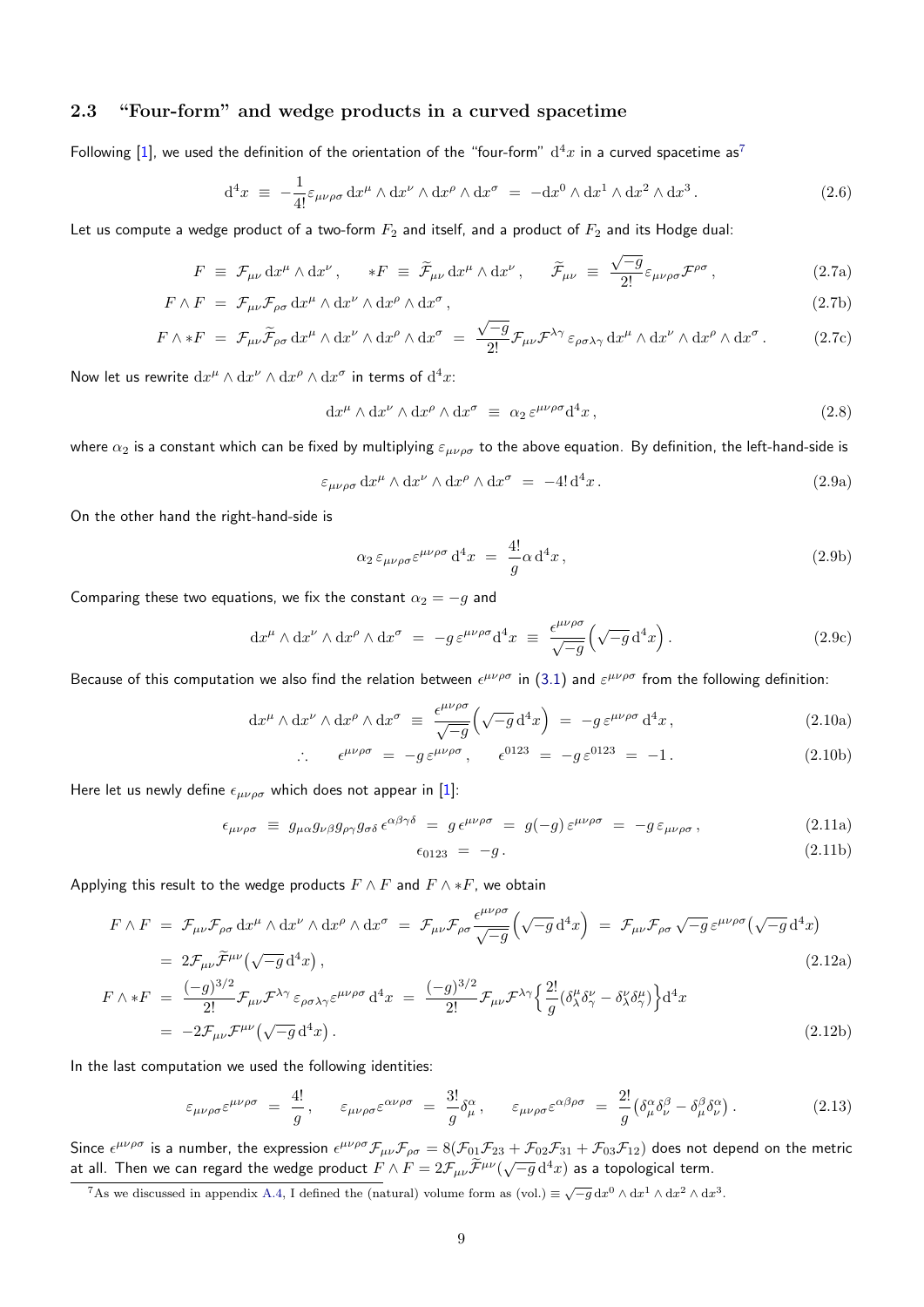### 2.3 "Four-form" and wedge products in a curved spacetime

Following [1], we used the definition of the orientation of the "four-form" $\mathrm{d}^4x$ in a curved spacetime as[7]

$$\mathrm{d}^4x \;\equiv\; -\frac{1}{4!}\varepsilon_{\mu\nu\rho\sigma}\,\mathrm{d}x^\mu\wedge\mathrm{d}x^\nu\wedge\mathrm{d}x^\rho\wedge\mathrm{d}x^\sigma \;=\; -\mathrm{d}x^0\wedge\mathrm{d}x^1\wedge\mathrm{d}x^2\wedge\mathrm{d}x^3\,. \tag{2.6}$$

Let us compute a wedge product of a two-form $F_2$ and itself, and a product of $F_2$ and its Hodge dual:

$$F \;\equiv\; \mathcal{F}_{\mu\nu}\,\mathrm{d}x^\mu\wedge\mathrm{d}x^\nu\,,\qquad *F \;\equiv\; \widetilde{\mathcal{F}}_{\mu\nu}\,\mathrm{d}x^\mu\wedge\mathrm{d}x^\nu\,,\qquad \widetilde{\mathcal{F}}_{\mu\nu} \;\equiv\; \frac{\sqrt{-g}}{2!}\varepsilon_{\mu\nu\rho\sigma}\mathcal{F}^{\rho\sigma}\,, \tag{2.7a}$$

$$F\wedge F \;=\; \mathcal{F}_{\mu\nu}\mathcal{F}_{\rho\sigma}\,\mathrm{d}x^\mu\wedge\mathrm{d}x^\nu\wedge\mathrm{d}x^\rho\wedge\mathrm{d}x^\sigma\,, \tag{2.7b}$$

$$F\wedge *F \;=\; \mathcal{F}_{\mu\nu}\widetilde{\mathcal{F}}_{\rho\sigma}\,\mathrm{d}x^\mu\wedge\mathrm{d}x^\nu\wedge\mathrm{d}x^\rho\wedge\mathrm{d}x^\sigma \;=\; \frac{\sqrt{-g}}{2!}\mathcal{F}_{\mu\nu}\mathcal{F}^{\lambda\gamma}\,\varepsilon_{\rho\sigma\lambda\gamma}\,\mathrm{d}x^\mu\wedge\mathrm{d}x^\nu\wedge\mathrm{d}x^\rho\wedge\mathrm{d}x^\sigma\,. \tag{2.7c}$$

Now let us rewrite $\mathrm{d}x^\mu\wedge\mathrm{d}x^\nu\wedge\mathrm{d}x^\rho\wedge\mathrm{d}x^\sigma$ in terms of $\mathrm{d}^4x$:

$$\mathrm{d}x^\mu\wedge\mathrm{d}x^\nu\wedge\mathrm{d}x^\rho\wedge\mathrm{d}x^\sigma \;\equiv\; \alpha_2\,\varepsilon^{\mu\nu\rho\sigma}\mathrm{d}^4x\,, \tag{2.8}$$

where $\alpha_2$ is a constant which can be fixed by multiplying $\varepsilon_{\mu\nu\rho\sigma}$ to the above equation. By definition, the left-hand-side is

$$\varepsilon_{\mu\nu\rho\sigma}\,\mathrm{d}x^\mu\wedge\mathrm{d}x^\nu\wedge\mathrm{d}x^\rho\wedge\mathrm{d}x^\sigma \;=\; -4!\,\mathrm{d}^4x\,. \tag{2.9a}$$

On the other hand the right-hand-side is

$$\alpha_2\,\varepsilon_{\mu\nu\rho\sigma}\varepsilon^{\mu\nu\rho\sigma}\,\mathrm{d}^4x \;=\; \frac{4!}{g}\alpha\,\mathrm{d}^4x\,, \tag{2.9b}$$

Comparing these two equations, we fix the constant $\alpha_2 = -g$ and

$$\mathrm{d}x^\mu\wedge\mathrm{d}x^\nu\wedge\mathrm{d}x^\rho\wedge\mathrm{d}x^\sigma \;=\; -g\,\varepsilon^{\mu\nu\rho\sigma}\mathrm{d}^4x \;\equiv\; \frac{\epsilon^{\mu\nu\rho\sigma}}{\sqrt{-g}}\Big(\sqrt{-g}\,\mathrm{d}^4x\Big)\,. \tag{2.9c}$$

Because of this computation we also find the relation between $\epsilon^{\mu\nu\rho\sigma}$ in (3.1) and $\varepsilon^{\mu\nu\rho\sigma}$ from the following definition:

$$\mathrm{d}x^\mu\wedge\mathrm{d}x^\nu\wedge\mathrm{d}x^\rho\wedge\mathrm{d}x^\sigma \;\equiv\; \frac{\epsilon^{\mu\nu\rho\sigma}}{\sqrt{-g}}\Big(\sqrt{-g}\,\mathrm{d}^4x\Big) \;=\; -g\,\varepsilon^{\mu\nu\rho\sigma}\,\mathrm{d}^4x\,, \tag{2.10a}$$

$$\therefore\qquad \epsilon^{\mu\nu\rho\sigma} \;=\; -g\,\varepsilon^{\mu\nu\rho\sigma}\,,\qquad \epsilon^{0123} \;=\; -g\,\varepsilon^{0123} \;=\; -1\,. \tag{2.10b}$$

Here let us newly define $\epsilon_{\mu\nu\rho\sigma}$ which does not appear in [1]:

$$\epsilon_{\mu\nu\rho\sigma} \;\equiv\; g_{\mu\alpha}g_{\nu\beta}g_{\rho\gamma}g_{\sigma\delta}\,\epsilon^{\alpha\beta\gamma\delta} \;=\; g\,\epsilon^{\mu\nu\rho\sigma} \;=\; g(-g)\,\varepsilon^{\mu\nu\rho\sigma} \;=\; -g\,\varepsilon_{\mu\nu\rho\sigma}\,, \tag{2.11a}$$

$$\epsilon_{0123} \;=\; -g\,. \tag{2.11b}$$

Applying this result to the wedge products $F\wedge F$ and $F\wedge *F$, we obtain

$$\begin{aligned}
F\wedge F \;&=\; \mathcal{F}_{\mu\nu}\mathcal{F}_{\rho\sigma}\,\mathrm{d}x^\mu\wedge\mathrm{d}x^\nu\wedge\mathrm{d}x^\rho\wedge\mathrm{d}x^\sigma \;=\; \mathcal{F}_{\mu\nu}\mathcal{F}_{\rho\sigma}\frac{\epsilon^{\mu\nu\rho\sigma}}{\sqrt{-g}}\Big(\sqrt{-g}\,\mathrm{d}^4x\Big) \;=\; \mathcal{F}_{\mu\nu}\mathcal{F}_{\rho\sigma}\,\sqrt{-g}\,\varepsilon^{\mu\nu\rho\sigma}\big(\sqrt{-g}\,\mathrm{d}^4x\big)\\
&=\; 2\mathcal{F}_{\mu\nu}\widetilde{\mathcal{F}}^{\mu\nu}\big(\sqrt{-g}\,\mathrm{d}^4x\big)\,,
\end{aligned} \tag{2.12a}$$

$$\begin{aligned}
F\wedge *F \;&=\; \frac{(-g)^{3/2}}{2!}\mathcal{F}_{\mu\nu}\mathcal{F}^{\lambda\gamma}\,\varepsilon_{\rho\sigma\lambda\gamma}\varepsilon^{\mu\nu\rho\sigma}\,\mathrm{d}^4x \;=\; \frac{(-g)^{3/2}}{2!}\mathcal{F}_{\mu\nu}\mathcal{F}^{\lambda\gamma}\Big\{\frac{2!}{g}(\delta^\mu_\lambda\delta^\nu_\gamma - \delta^\nu_\lambda\delta^\mu_\gamma)\Big\}\mathrm{d}^4x\\
&=\; -2\mathcal{F}_{\mu\nu}\mathcal{F}^{\mu\nu}\big(\sqrt{-g}\,\mathrm{d}^4x\big)\,.
\end{aligned} \tag{2.12b}$$

In the last computation we used the following identities:

$$\varepsilon_{\mu\nu\rho\sigma}\varepsilon^{\mu\nu\rho\sigma} \;=\; \frac{4!}{g}\,,\qquad \varepsilon_{\mu\nu\rho\sigma}\varepsilon^{\alpha\nu\rho\sigma} \;=\; \frac{3!}{g}\delta^\alpha_\mu\,,\qquad \varepsilon_{\mu\nu\rho\sigma}\varepsilon^{\alpha\beta\rho\sigma} \;=\; \frac{2!}{g}\big(\delta^\alpha_\mu\delta^\beta_\nu - \delta^\beta_\mu\delta^\alpha_\nu\big)\,. \tag{2.13}$$

Since $\epsilon^{\mu\nu\rho\sigma}$ is a number, the expression $\epsilon^{\mu\nu\rho\sigma}\mathcal{F}_{\mu\nu}\mathcal{F}_{\rho\sigma} = 8(\mathcal{F}_{01}\mathcal{F}_{23} + \mathcal{F}_{02}\mathcal{F}_{31} + \mathcal{F}_{03}\mathcal{F}_{12})$ does not depend on the metric at all. Then we can regard the wedge product $F\wedge F = 2\mathcal{F}_{\mu\nu}\widetilde{\mathcal{F}}^{\mu\nu}(\sqrt{-g}\,\mathrm{d}^4x)$ as a topological term.

---

[7] As we discussed in appendix A.4, I defined the (natural) volume form as (vol.) $\equiv \sqrt{-g}\,\mathrm{d}x^0\wedge\mathrm{d}x^1\wedge\mathrm{d}x^2\wedge\mathrm{d}x^3$.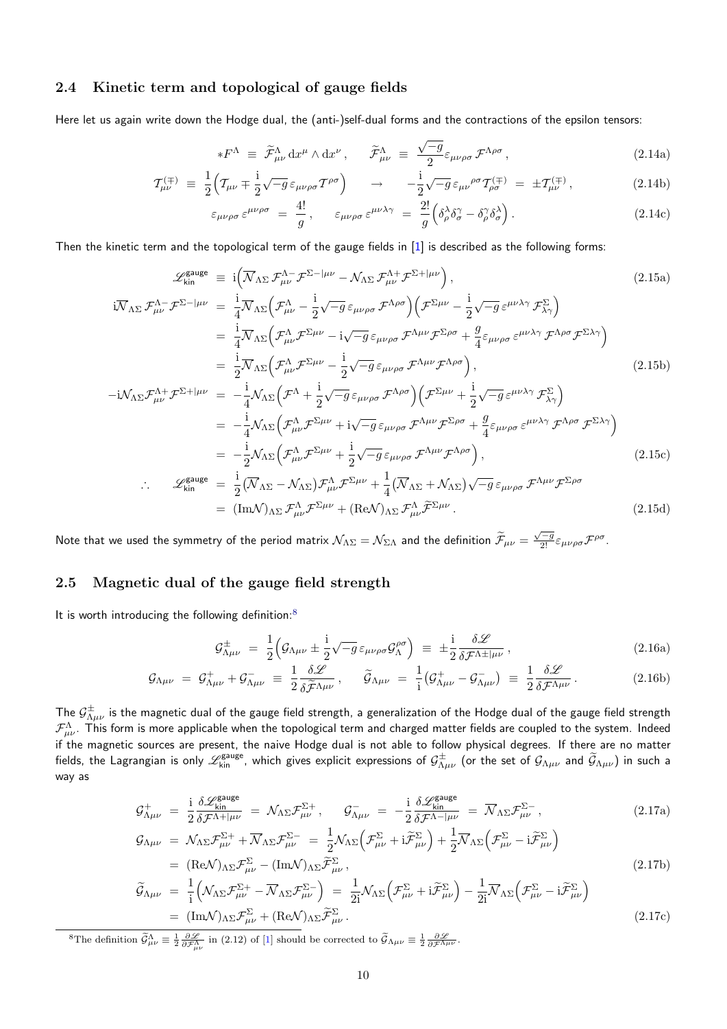### 2.4 Kinetic term and topological of gauge fields

Here let us again write down the Hodge dual, the (anti-)self-dual forms and the contractions of the epsilon tensors:

$$*F^{\Lambda} \ \equiv \ \widetilde{\mathcal{F}}^{\Lambda}_{\mu\nu}\, dx^{\mu} \wedge dx^{\nu} \,, \qquad \widetilde{\mathcal{F}}^{\Lambda}_{\mu\nu} \ \equiv \ \frac{\sqrt{-g}}{2} \varepsilon_{\mu\nu\rho\sigma}\, \mathcal{F}^{\Lambda\rho\sigma} \,, \tag{2.14a}$$

$$\mathcal{T}^{(\mp)}_{\mu\nu} \ \equiv \ \frac{1}{2}\Big( \mathcal{T}_{\mu\nu} \mp \frac{i}{2} \sqrt{-g}\, \varepsilon_{\mu\nu\rho\sigma} \mathcal{T}^{\rho\sigma} \Big) \qquad \to \qquad -\frac{i}{2} \sqrt{-g}\, \varepsilon_{\mu\nu}{}^{\rho\sigma} \mathcal{T}^{(\mp)}_{\rho\sigma} \ = \ \pm \mathcal{T}^{(\mp)}_{\mu\nu} \,, \tag{2.14b}$$

$$\varepsilon_{\mu\nu\rho\sigma}\, \varepsilon^{\mu\nu\rho\sigma} \ = \ \frac{4!}{g} \,, \qquad \varepsilon_{\mu\nu\rho\sigma}\, \varepsilon^{\mu\nu\lambda\gamma} \ = \ \frac{2!}{g} \Big( \delta^{\lambda}_{\rho} \delta^{\gamma}_{\sigma} - \delta^{\gamma}_{\rho} \delta^{\lambda}_{\sigma} \Big) \,. \tag{2.14c}$$

Then the kinetic term and the topological term of the gauge fields in [1] is described as the following forms:

$$\mathscr{L}^{\mathsf{gauge}}_{\mathsf{kin}} \ \equiv \ i \Big( \overline{\mathcal{N}}_{\Lambda\Sigma}\, \mathcal{F}^{\Lambda -}_{\mu\nu}\, \mathcal{F}^{\Sigma - |\mu\nu} - \mathcal{N}_{\Lambda\Sigma}\, \mathcal{F}^{\Lambda +}_{\mu\nu}\, \mathcal{F}^{\Sigma + |\mu\nu} \Big) \,, \tag{2.15a}$$

$$\begin{aligned}
i \overline{\mathcal{N}}_{\Lambda\Sigma}\, \mathcal{F}^{\Lambda -}_{\mu\nu}\, \mathcal{F}^{\Sigma - |\mu\nu} \ &= \ \frac{i}{4} \overline{\mathcal{N}}_{\Lambda\Sigma} \Big( \mathcal{F}^{\Lambda}_{\mu\nu} - \frac{i}{2} \sqrt{-g}\, \varepsilon_{\mu\nu\rho\sigma}\, \mathcal{F}^{\Lambda\rho\sigma} \Big) \Big( \mathcal{F}^{\Sigma\mu\nu} - \frac{i}{2} \sqrt{-g}\, \varepsilon^{\mu\nu\lambda\gamma}\, \mathcal{F}^{\Sigma}_{\lambda\gamma} \Big) \\
&= \ \frac{i}{4} \overline{\mathcal{N}}_{\Lambda\Sigma} \Big( \mathcal{F}^{\Lambda}_{\mu\nu} \mathcal{F}^{\Sigma\mu\nu} - i \sqrt{-g}\, \varepsilon_{\mu\nu\rho\sigma}\, \mathcal{F}^{\Lambda\mu\nu} \mathcal{F}^{\Sigma\rho\sigma} + \frac{g}{4} \varepsilon_{\mu\nu\rho\sigma}\, \varepsilon^{\mu\nu\lambda\gamma}\, \mathcal{F}^{\Lambda\rho\sigma} \mathcal{F}^{\Sigma\lambda\gamma} \Big) \\
&= \ \frac{i}{2} \overline{\mathcal{N}}_{\Lambda\Sigma} \Big( \mathcal{F}^{\Lambda}_{\mu\nu} \mathcal{F}^{\Sigma\mu\nu} - \frac{i}{2} \sqrt{-g}\, \varepsilon_{\mu\nu\rho\sigma}\, \mathcal{F}^{\Lambda\mu\nu} \mathcal{F}^{\Lambda\rho\sigma} \Big) \,,
\end{aligned} \tag{2.15b}$$

$$\begin{aligned}
-i \mathcal{N}_{\Lambda\Sigma} \mathcal{F}^{\Lambda +}_{\mu\nu} \mathcal{F}^{\Sigma + |\mu\nu} \ &= \ -\frac{i}{4} \mathcal{N}_{\Lambda\Sigma} \Big( \mathcal{F}^{\Lambda} + \frac{i}{2} \sqrt{-g}\, \varepsilon_{\mu\nu\rho\sigma}\, \mathcal{F}^{\Lambda\rho\sigma} \Big) \Big( \mathcal{F}^{\Sigma\mu\nu} + \frac{i}{2} \sqrt{-g}\, \varepsilon^{\mu\nu\lambda\gamma}\, \mathcal{F}^{\Sigma}_{\lambda\gamma} \Big) \\
&= \ -\frac{i}{4} \mathcal{N}_{\Lambda\Sigma} \Big( \mathcal{F}^{\Lambda}_{\mu\nu} \mathcal{F}^{\Sigma\mu\nu} + i \sqrt{-g}\, \varepsilon_{\mu\nu\rho\sigma}\, \mathcal{F}^{\Lambda\mu\nu} \mathcal{F}^{\Sigma\rho\sigma} + \frac{g}{4} \varepsilon_{\mu\nu\rho\sigma}\, \varepsilon^{\mu\nu\lambda\gamma}\, \mathcal{F}^{\Lambda\rho\sigma}\, \mathcal{F}^{\Sigma\lambda\gamma} \Big) \\
&= \ -\frac{i}{2} \mathcal{N}_{\Lambda\Sigma} \Big( \mathcal{F}^{\Lambda}_{\mu\nu} \mathcal{F}^{\Sigma\mu\nu} + \frac{i}{2} \sqrt{-g}\, \varepsilon_{\mu\nu\rho\sigma}\, \mathcal{F}^{\Lambda\mu\nu} \mathcal{F}^{\Lambda\rho\sigma} \Big) \,,
\end{aligned} \tag{2.15c}$$

$$\begin{aligned}
\therefore \qquad \mathscr{L}^{\mathsf{gauge}}_{\mathsf{kin}} \ &= \ \frac{i}{2} \big( \overline{\mathcal{N}}_{\Lambda\Sigma} - \mathcal{N}_{\Lambda\Sigma} \big) \mathcal{F}^{\Lambda}_{\mu\nu} \mathcal{F}^{\Sigma\mu\nu} + \frac{1}{4} \big( \overline{\mathcal{N}}_{\Lambda\Sigma} + \mathcal{N}_{\Lambda\Sigma} \big) \sqrt{-g}\, \varepsilon_{\mu\nu\rho\sigma}\, \mathcal{F}^{\Lambda\mu\nu} \mathcal{F}^{\Sigma\rho\sigma} \\
&= \ (\mathrm{Im}\mathcal{N})_{\Lambda\Sigma}\, \mathcal{F}^{\Lambda}_{\mu\nu} \mathcal{F}^{\Sigma\mu\nu} + (\mathrm{Re}\mathcal{N})_{\Lambda\Sigma}\, \mathcal{F}^{\Lambda}_{\mu\nu} \widetilde{\mathcal{F}}^{\Sigma\mu\nu} \,.
\end{aligned} \tag{2.15d}$$

Note that we used the symmetry of the period matrix $\mathcal{N}_{\Lambda\Sigma} = \mathcal{N}_{\Sigma\Lambda}$ and the definition $\widetilde{\mathcal{F}}_{\mu\nu} = \frac{\sqrt{-g}}{2!} \varepsilon_{\mu\nu\rho\sigma} \mathcal{F}^{\rho\sigma}$.

### 2.5 Magnetic dual of the gauge field strength

It is worth introducing the following definition:[8]

$$\mathcal{G}^{\pm}_{\Lambda\mu\nu} \ = \ \frac{1}{2} \Big( \mathcal{G}_{\Lambda\mu\nu} \pm \frac{i}{2} \sqrt{-g}\, \varepsilon_{\mu\nu\rho\sigma} \mathcal{G}^{\rho\sigma}_{\Lambda} \Big) \ \equiv \ \pm \frac{i}{2} \frac{\delta \mathscr{L}}{\delta \mathcal{F}^{\Lambda \pm |\mu\nu}} \,, \tag{2.16a}$$

$$\mathcal{G}_{\Lambda\mu\nu} \ = \ \mathcal{G}^{+}_{\Lambda\mu\nu} + \mathcal{G}^{-}_{\Lambda\mu\nu} \ \equiv \ \frac{1}{2} \frac{\delta \mathscr{L}}{\delta \widetilde{\mathcal{F}}^{\Lambda\mu\nu}} \,, \qquad \widetilde{\mathcal{G}}_{\Lambda\mu\nu} \ = \ \frac{1}{i} \big( \mathcal{G}^{+}_{\Lambda\mu\nu} - \mathcal{G}^{-}_{\Lambda\mu\nu} \big) \ \equiv \ \frac{1}{2} \frac{\delta \mathscr{L}}{\delta \mathcal{F}^{\Lambda\mu\nu}} \,. \tag{2.16b}$$

The $\mathcal{G}^{\pm}_{\Lambda\mu\nu}$ is the magnetic dual of the gauge field strength, a generalization of the Hodge dual of the gauge field strength $\mathcal{F}^{\Lambda}_{\mu\nu}$. This form is more applicable when the topological term and charged matter fields are coupled to the system. Indeed if the magnetic sources are present, the naive Hodge dual is not able to follow physical degrees. If there are no matter fields, the Lagrangian is only $\mathscr{L}^{\mathsf{gauge}}_{\mathsf{kin}}$, which gives explicit expressions of $\mathcal{G}^{\pm}_{\Lambda\mu\nu}$ (or the set of $\mathcal{G}_{\Lambda\mu\nu}$ and $\widetilde{\mathcal{G}}_{\Lambda\mu\nu}$) in such a way as

$$\mathcal{G}^{+}_{\Lambda\mu\nu} \ = \ \frac{i}{2} \frac{\delta \mathscr{L}^{\mathsf{gauge}}_{\mathsf{kin}}}{\delta \mathcal{F}^{\Lambda + |\mu\nu}} \ = \ \mathcal{N}_{\Lambda\Sigma} \mathcal{F}^{\Sigma +}_{\mu\nu} \,, \qquad \mathcal{G}^{-}_{\Lambda\mu\nu} \ = \ -\frac{i}{2} \frac{\delta \mathscr{L}^{\mathsf{gauge}}_{\mathsf{kin}}}{\delta \mathcal{F}^{\Lambda - |\mu\nu}} \ = \ \overline{\mathcal{N}}_{\Lambda\Sigma} \mathcal{F}^{\Sigma -}_{\mu\nu} \,, \tag{2.17a}$$

$$\begin{aligned}
\mathcal{G}_{\Lambda\mu\nu} \ &= \ \mathcal{N}_{\Lambda\Sigma} \mathcal{F}^{\Sigma +}_{\mu\nu} + \overline{\mathcal{N}}_{\Lambda\Sigma} \mathcal{F}^{\Sigma -}_{\mu\nu} \ = \ \frac{1}{2} \mathcal{N}_{\Lambda\Sigma} \Big( \mathcal{F}^{\Sigma}_{\mu\nu} + i \widetilde{\mathcal{F}}^{\Sigma}_{\mu\nu} \Big) + \frac{1}{2} \overline{\mathcal{N}}_{\Lambda\Sigma} \Big( \mathcal{F}^{\Sigma}_{\mu\nu} - i \widetilde{\mathcal{F}}^{\Sigma}_{\mu\nu} \Big) \\
&= \ (\mathrm{Re}\mathcal{N})_{\Lambda\Sigma} \mathcal{F}^{\Sigma}_{\mu\nu} - (\mathrm{Im}\mathcal{N})_{\Lambda\Sigma} \widetilde{\mathcal{F}}^{\Sigma}_{\mu\nu} \,,
\end{aligned} \tag{2.17b}$$

$$\begin{aligned}
\widetilde{\mathcal{G}}_{\Lambda\mu\nu} \ &= \ \frac{1}{i} \Big( \mathcal{N}_{\Lambda\Sigma} \mathcal{F}^{\Sigma +}_{\mu\nu} - \overline{\mathcal{N}}_{\Lambda\Sigma} \mathcal{F}^{\Sigma -}_{\mu\nu} \Big) \ = \ \frac{1}{2i} \mathcal{N}_{\Lambda\Sigma} \Big( \mathcal{F}^{\Sigma}_{\mu\nu} + i \widetilde{\mathcal{F}}^{\Sigma}_{\mu\nu} \Big) - \frac{1}{2i} \overline{\mathcal{N}}_{\Lambda\Sigma} \Big( \mathcal{F}^{\Sigma}_{\mu\nu} - i \widetilde{\mathcal{F}}^{\Sigma}_{\mu\nu} \Big) \\
&= \ (\mathrm{Im}\mathcal{N})_{\Lambda\Sigma} \mathcal{F}^{\Sigma}_{\mu\nu} + (\mathrm{Re}\mathcal{N})_{\Lambda\Sigma} \widetilde{\mathcal{F}}^{\Sigma}_{\mu\nu} \,.
\end{aligned} \tag{2.17c}$$

[8] The definition $\widetilde{\mathcal{G}}^{\Lambda}_{\mu\nu} \equiv \frac{1}{2} \frac{\partial \mathscr{L}}{\partial \mathcal{F}^{\Lambda}_{\mu\nu}}$ in (2.12) of [1] should be corrected to $\widetilde{\mathcal{G}}_{\Lambda\mu\nu} \equiv \frac{1}{2} \frac{\partial \mathscr{L}}{\partial \mathcal{F}^{\Lambda\mu\nu}}$.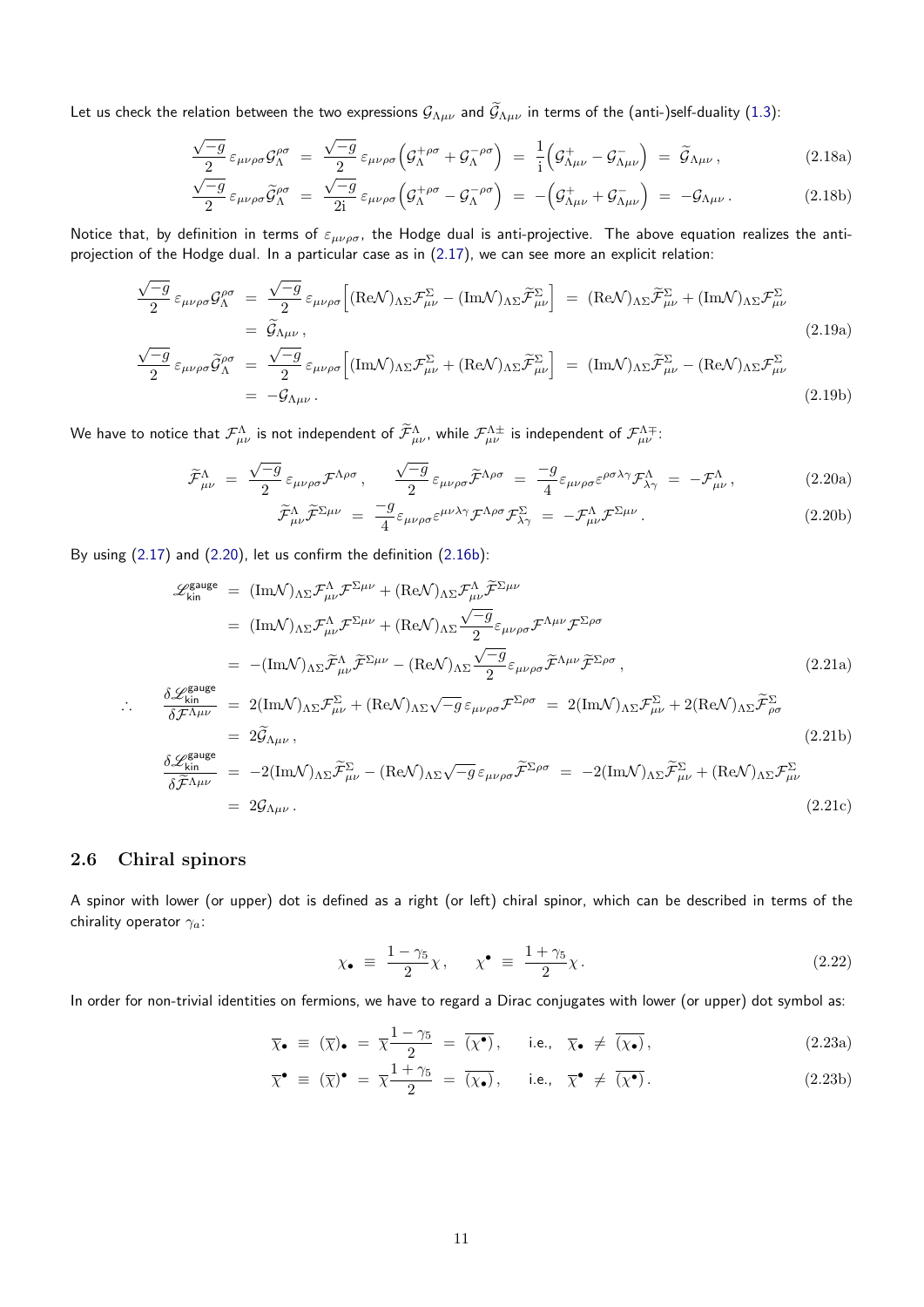Let us check the relation between the two expressions $\mathcal{G}_{\Lambda\mu\nu}$ and $\widetilde{\mathcal{G}}_{\Lambda\mu\nu}$ in terms of the (anti-)self-duality (1.3):

$$
\begin{aligned}
\frac{\sqrt{-g}}{2}\,\varepsilon_{\mu\nu\rho\sigma}\mathcal{G}_{\Lambda}^{\rho\sigma} \ &= \ \frac{\sqrt{-g}}{2}\,\varepsilon_{\mu\nu\rho\sigma}\Big(\mathcal{G}_{\Lambda}^{+\rho\sigma}+\mathcal{G}_{\Lambda}^{-\rho\sigma}\Big) \ = \ \frac{1}{\mathrm{i}}\Big(\mathcal{G}_{\Lambda\mu\nu}^{+}-\mathcal{G}_{\Lambda\mu\nu}^{-}\Big) \ = \ \widetilde{\mathcal{G}}_{\Lambda\mu\nu}\,, && \text{(2.18a)}\\
\frac{\sqrt{-g}}{2}\,\varepsilon_{\mu\nu\rho\sigma}\widetilde{\mathcal{G}}_{\Lambda}^{\rho\sigma} \ &= \ \frac{\sqrt{-g}}{2\mathrm{i}}\,\varepsilon_{\mu\nu\rho\sigma}\Big(\mathcal{G}_{\Lambda}^{+\rho\sigma}-\mathcal{G}_{\Lambda}^{-\rho\sigma}\Big) \ = \ -\Big(\mathcal{G}_{\Lambda\mu\nu}^{+}+\mathcal{G}_{\Lambda\mu\nu}^{-}\Big) \ = \ -\mathcal{G}_{\Lambda\mu\nu}\,. && \text{(2.18b)}
\end{aligned}
$$

Notice that, by definition in terms of $\varepsilon_{\mu\nu\rho\sigma}$, the Hodge dual is anti-projective. The above equation realizes the anti-projection of the Hodge dual. In a particular case as in (2.17), we can see more an explicit relation:

$$
\begin{aligned}
\frac{\sqrt{-g}}{2}\,\varepsilon_{\mu\nu\rho\sigma}\mathcal{G}_{\Lambda}^{\rho\sigma} \ &= \ \frac{\sqrt{-g}}{2}\,\varepsilon_{\mu\nu\rho\sigma}\Big[(\mathrm{Re}\mathcal{N})_{\Lambda\Sigma}\mathcal{F}_{\mu\nu}^{\Sigma}-(\mathrm{Im}\mathcal{N})_{\Lambda\Sigma}\widetilde{\mathcal{F}}_{\mu\nu}^{\Sigma}\Big] \ = \ (\mathrm{Re}\mathcal{N})_{\Lambda\Sigma}\widetilde{\mathcal{F}}_{\mu\nu}^{\Sigma}+(\mathrm{Im}\mathcal{N})_{\Lambda\Sigma}\mathcal{F}_{\mu\nu}^{\Sigma}\\
&= \ \widetilde{\mathcal{G}}_{\Lambda\mu\nu}\,, && \text{(2.19a)}\\
\frac{\sqrt{-g}}{2}\,\varepsilon_{\mu\nu\rho\sigma}\widetilde{\mathcal{G}}_{\Lambda}^{\rho\sigma} \ &= \ \frac{\sqrt{-g}}{2}\,\varepsilon_{\mu\nu\rho\sigma}\Big[(\mathrm{Im}\mathcal{N})_{\Lambda\Sigma}\mathcal{F}_{\mu\nu}^{\Sigma}+(\mathrm{Re}\mathcal{N})_{\Lambda\Sigma}\widetilde{\mathcal{F}}_{\mu\nu}^{\Sigma}\Big] \ = \ (\mathrm{Im}\mathcal{N})_{\Lambda\Sigma}\widetilde{\mathcal{F}}_{\mu\nu}^{\Sigma}-(\mathrm{Re}\mathcal{N})_{\Lambda\Sigma}\mathcal{F}_{\mu\nu}^{\Sigma}\\
&= \ -\mathcal{G}_{\Lambda\mu\nu}\,. && \text{(2.19b)}
\end{aligned}
$$

We have to notice that $\mathcal{F}_{\mu\nu}^{\Lambda}$ is not independent of $\widetilde{\mathcal{F}}_{\mu\nu}^{\Lambda}$, while $\mathcal{F}_{\mu\nu}^{\Lambda\pm}$ is independent of $\mathcal{F}_{\mu\nu}^{\Lambda\mp}$:

$$
\begin{aligned}
\widetilde{\mathcal{F}}_{\mu\nu}^{\Lambda} \ = \ \frac{\sqrt{-g}}{2}\,\varepsilon_{\mu\nu\rho\sigma}\mathcal{F}^{\Lambda\rho\sigma}\,, \qquad \frac{\sqrt{-g}}{2}\,\varepsilon_{\mu\nu\rho\sigma}\widetilde{\mathcal{F}}^{\Lambda\rho\sigma} \ &= \ \frac{-g}{4}\varepsilon_{\mu\nu\rho\sigma}\varepsilon^{\rho\sigma\lambda\gamma}\mathcal{F}_{\lambda\gamma}^{\Lambda} \ = \ -\mathcal{F}_{\mu\nu}^{\Lambda}\,, && \text{(2.20a)}\\
\widetilde{\mathcal{F}}_{\mu\nu}^{\Lambda}\widetilde{\mathcal{F}}^{\Sigma\mu\nu} \ = \ \frac{-g}{4}\varepsilon_{\mu\nu\rho\sigma}\varepsilon^{\mu\nu\lambda\gamma}\mathcal{F}^{\Lambda\rho\sigma}\mathcal{F}_{\lambda\gamma}^{\Sigma} \ &= \ -\mathcal{F}_{\mu\nu}^{\Lambda}\mathcal{F}^{\Sigma\mu\nu}\,. && \text{(2.20b)}
\end{aligned}
$$

By using (2.17) and (2.20), let us confirm the definition (2.16b):

$$
\begin{aligned}
\mathscr{L}_{\mathsf{kin}}^{\mathsf{gauge}} \ &= \ (\mathrm{Im}\mathcal{N})_{\Lambda\Sigma}\mathcal{F}_{\mu\nu}^{\Lambda}\mathcal{F}^{\Sigma\mu\nu}+(\mathrm{Re}\mathcal{N})_{\Lambda\Sigma}\mathcal{F}_{\mu\nu}^{\Lambda}\widetilde{\mathcal{F}}^{\Sigma\mu\nu}\\
&= \ (\mathrm{Im}\mathcal{N})_{\Lambda\Sigma}\mathcal{F}_{\mu\nu}^{\Lambda}\mathcal{F}^{\Sigma\mu\nu}+(\mathrm{Re}\mathcal{N})_{\Lambda\Sigma}\frac{\sqrt{-g}}{2}\varepsilon_{\mu\nu\rho\sigma}\mathcal{F}^{\Lambda\mu\nu}\mathcal{F}^{\Sigma\rho\sigma}\\
&= \ -(\mathrm{Im}\mathcal{N})_{\Lambda\Sigma}\widetilde{\mathcal{F}}_{\mu\nu}^{\Lambda}\widetilde{\mathcal{F}}^{\Sigma\mu\nu}-(\mathrm{Re}\mathcal{N})_{\Lambda\Sigma}\frac{\sqrt{-g}}{2}\varepsilon_{\mu\nu\rho\sigma}\widetilde{\mathcal{F}}^{\Lambda\mu\nu}\widetilde{\mathcal{F}}^{\Sigma\rho\sigma}\,, && \text{(2.21a)}\\
\therefore\quad \frac{\delta\mathscr{L}_{\mathsf{kin}}^{\mathsf{gauge}}}{\delta\mathcal{F}^{\Lambda\mu\nu}} \ &= \ 2(\mathrm{Im}\mathcal{N})_{\Lambda\Sigma}\mathcal{F}_{\mu\nu}^{\Sigma}+(\mathrm{Re}\mathcal{N})_{\Lambda\Sigma}\sqrt{-g}\,\varepsilon_{\mu\nu\rho\sigma}\mathcal{F}^{\Sigma\rho\sigma} \ = \ 2(\mathrm{Im}\mathcal{N})_{\Lambda\Sigma}\mathcal{F}_{\mu\nu}^{\Sigma}+2(\mathrm{Re}\mathcal{N})_{\Lambda\Sigma}\widetilde{\mathcal{F}}_{\rho\sigma}^{\Sigma}\\
&= \ 2\widetilde{\mathcal{G}}_{\Lambda\mu\nu}\,, && \text{(2.21b)}\\
\frac{\delta\mathscr{L}_{\mathsf{kin}}^{\mathsf{gauge}}}{\delta\widetilde{\mathcal{F}}^{\Lambda\mu\nu}} \ &= \ -2(\mathrm{Im}\mathcal{N})_{\Lambda\Sigma}\widetilde{\mathcal{F}}_{\mu\nu}^{\Sigma}-(\mathrm{Re}\mathcal{N})_{\Lambda\Sigma}\sqrt{-g}\,\varepsilon_{\mu\nu\rho\sigma}\widetilde{\mathcal{F}}^{\Sigma\rho\sigma} \ = \ -2(\mathrm{Im}\mathcal{N})_{\Lambda\Sigma}\widetilde{\mathcal{F}}_{\mu\nu}^{\Sigma}+(\mathrm{Re}\mathcal{N})_{\Lambda\Sigma}\mathcal{F}_{\mu\nu}^{\Sigma}\\
&= \ 2\mathcal{G}_{\Lambda\mu\nu}\,. && \text{(2.21c)}
\end{aligned}
$$

### 2.6 Chiral spinors

A spinor with lower (or upper) dot is defined as a right (or left) chiral spinor, which can be described in terms of the chirality operator $\gamma_a$:

$$
\chi_{\bullet} \ \equiv \ \frac{1-\gamma_5}{2}\chi\,, \qquad \chi^{\bullet} \ \equiv \ \frac{1+\gamma_5}{2}\chi\,. \tag{2.22}
$$

In order for non-trivial identities on fermions, we have to regard a Dirac conjugates with lower (or upper) dot symbol as:

$$
\begin{aligned}
\overline{\chi}_{\bullet} \ &\equiv \ (\overline{\chi})_{\bullet} \ = \ \overline{\chi}\frac{1-\gamma_5}{2} \ = \ \overline{(\chi^{\bullet})}\,, \qquad \text{i.e.,}\quad \overline{\chi}_{\bullet} \ \neq \ \overline{(\chi_{\bullet})}\,, && \text{(2.23a)}\\
\overline{\chi}^{\bullet} \ &\equiv \ (\overline{\chi})^{\bullet} \ = \ \overline{\chi}\frac{1+\gamma_5}{2} \ = \ \overline{(\chi_{\bullet})}\,, \qquad \text{i.e.,}\quad \overline{\chi}^{\bullet} \ \neq \ \overline{(\chi^{\bullet})}\,. && \text{(2.23b)}
\end{aligned}
$$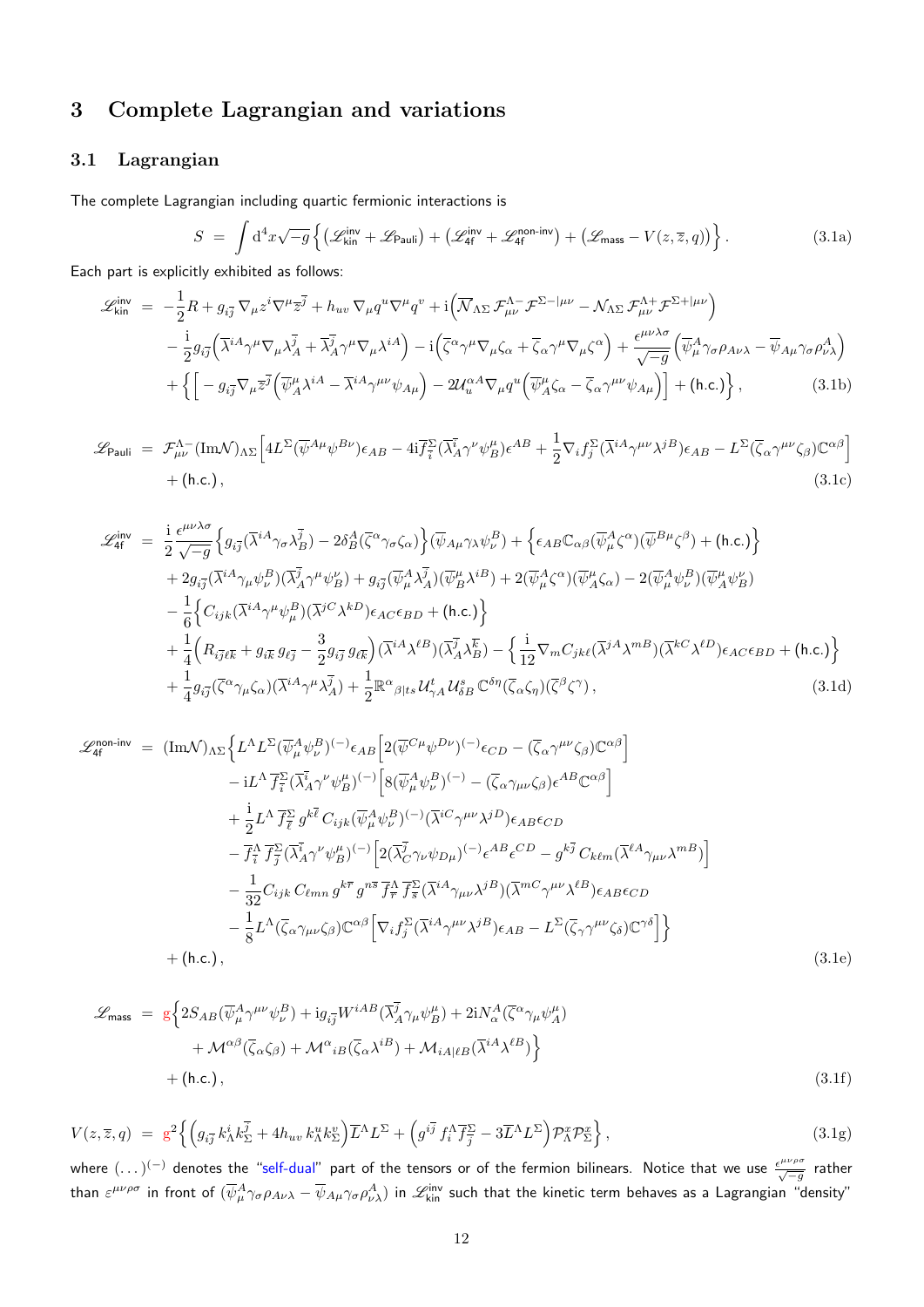## 3 Complete Lagrangian and variations

### 3.1 Lagrangian

The complete Lagrangian including quartic fermionic interactions is

$$
S \;=\; \int \mathrm{d}^4x\sqrt{-g}\,\Big\{\big(\mathscr{L}_{\mathsf{kin}}^{\mathsf{inv}}+\mathscr{L}_{\mathsf{Pauli}}\big)+\big(\mathscr{L}_{\mathsf{4f}}^{\mathsf{inv}}+\mathscr{L}_{\mathsf{4f}}^{\mathsf{non\text{-}inv}}\big)+\big(\mathscr{L}_{\mathsf{mass}}-V(z,\overline{z},q)\big)\Big\}\,. \tag{3.1a}
$$

Each part is explicitly exhibited as follows:

$$
\begin{aligned}
\mathscr{L}_{\mathsf{kin}}^{\mathsf{inv}} \;=\;& -\frac{1}{2}R+g_{i\overline{j}}\,\nabla_\mu z^i\nabla^\mu\overline{z}^{\overline{j}}+h_{uv}\,\nabla_\mu q^u\nabla^\mu q^v+\mathrm{i}\Big(\overline{\mathcal{N}}_{\Lambda\Sigma}\,\mathcal{F}^{\Lambda-}_{\mu\nu}\,\mathcal{F}^{\Sigma-|\mu\nu}-\mathcal{N}_{\Lambda\Sigma}\,\mathcal{F}^{\Lambda+}_{\mu\nu}\,\mathcal{F}^{\Sigma+|\mu\nu}\Big)\\
&-\frac{\mathrm{i}}{2}g_{i\overline{j}}\Big(\overline{\lambda}^{iA}\gamma^\mu\nabla_\mu\lambda^{\overline{j}}_A+\overline{\lambda}^{\overline{j}}_A\gamma^\mu\nabla_\mu\lambda^{iA}\Big)-\mathrm{i}\Big(\overline{\zeta}^\alpha\gamma^\mu\nabla_\mu\zeta_\alpha+\overline{\zeta}_\alpha\gamma^\mu\nabla_\mu\zeta^\alpha\Big)+\frac{\epsilon^{\mu\nu\lambda\sigma}}{\sqrt{-g}}\Big(\overline{\psi}^A_\mu\gamma_\sigma\rho_{A\nu\lambda}-\overline{\psi}_{A\mu}\gamma_\sigma\rho^A_{\nu\lambda}\Big)\\
&+\Big\{\Big[-g_{i\overline{j}}\nabla_\mu\overline{z}^{\overline{j}}\Big(\overline{\psi}^\mu_A\lambda^{iA}-\overline{\lambda}^{iA}\gamma^{\mu\nu}\psi_{A\mu}\Big)-2\mathcal{U}^{\alpha A}_u\nabla_\mu q^u\Big(\overline{\psi}^\mu_A\zeta_\alpha-\overline{\zeta}_\alpha\gamma^{\mu\nu}\psi_{A\mu}\Big)\Big]+(\mathsf{h.c.})\Big\}\,,
\end{aligned} \tag{3.1b}
$$

$$
\begin{aligned}
\mathscr{L}_{\mathsf{Pauli}} \;=\;& \mathcal{F}^{\Lambda-}_{\mu\nu}(\mathrm{Im}\mathcal{N})_{\Lambda\Sigma}\Big[4L^\Sigma(\overline{\psi}^{A\mu}\psi^{B\nu})\epsilon_{AB}-4\mathrm{i}\overline{f}^\Sigma_{\overline{i}}(\overline{\lambda}^{\overline{i}}_A\gamma^\nu\psi^\mu_B)\epsilon^{AB}+\frac{1}{2}\nabla_i f^\Sigma_j(\overline{\lambda}^{iA}\gamma^{\mu\nu}\lambda^{jB})\epsilon_{AB}-L^\Sigma(\overline{\zeta}_\alpha\gamma^{\mu\nu}\zeta_\beta)\mathbb{C}^{\alpha\beta}\Big]\\
&+(\mathsf{h.c.})\,,
\end{aligned} \tag{3.1c}
$$

$$
\begin{aligned}
\mathscr{L}_{\mathsf{4f}}^{\mathsf{inv}} \;=\;& \frac{\mathrm{i}}{2}\frac{\epsilon^{\mu\nu\lambda\sigma}}{\sqrt{-g}}\Big\{g_{i\overline{j}}(\overline{\lambda}^{iA}\gamma_\sigma\lambda^{\overline{j}}_B)-2\delta^A_B(\overline{\zeta}^\alpha\gamma_\sigma\zeta_\alpha)\Big\}(\overline{\psi}_{A\mu}\gamma_\lambda\psi^B_\nu)+\Big\{\epsilon_{AB}\mathbb{C}_{\alpha\beta}(\overline{\psi}^A_\mu\zeta^\alpha)(\overline{\psi}^{B\mu}\zeta^\beta)+(\mathsf{h.c.})\Big\}\\
&+2g_{i\overline{j}}(\overline{\lambda}^{iA}\gamma_\mu\psi^B_\nu)(\overline{\lambda}^{\overline{j}}_A\gamma^\mu\psi^\nu_B)+g_{i\overline{j}}(\overline{\psi}^A_\mu\lambda^{\overline{j}}_A)(\overline{\psi}^\mu_B\lambda^{iB})+2(\overline{\psi}^A_\mu\zeta^\alpha)(\overline{\psi}^\mu_A\zeta_\alpha)-2(\overline{\psi}^A_\mu\psi^B_\nu)(\overline{\psi}^\mu_A\psi^\nu_B)\\
&-\frac{1}{6}\Big\{C_{ijk}(\overline{\lambda}^{iA}\gamma^\mu\psi^B_\mu)(\overline{\lambda}^{jC}\lambda^{kD})\epsilon_{AC}\epsilon_{BD}+(\mathsf{h.c.})\Big\}\\
&+\frac{1}{4}\Big(R_{i\overline{j}\ell\overline{k}}+g_{i\overline{k}}\,g_{\ell\overline{j}}-\frac{3}{2}g_{i\overline{j}}\,g_{\ell\overline{k}}\Big)(\overline{\lambda}^{iA}\lambda^{\ell B})(\overline{\lambda}^{\overline{j}}_A\lambda^{\overline{k}}_B)-\Big\{\frac{\mathrm{i}}{12}\nabla_m C_{jk\ell}(\overline{\lambda}^{jA}\lambda^{mB})(\overline{\lambda}^{kC}\lambda^{\ell D})\epsilon_{AC}\epsilon_{BD}+(\mathsf{h.c.})\Big\}\\
&+\frac{1}{4}g_{i\overline{j}}(\overline{\zeta}^\alpha\gamma_\mu\zeta_\alpha)(\overline{\lambda}^{iA}\gamma^\mu\lambda^{\overline{j}}_A)+\frac{1}{2}\mathbb{R}^\alpha{}_{\beta|ts}\,\mathcal{U}^t_{\gamma A}\,\mathcal{U}^s_{\delta B}\,\mathbb{C}^{\delta\eta}(\overline{\zeta}_\alpha\zeta_\eta)(\overline{\zeta}^\beta\zeta^\gamma)\,,
\end{aligned} \tag{3.1d}
$$

$$
\begin{aligned}
\mathscr{L}_{\mathsf{4f}}^{\mathsf{non\text{-}inv}} \;=\;& (\mathrm{Im}\mathcal{N})_{\Lambda\Sigma}\Big\{L^\Lambda L^\Sigma(\overline{\psi}^A_\mu\psi^B_\nu)^{(-)}\epsilon_{AB}\Big[2(\overline{\psi}^{C\mu}\psi^{D\nu})^{(-)}\epsilon_{CD}-(\overline{\zeta}_\alpha\gamma^{\mu\nu}\zeta_\beta)\mathbb{C}^{\alpha\beta}\Big]\\
&-\mathrm{i}L^\Lambda\,\overline{f}^\Sigma_{\overline{i}}(\overline{\lambda}^{\overline{i}}_A\gamma^\nu\psi^\mu_B)^{(-)}\Big[8(\overline{\psi}^A_\mu\psi^B_\nu)^{(-)}-(\overline{\zeta}_\alpha\gamma_{\mu\nu}\zeta_\beta)\epsilon^{AB}\mathbb{C}^{\alpha\beta}\Big]\\
&+\frac{\mathrm{i}}{2}L^\Lambda\,\overline{f}^\Sigma_{\overline{\ell}}\,g^{k\overline{\ell}}\,C_{ijk}(\overline{\psi}^A_\mu\psi^B_\nu)^{(-)}(\overline{\lambda}^{iC}\gamma^{\mu\nu}\lambda^{jD})\epsilon_{AB}\epsilon_{CD}\\
&-\overline{f}^\Lambda_{\overline{i}}\,\overline{f}^\Sigma_{\overline{j}}(\overline{\lambda}^{\overline{i}}_A\gamma^\nu\psi^\mu_B)^{(-)}\Big[2(\overline{\lambda}^{\overline{j}}_C\gamma_\nu\psi_{D\mu})^{(-)}\epsilon^{AB}\epsilon^{CD}-g^{k\overline{j}}\,C_{k\ell m}(\overline{\lambda}^{\ell A}\gamma_{\mu\nu}\lambda^{mB})\Big]\\
&-\frac{1}{32}C_{ijk}\,C_{\ell mn}\,g^{k\overline{r}}\,g^{n\overline{s}}\,\overline{f}^\Lambda_{\overline{r}}\,\overline{f}^\Sigma_{\overline{s}}(\overline{\lambda}^{iA}\gamma_{\mu\nu}\lambda^{jB})(\overline{\lambda}^{mC}\gamma^{\mu\nu}\lambda^{\ell B})\epsilon_{AB}\epsilon_{CD}\\
&-\frac{1}{8}L^\Lambda(\overline{\zeta}_\alpha\gamma_{\mu\nu}\zeta_\beta)\mathbb{C}^{\alpha\beta}\Big[\nabla_i f^\Sigma_j(\overline{\lambda}^{iA}\gamma^{\mu\nu}\lambda^{jB})\epsilon_{AB}-L^\Sigma(\overline{\zeta}_\gamma\gamma^{\mu\nu}\zeta_\delta)\mathbb{C}^{\gamma\delta}\Big]\Big\}\\
&+(\mathsf{h.c.})\,,
\end{aligned} \tag{3.1e}
$$

$$
\begin{aligned}
\mathscr{L}_{\mathsf{mass}} \;=\;& \mathrm{g}\Big\{2S_{AB}(\overline{\psi}^A_\mu\gamma^{\mu\nu}\psi^B_\nu)+\mathrm{i}g_{i\overline{j}}W^{iAB}(\overline{\lambda}^{\overline{j}}_A\gamma_\mu\psi^\mu_B)+2\mathrm{i}N^A_\alpha(\overline{\zeta}^\alpha\gamma_\mu\psi^\mu_A)\\
&+\mathcal{M}^{\alpha\beta}(\overline{\zeta}_\alpha\zeta_\beta)+\mathcal{M}^\alpha{}_{iB}(\overline{\zeta}_\alpha\lambda^{iB})+\mathcal{M}_{iA|\ell B}(\overline{\lambda}^{iA}\lambda^{\ell B})\Big\}\\
&+(\mathsf{h.c.})\,,
\end{aligned} \tag{3.1f}
$$

$$
V(z,\overline{z},q) \;=\; \mathrm{g}^2\Big\{\Big(g_{i\overline{j}}\,k^i_\Lambda k^{\overline{j}}_\Sigma+4h_{uv}\,k^u_\Lambda k^v_\Sigma\Big)\overline{L}^\Lambda L^\Sigma+\Big(g^{i\overline{j}}\,f^\Lambda_i\overline{f}^\Sigma_{\overline{j}}-3\overline{L}^\Lambda L^\Sigma\Big)\mathcal{P}^x_\Lambda\mathcal{P}^x_\Sigma\Big\}\,, \tag{3.1g}
$$

where $(\dots)^{(-)}$ denotes the "self-dual" part of the tensors or of the fermion bilinears. Notice that we use $\frac{\epsilon^{\mu\nu\rho\sigma}}{\sqrt{-g}}$ rather than $\varepsilon^{\mu\nu\rho\sigma}$ in front of $(\overline{\psi}^A_\mu\gamma_\sigma\rho_{A\nu\lambda}-\overline{\psi}_{A\mu}\gamma_\sigma\rho^A_{\nu\lambda})$ in $\mathscr{L}_{\mathsf{kin}}^{\mathsf{inv}}$ such that the kinetic term behaves as a Lagrangian "density"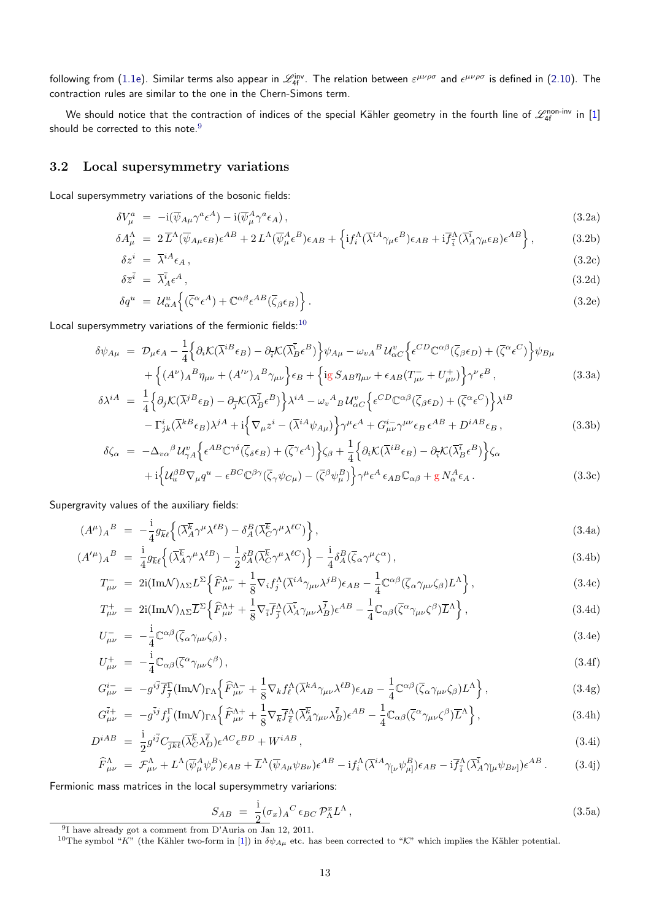following from (1.1e). Similar terms also appear in $\mathscr{L}_{\mathsf{4f}}^{\mathsf{inv}}$. The relation between $\varepsilon^{\mu\nu\rho\sigma}$ and $\epsilon^{\mu\nu\rho\sigma}$ is defined in (2.10). The contraction rules are similar to the one in the Chern-Simons term.

We should notice that the contraction of indices of the special Kähler geometry in the fourth line of $\mathscr{L}_{\mathsf{4f}}^{\mathsf{non\text{-}inv}}$ in [1] should be corrected to this note.[9]

### 3.2 Local supersymmetry variations

Local supersymmetry variations of the bosonic fields:

$$
\begin{aligned}
\delta V_{\mu}^{a} &= -\mathrm{i}(\overline{\psi}_{A\mu}\gamma^{a}\epsilon^{A}) - \mathrm{i}(\overline{\psi}_{\mu}^{A}\gamma^{a}\epsilon_{A})\,, && (3.2\mathrm{a})\\
\delta A_{\mu}^{\Lambda} &= 2\,\overline{L}^{\Lambda}(\overline{\psi}_{A\mu}\epsilon_{B})\epsilon^{AB} + 2\,L^{\Lambda}(\overline{\psi}_{\mu}^{A}\epsilon^{B})\epsilon_{AB} + \Big\{\mathrm{i}f_{i}^{\Lambda}(\overline{\lambda}^{iA}\gamma_{\mu}\epsilon^{B})\epsilon_{AB} + \mathrm{i}\overline{f}_{\overline{i}}^{\Lambda}(\overline{\lambda}_{A}^{\overline{i}}\gamma_{\mu}\epsilon_{B})\epsilon^{AB}\Big\}\,, && (3.2\mathrm{b})\\
\delta z^{i} &= \overline{\lambda}^{iA}\epsilon_{A}\,, && (3.2\mathrm{c})\\
\delta \overline{z}^{\overline{i}} &= \overline{\lambda}_{A}^{\overline{i}}\epsilon^{A}\,, && (3.2\mathrm{d})\\
\delta q^{u} &= \mathcal{U}_{\alpha A}^{u}\Big\{(\overline{\zeta}^{\alpha}\epsilon^{A}) + \mathbb{C}^{\alpha\beta}\epsilon^{AB}(\overline{\zeta}_{\beta}\epsilon_{B})\Big\}\,. && (3.2\mathrm{e})
\end{aligned}
$$

Local supersymmetry variations of the fermionic fields:[10]

$$
\begin{aligned}
\delta\psi_{A\mu} &= \mathcal{D}_{\mu}\epsilon_{A} - \frac{1}{4}\Big\{\partial_{i}\mathcal{K}(\overline{\lambda}^{iB}\epsilon_{B}) - \partial_{\overline{i}}\mathcal{K}(\overline{\lambda}_{B}^{\overline{i}}\epsilon^{B})\Big\}\psi_{A\mu} - \omega_{vA}{}^{B}\,\mathcal{U}_{\alpha C}^{v}\Big\{\epsilon^{CD}\mathbb{C}^{\alpha\beta}(\overline{\zeta}_{\beta}\epsilon_{D}) + (\overline{\zeta}^{\alpha}\epsilon^{C})\Big\}\psi_{B\mu}\\
&\quad + \Big\{(A^{\nu})_{A}{}^{B}\eta_{\mu\nu} + (A'^{\nu})_{A}{}^{B}\gamma_{\mu\nu}\Big\}\epsilon_{B} + \Big\{\mathrm{i}g\,S_{AB}\eta_{\mu\nu} + \epsilon_{AB}(T_{\mu\nu}^{-} + U_{\mu\nu}^{+})\Big\}\gamma^{\nu}\epsilon^{B}\,, && (3.3\mathrm{a})\\
\delta\lambda^{iA} &= \frac{1}{4}\Big\{\partial_{j}\mathcal{K}(\overline{\lambda}^{jB}\epsilon_{B}) - \partial_{\overline{j}}\mathcal{K}(\overline{\lambda}_{B}^{\overline{j}}\epsilon^{B})\Big\}\lambda^{iA} - \omega_{v}{}^{A}{}_{B}\,\mathcal{U}_{\alpha C}^{v}\Big\{\epsilon^{CD}\mathbb{C}^{\alpha\beta}(\overline{\zeta}_{\beta}\epsilon_{D}) + (\overline{\zeta}^{\alpha}\epsilon^{C})\Big\}\lambda^{iB}\\
&\quad - \Gamma_{jk}^{i}(\overline{\lambda}^{kB}\epsilon_{B})\lambda^{jA} + \mathrm{i}\Big\{\nabla_{\mu}z^{i} - (\overline{\lambda}^{iA}\psi_{A\mu})\Big\}\gamma^{\mu}\epsilon^{A} + G_{\mu\nu}^{i-}\gamma^{\mu\nu}\epsilon_{B}\,\epsilon^{AB} + D^{iAB}\epsilon_{B}\,, && (3.3\mathrm{b})\\
\delta\zeta_{\alpha} &= -\Delta_{v\alpha}{}^{\beta}\,\mathcal{U}_{\gamma A}^{v}\Big\{\epsilon^{AB}\mathbb{C}^{\gamma\delta}(\overline{\zeta}_{\delta}\epsilon_{B}) + (\overline{\zeta}^{\gamma}\epsilon^{A})\Big\}\zeta_{\beta} + \frac{1}{4}\Big\{\partial_{i}\mathcal{K}(\overline{\lambda}^{iB}\epsilon_{B}) - \partial_{\overline{i}}\mathcal{K}(\overline{\lambda}_{B}^{\overline{i}}\epsilon^{B})\Big\}\zeta_{\alpha}\\
&\quad + \mathrm{i}\Big\{\mathcal{U}_{u}^{\beta B}\nabla_{\mu}q^{u} - \epsilon^{BC}\mathbb{C}^{\beta\gamma}(\overline{\zeta}_{\gamma}\psi_{C\mu}) - (\overline{\zeta}^{\beta}\psi_{\mu}^{B})\Big\}\gamma^{\mu}\epsilon^{A}\,\epsilon_{AB}\mathbb{C}_{\alpha\beta} + g\,N_{\alpha}^{A}\epsilon_{A}\,. && (3.3\mathrm{c})
\end{aligned}
$$

Supergravity values of the auxiliary fields:

$$
\begin{aligned}
(A^{\mu})_{A}{}^{B} &= -\frac{\mathrm{i}}{4}g_{\overline{k}\ell}\Big\{(\overline{\lambda}_{A}^{\overline{k}}\gamma^{\mu}\lambda^{\ell B}) - \delta_{A}^{B}(\overline{\lambda}_{C}^{\overline{k}}\gamma^{\mu}\lambda^{\ell C})\Big\}\,, && (3.4\mathrm{a})\\
(A'^{\mu})_{A}{}^{B} &= \frac{\mathrm{i}}{4}g_{\overline{k}\ell}\Big\{(\overline{\lambda}_{A}^{\overline{k}}\gamma^{\mu}\lambda^{\ell B}) - \frac{1}{2}\delta_{A}^{B}(\overline{\lambda}_{C}^{\overline{k}}\gamma^{\mu}\lambda^{\ell C})\Big\} - \frac{\mathrm{i}}{4}\delta_{A}^{B}(\overline{\zeta}_{\alpha}\gamma^{\mu}\zeta^{\alpha})\,, && (3.4\mathrm{b})\\
T_{\mu\nu}^{-} &= 2\mathrm{i}(\mathrm{Im}\mathcal{N})_{\Lambda\Sigma}L^{\Sigma}\Big\{\widehat{F}_{\mu\nu}^{\Lambda-} + \frac{1}{8}\nabla_{i}f_{j}^{\Lambda}(\overline{\lambda}^{iA}\gamma_{\mu\nu}\lambda^{jB})\epsilon_{AB} - \frac{1}{4}\mathbb{C}^{\alpha\beta}(\overline{\zeta}_{\alpha}\gamma_{\mu\nu}\zeta_{\beta})L^{\Lambda}\Big\}\,, && (3.4\mathrm{c})\\
T_{\mu\nu}^{+} &= 2\mathrm{i}(\mathrm{Im}\mathcal{N})_{\Lambda\Sigma}\overline{L}^{\Sigma}\Big\{\widehat{F}_{\mu\nu}^{\Lambda+} + \frac{1}{8}\nabla_{\overline{i}}\overline{f}_{\overline{j}}^{\Lambda}(\overline{\lambda}_{A}^{\overline{i}}\gamma_{\mu\nu}\lambda_{B}^{\overline{j}})\epsilon^{AB} - \frac{1}{4}\mathbb{C}_{\alpha\beta}(\overline{\zeta}^{\alpha}\gamma_{\mu\nu}\zeta^{\beta})\overline{L}^{\Lambda}\Big\}\,, && (3.4\mathrm{d})\\
U_{\mu\nu}^{-} &= -\frac{\mathrm{i}}{4}\mathbb{C}^{\alpha\beta}(\overline{\zeta}_{\alpha}\gamma_{\mu\nu}\zeta_{\beta})\,, && (3.4\mathrm{e})\\
U_{\mu\nu}^{+} &= -\frac{\mathrm{i}}{4}\mathbb{C}_{\alpha\beta}(\overline{\zeta}^{\alpha}\gamma_{\mu\nu}\zeta^{\beta})\,, && (3.4\mathrm{f})\\
G_{\mu\nu}^{i-} &= -g^{i\overline{j}}\overline{f}_{\overline{j}}^{\Gamma}(\mathrm{Im}\mathcal{N})_{\Gamma\Lambda}\Big\{\widehat{F}_{\mu\nu}^{\Lambda-} + \frac{1}{8}\nabla_{k}f_{\ell}^{\Lambda}(\overline{\lambda}^{kA}\gamma_{\mu\nu}\lambda^{\ell B})\epsilon_{AB} - \frac{1}{4}\mathbb{C}^{\alpha\beta}(\overline{\zeta}_{\alpha}\gamma_{\mu\nu}\zeta_{\beta})L^{\Lambda}\Big\}\,, && (3.4\mathrm{g})\\
G_{\mu\nu}^{\overline{i}+} &= -g^{\overline{i}j}f_{j}^{\Gamma}(\mathrm{Im}\mathcal{N})_{\Gamma\Lambda}\Big\{\widehat{F}_{\mu\nu}^{\Lambda+} + \frac{1}{8}\nabla_{\overline{k}}\overline{f}_{\overline{\ell}}^{\Lambda}(\overline{\lambda}_{A}^{\overline{k}}\gamma_{\mu\nu}\lambda_{B}^{\overline{\ell}})\epsilon^{AB} - \frac{1}{4}\mathbb{C}_{\alpha\beta}(\overline{\zeta}^{\alpha}\gamma_{\mu\nu}\zeta^{\beta})\overline{L}^{\Lambda}\Big\}\,, && (3.4\mathrm{h})\\
D^{iAB} &= \frac{\mathrm{i}}{2}g^{i\overline{j}}C_{\overline{j}\overline{k}\overline{\ell}}(\overline{\lambda}_{C}^{\overline{k}}\lambda_{D}^{\overline{\ell}})\epsilon^{AC}\epsilon^{BD} + W^{iAB}\,, && (3.4\mathrm{i})\\
\widehat{F}_{\mu\nu}^{\Lambda} &= \mathcal{F}_{\mu\nu}^{\Lambda} + L^{\Lambda}(\overline{\psi}_{\mu}^{A}\psi_{\nu}^{B})\epsilon_{AB} + \overline{L}^{\Lambda}(\overline{\psi}_{A\mu}\psi_{B\nu})\epsilon^{AB} - \mathrm{i}f_{i}^{\Lambda}(\overline{\lambda}^{iA}\gamma_{[\nu}\psi_{\mu]}^{B})\epsilon_{AB} - \mathrm{i}\overline{f}_{\overline{i}}^{\Lambda}(\overline{\lambda}_{A}^{\overline{i}}\gamma_{[\mu}\psi_{B\nu]})\epsilon^{AB}\,. && (3.4\mathrm{j})
\end{aligned}
$$

Fermionic mass matrices in the local supersymmetry variarions:

$$
S_{AB} = \frac{\mathrm{i}}{2}(\sigma_{x})_{A}{}^{C}\,\epsilon_{BC}\,\mathcal{P}_{\Lambda}^{x}L^{\Lambda}\,, \qquad (3.5\mathrm{a})
$$

---

[9] I have already got a comment from D'Auria on Jan 12, 2011.

[10] The symbol "$K$" (the Kähler two-form in [1]) in $\delta\psi_{A\mu}$ etc. has been corrected to "$\mathcal{K}$" which implies the Kähler potential.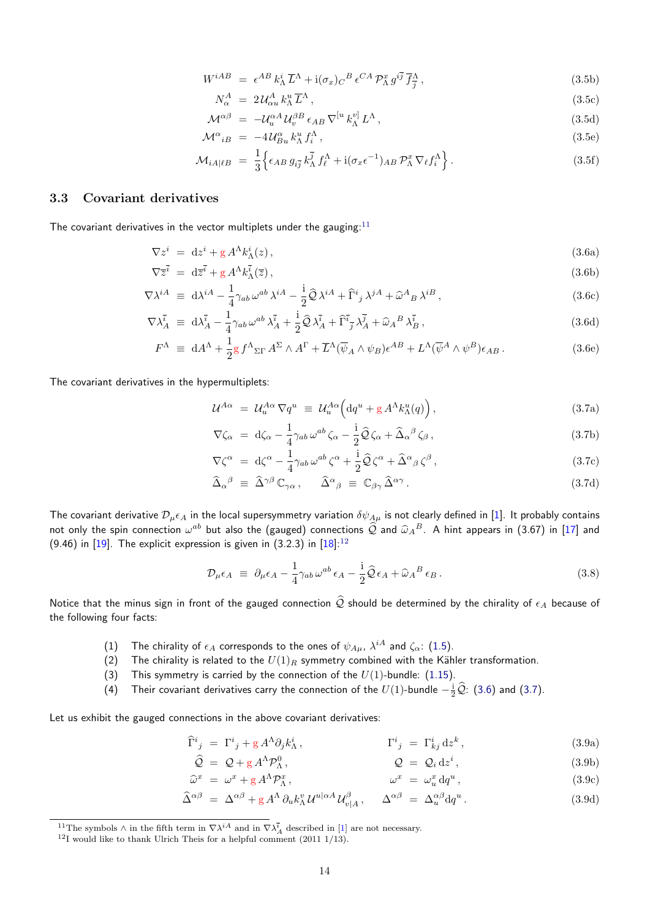$$W^{iAB} \;=\; \epsilon^{AB}\, k^i_{\Lambda}\, \overline{L}^{\Lambda} + \mathrm{i}(\sigma_x)_C{}^B\, \epsilon^{CA}\, \mathcal{P}^x_{\Lambda}\, g^{i\overline{j}}\, \overline{f}^{\Lambda}_{\overline{j}}\,, \tag{3.5b}$$

$$N^A_{\alpha} \;=\; 2\mathcal{U}^A_{\alpha u}\, k^u_{\Lambda}\, \overline{L}^{\Lambda}\,, \tag{3.5c}$$

$$\mathcal{M}^{\alpha\beta} \;=\; -\mathcal{U}^{\alpha A}_u\, \mathcal{U}^{\beta B}_v\, \epsilon_{AB}\, \nabla^{[u}\, k^{v]}_{\Lambda}\, L^{\Lambda}\,, \tag{3.5d}$$

$$\mathcal{M}^{\alpha}{}_{iB} \;=\; -4\mathcal{U}^{\alpha}_{Bu}\, k^u_{\Lambda}\, f^{\Lambda}_i\,, \tag{3.5e}$$

$$\mathcal{M}_{iA|\ell B} \;=\; \frac{1}{3}\Big\{\epsilon_{AB}\, g_{i\overline{j}}\, k^{\overline{j}}_{\Lambda}\, f^{\Lambda}_{\ell} + \mathrm{i}(\sigma_x\epsilon^{-1})_{AB}\, \mathcal{P}^x_{\Lambda}\, \nabla_{\ell} f^{\Lambda}_i\Big\}\,. \tag{3.5f}$$

### 3.3 Covariant derivatives

The covariant derivatives in the vector multiplets under the gauging:[11]

$$\nabla z^i \;=\; \mathrm{d}z^i + \mathrm{g}\, A^{\Lambda} k^i_{\Lambda}(z)\,, \tag{3.6a}$$

$$\nabla \overline{z}^{\overline{i}} \;=\; \mathrm{d}\overline{z}^{\overline{i}} + \mathrm{g}\, A^{\Lambda} k^{\overline{i}}_{\Lambda}(\overline{z})\,, \tag{3.6b}$$

$$\nabla \lambda^{iA} \;\equiv\; \mathrm{d}\lambda^{iA} - \frac{1}{4}\gamma_{ab}\,\omega^{ab}\,\lambda^{iA} - \frac{\mathrm{i}}{2}\widehat{\mathcal{Q}}\,\lambda^{iA} + \widehat{\Gamma}^i{}_j\,\lambda^{jA} + \widehat{\omega}^A{}_B\,\lambda^{iB}\,, \tag{3.6c}$$

$$\nabla \lambda^{\overline{i}}_A \;\equiv\; \mathrm{d}\lambda^{\overline{i}}_A - \frac{1}{4}\gamma_{ab}\,\omega^{ab}\,\lambda^{\overline{i}}_A + \frac{\mathrm{i}}{2}\widehat{\mathcal{Q}}\,\lambda^{\overline{i}}_A + \widehat{\Gamma}^{\overline{i}}{}_{\overline{j}}\,\lambda^{\overline{j}}_A + \widehat{\omega}_A{}^B\,\lambda^{\overline{i}}_B\,, \tag{3.6d}$$

$$F^{\Lambda} \;\equiv\; \mathrm{d}A^{\Lambda} + \frac{1}{2}\mathrm{g}\, f^{\Lambda}{}_{\Sigma\Gamma}\, A^{\Sigma}\wedge A^{\Gamma} + \overline{L}^{\Lambda}(\overline{\psi}_A\wedge\psi_B)\epsilon^{AB} + L^{\Lambda}(\overline{\psi}^A\wedge\psi^B)\epsilon_{AB}\,. \tag{3.6e}$$

The covariant derivatives in the hypermultiplets:

$$\mathcal{U}^{A\alpha} \;=\; \mathcal{U}^{A\alpha}_u\,\nabla q^u \;\equiv\; \mathcal{U}^{A\alpha}_u\Big(\mathrm{d}q^u + \mathrm{g}\, A^{\Lambda} k^u_{\Lambda}(q)\Big)\,, \tag{3.7a}$$

$$\nabla\zeta_{\alpha} \;=\; \mathrm{d}\zeta_{\alpha} - \frac{1}{4}\gamma_{ab}\,\omega^{ab}\,\zeta_{\alpha} - \frac{\mathrm{i}}{2}\widehat{\mathcal{Q}}\,\zeta_{\alpha} + \widehat{\Delta}_{\alpha}{}^{\beta}\,\zeta_{\beta}\,, \tag{3.7b}$$

$$\nabla\zeta^{\alpha} \;=\; \mathrm{d}\zeta^{\alpha} - \frac{1}{4}\gamma_{ab}\,\omega^{ab}\,\zeta^{\alpha} + \frac{\mathrm{i}}{2}\widehat{\mathcal{Q}}\,\zeta^{\alpha} + \widehat{\Delta}^{\alpha}{}_{\beta}\,\zeta^{\beta}\,, \tag{3.7c}$$

$$\widehat{\Delta}_{\alpha}{}^{\beta} \;\equiv\; \widehat{\Delta}^{\gamma\beta}\,\mathbb{C}_{\gamma\alpha}\,, \qquad \widehat{\Delta}^{\alpha}{}_{\beta} \;\equiv\; \mathbb{C}_{\beta\gamma}\,\widehat{\Delta}^{\alpha\gamma}\,. \tag{3.7d}$$

The covariant derivative $\mathcal{D}_{\mu}\epsilon_A$ in the local supersymmetry variation $\delta\psi_{A\mu}$ is not clearly defined in [1]. It probably contains not only the spin connection $\omega^{ab}$ but also the (gauged) connections $\widehat{\mathcal{Q}}$ and $\widehat{\omega}_A{}^B$. A hint appears in (3.67) in [17] and (9.46) in [19]. The explicit expression is given in (3.2.3) in [18]:[12]

$$\mathcal{D}_{\mu}\epsilon_A \;\equiv\; \partial_{\mu}\epsilon_A - \frac{1}{4}\gamma_{ab}\,\omega^{ab}\,\epsilon_A - \frac{\mathrm{i}}{2}\widehat{\mathcal{Q}}\,\epsilon_A + \widehat{\omega}_A{}^B\,\epsilon_B\,. \tag{3.8}$$

Notice that the minus sign in front of the gauged connection $\widehat{\mathcal{Q}}$ should be determined by the chirality of $\epsilon_A$ because of the following four facts:

(1) The chirality of $\epsilon_A$ corresponds to the ones of $\psi_{A\mu}$, $\lambda^{iA}$ and $\zeta_{\alpha}$: (1.5).
(2) The chirality is related to the $U(1)_R$ symmetry combined with the Kähler transformation.
(3) This symmetry is carried by the connection of the $U(1)$-bundle: (1.15).
(4) Their covariant derivatives carry the connection of the $U(1)$-bundle $-\frac{\mathrm{i}}{2}\widehat{\mathcal{Q}}$: (3.6) and (3.7).

Let us exhibit the gauged connections in the above covariant derivatives:

$$\widehat{\Gamma}^i{}_j \;=\; \Gamma^i{}_j + \mathrm{g}\, A^{\Lambda}\partial_j k^i_{\Lambda}\,, \qquad \Gamma^i{}_j \;=\; \Gamma^i_{kj}\,\mathrm{d}z^k\,, \tag{3.9a}$$

$$\widehat{\mathcal{Q}} \;=\; \mathcal{Q} + \mathrm{g}\, A^{\Lambda}\mathcal{P}^0_{\Lambda}\,, \qquad \mathcal{Q} \;=\; \mathcal{Q}_i\,\mathrm{d}z^i\,, \tag{3.9b}$$

$$\widehat{\omega}^x \;=\; \omega^x + \mathrm{g}\, A^{\Lambda}\mathcal{P}^x_{\Lambda}\,, \qquad \omega^x \;=\; \omega^x_u\,\mathrm{d}q^u\,, \tag{3.9c}$$

$$\widehat{\Delta}^{\alpha\beta} \;=\; \Delta^{\alpha\beta} + \mathrm{g}\, A^{\Lambda}\,\partial_u k^v_{\Lambda}\,\mathcal{U}^{u|\alpha A}\,\mathcal{U}^{\beta}_{v|A}\,, \qquad \Delta^{\alpha\beta} \;=\; \Delta^{\alpha\beta}_u\,\mathrm{d}q^u\,. \tag{3.9d}$$

---

[11] The symbols $\wedge$ in the fifth term in $\nabla\lambda^{iA}$ and in $\nabla\lambda^{\overline{i}}_A$ described in [1] are not necessary.

[12] I would like to thank Ulrich Theis for a helpful comment (2011 1/13).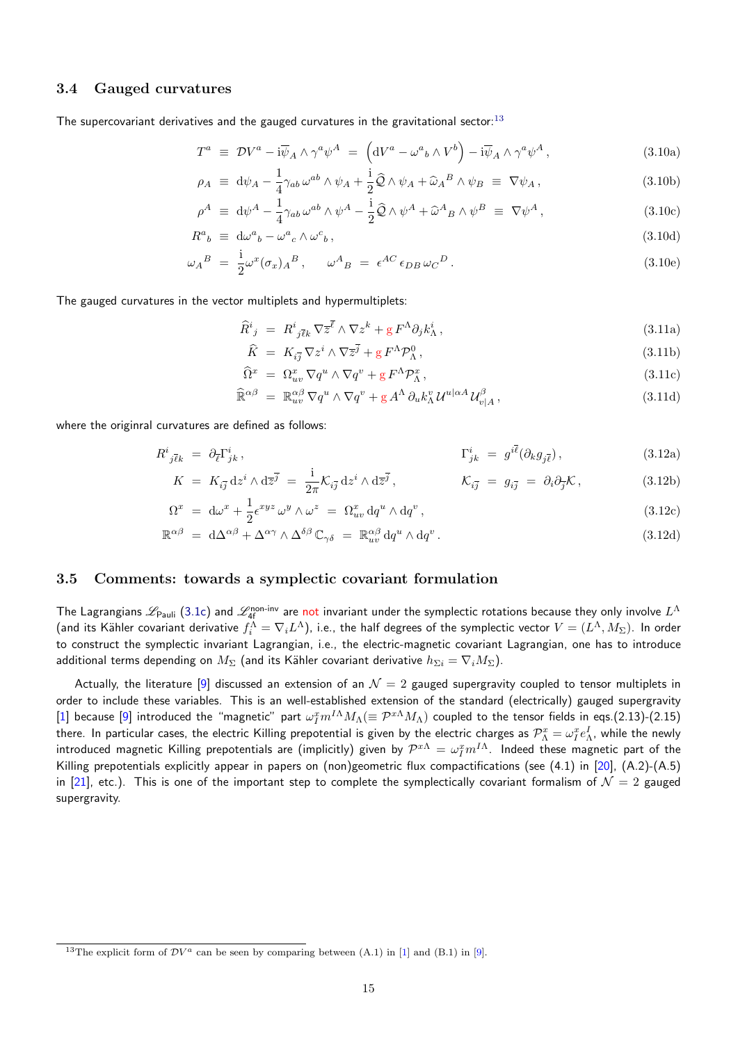### 3.4 Gauged curvatures

The supercovariant derivatives and the gauged curvatures in the gravitational sector:[13]

$$
\begin{aligned}
T^a &\equiv \mathcal{D} V^a - \mathrm{i} \overline{\psi}_A \wedge \gamma^a \psi^A \;=\; \Big( \mathrm{d} V^a - \omega^a{}_b \wedge V^b \Big) - \mathrm{i} \overline{\psi}_A \wedge \gamma^a \psi^A \,, && (3.10\text{a}) \\
\rho_A &\equiv \mathrm{d} \psi_A - \frac{1}{4} \gamma_{ab} \, \omega^{ab} \wedge \psi_A + \frac{\mathrm{i}}{2} \widehat{\mathcal{Q}} \wedge \psi_A + \widehat{\omega}_A{}^B \wedge \psi_B \;\equiv\; \nabla \psi_A \,, && (3.10\text{b}) \\
\rho^A &\equiv \mathrm{d} \psi^A - \frac{1}{4} \gamma_{ab} \, \omega^{ab} \wedge \psi^A - \frac{\mathrm{i}}{2} \widehat{\mathcal{Q}} \wedge \psi^A + \widehat{\omega}^A{}_B \wedge \psi^B \;\equiv\; \nabla \psi^A \,, && (3.10\text{c}) \\
R^a{}_b &\equiv \mathrm{d} \omega^a{}_b - \omega^a{}_c \wedge \omega^c{}_b \,, && (3.10\text{d}) \\
\omega_A{}^B &= \frac{\mathrm{i}}{2} \omega^x (\sigma_x)_A{}^B \,, \qquad \omega^A{}_B \;=\; \epsilon^{AC} \, \epsilon_{DB} \, \omega_C{}^D \,. && (3.10\text{e})
\end{aligned}
$$

The gauged curvatures in the vector multiplets and hypermultiplets:

$$
\begin{aligned}
\widehat{R}^i{}_j &= R^i{}_{j \overline{\ell} k} \, \nabla \overline{z}^{\overline{\ell}} \wedge \nabla z^k + g \, F^\Lambda \partial_j k^i_\Lambda \,, && (3.11\text{a}) \\
\widehat{K} &= K_{i \overline{\jmath}} \, \nabla z^i \wedge \nabla \overline{z}^{\overline{\jmath}} + g \, F^\Lambda \mathcal{P}^0_\Lambda \,, && (3.11\text{b}) \\
\widehat{\Omega}^x &= \Omega^x_{uv} \, \nabla q^u \wedge \nabla q^v + g \, F^\Lambda \mathcal{P}^x_\Lambda \,, && (3.11\text{c}) \\
\widehat{\mathbb{R}}^{\alpha\beta} &= \mathbb{R}^{\alpha\beta}_{uv} \, \nabla q^u \wedge \nabla q^v + g \, A^\Lambda \, \partial_u k^v_\Lambda \, \mathcal{U}^{u|\alpha A} \, \mathcal{U}^\beta_{v|A} \,, && (3.11\text{d})
\end{aligned}
$$

where the originral curvatures are defined as follows:

$$
\begin{aligned}
R^i{}_{j \overline{\ell} k} &= \partial_{\overline{\ell}} \Gamma^i_{jk} \,, & \Gamma^i_{jk} &= g^{i \overline{\ell}} (\partial_k g_{j \overline{\ell}}) \,, && (3.12\text{a}) \\
K &= K_{i \overline{\jmath}} \, \mathrm{d} z^i \wedge \mathrm{d} \overline{z}^{\overline{\jmath}} \;=\; \frac{\mathrm{i}}{2\pi} \mathcal{K}_{i \overline{\jmath}} \, \mathrm{d} z^i \wedge \mathrm{d} \overline{z}^{\overline{\jmath}} \,, & \mathcal{K}_{i \overline{\jmath}} &= g_{i \overline{\jmath}} \;=\; \partial_i \partial_{\overline{\jmath}} \mathcal{K} \,, && (3.12\text{b}) \\
\Omega^x &= \mathrm{d} \omega^x + \frac{1}{2} \epsilon^{xyz} \, \omega^y \wedge \omega^z \;=\; \Omega^x_{uv} \, \mathrm{d} q^u \wedge \mathrm{d} q^v \,, & & && (3.12\text{c}) \\
\mathbb{R}^{\alpha\beta} &= \mathrm{d} \Delta^{\alpha\beta} + \Delta^{\alpha\gamma} \wedge \Delta^{\delta\beta} \, \mathbb{C}_{\gamma\delta} \;=\; \mathbb{R}^{\alpha\beta}_{uv} \, \mathrm{d} q^u \wedge \mathrm{d} q^v \,. & & && (3.12\text{d})
\end{aligned}
$$

### 3.5 Comments: towards a symplectic covariant formulation

The Lagrangians $\mathscr{L}_{\mathsf{Pauli}}$ (3.1c) and $\mathscr{L}_{\mathsf{4f}}^{\mathsf{non\text{-}inv}}$ are not invariant under the symplectic rotations because they only involve $L^\Lambda$ (and its Kähler covariant derivative $f^\Lambda_i = \nabla_i L^\Lambda$), i.e., the half degrees of the symplectic vector $V = (L^\Lambda, M_\Sigma)$. In order to construct the symplectic invariant Lagrangian, i.e., the electric-magnetic covariant Lagrangian, one has to introduce additional terms depending on $M_\Sigma$ (and its Kähler covariant derivative $h_{\Sigma i} = \nabla_i M_\Sigma$).

Actually, the literature [9] discussed an extension of an $\mathcal{N} = 2$ gauged supergravity coupled to tensor multiplets in order to include these variables. This is an well-established extension of the standard (electrically) gauged supergravity [1] because [9] introduced the "magnetic" part $\omega^x_I m^{I\Lambda} M_\Lambda (\equiv \mathcal{P}^{x\Lambda} M_\Lambda)$ coupled to the tensor fields in eqs.(2.13)-(2.15) there. In particular cases, the electric Killing prepotential is given by the electric charges as $\mathcal{P}^x_\Lambda = \omega^x_I e^I_\Lambda$, while the newly introduced magnetic Killing prepotentials are (implicitly) given by $\mathcal{P}^{x\Lambda} = \omega^x_I m^{I\Lambda}$. Indeed these magnetic part of the Killing prepotentials explicitly appear in papers on (non)geometric flux compactifications (see (4.1) in [20], (A.2)-(A.5) in [21], etc.). This is one of the important step to complete the symplectically covariant formalism of $\mathcal{N} = 2$ gauged supergravity.

---

[13] The explicit form of $\mathcal{D} V^a$ can be seen by comparing between (A.1) in [1] and (B.1) in [9].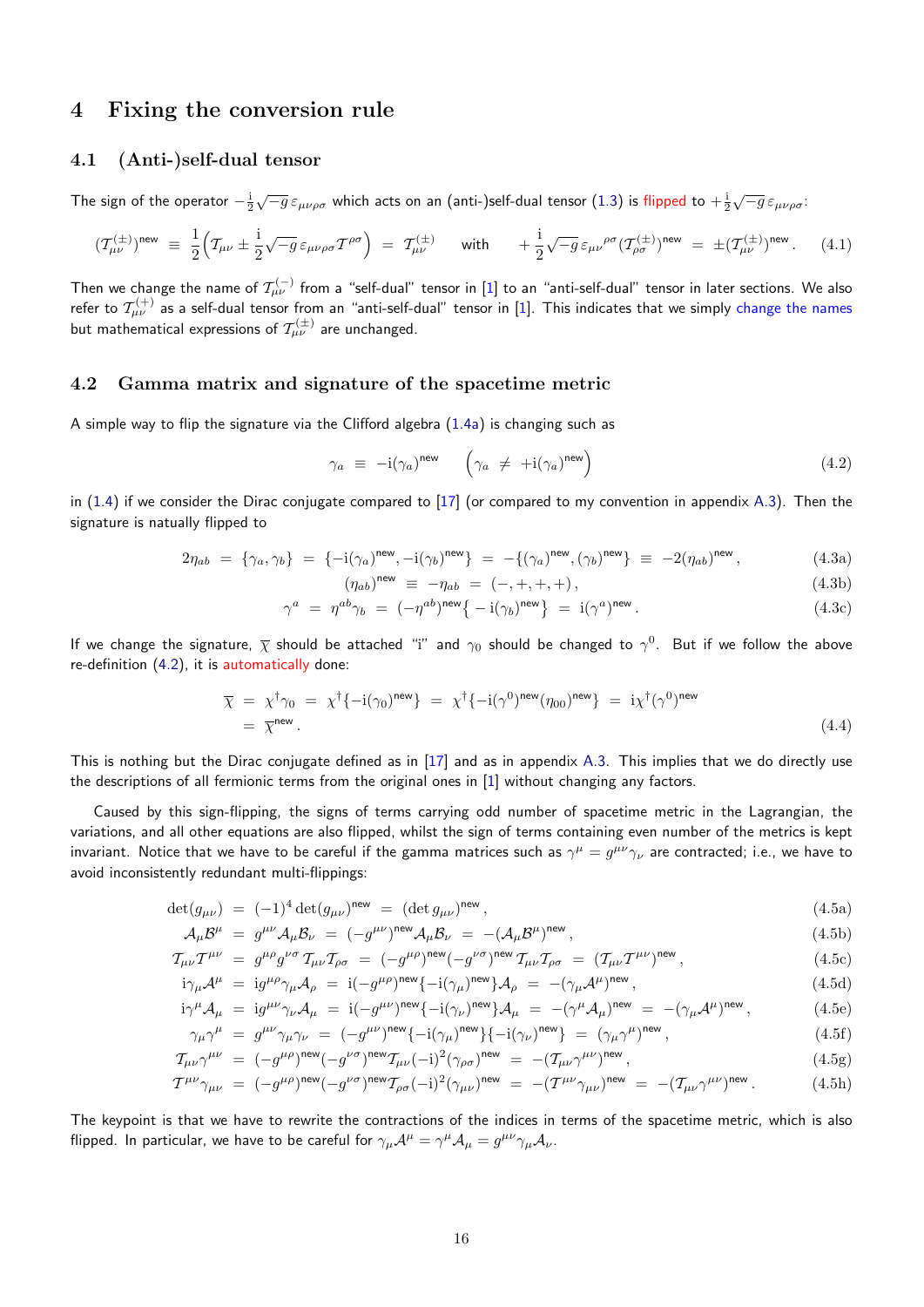# 4 Fixing the conversion rule

## 4.1 (Anti-)self-dual tensor

The sign of the operator $-\frac{\mathrm{i}}{2}\sqrt{-g}\,\varepsilon_{\mu\nu\rho\sigma}$ which acts on an (anti-)self-dual tensor (1.3) is flipped to $+\frac{\mathrm{i}}{2}\sqrt{-g}\,\varepsilon_{\mu\nu\rho\sigma}$:

$$(\mathcal{T}^{(\pm)}_{\mu\nu})^{\mathsf{new}} \;\equiv\; \frac{1}{2}\Big(\mathcal{T}_{\mu\nu} \pm \frac{\mathrm{i}}{2}\sqrt{-g}\,\varepsilon_{\mu\nu\rho\sigma}\mathcal{T}^{\rho\sigma}\Big) \;=\; \mathcal{T}^{(\pm)}_{\mu\nu} \qquad \text{with} \qquad +\frac{\mathrm{i}}{2}\sqrt{-g}\,\varepsilon_{\mu\nu}{}^{\rho\sigma}(\mathcal{T}^{(\pm)}_{\rho\sigma})^{\mathsf{new}} \;=\; \pm(\mathcal{T}^{(\pm)}_{\mu\nu})^{\mathsf{new}}\,. \tag{4.1}$$

Then we change the name of $\mathcal{T}^{(-)}_{\mu\nu}$ from a "self-dual" tensor in [1] to an "anti-self-dual" tensor in later sections. We also refer to $\mathcal{T}^{(+)}_{\mu\nu}$ as a self-dual tensor from an "anti-self-dual" tensor in [1]. This indicates that we simply change the names but mathematical expressions of $\mathcal{T}^{(\pm)}_{\mu\nu}$ are unchanged.

## 4.2 Gamma matrix and signature of the spacetime metric

A simple way to flip the signature via the Clifford algebra (1.4a) is changing such as

$$\gamma_a \;\equiv\; -\mathrm{i}(\gamma_a)^{\mathsf{new}} \qquad \Big(\gamma_a \;\neq\; +\mathrm{i}(\gamma_a)^{\mathsf{new}}\Big) \tag{4.2}$$

in (1.4) if we consider the Dirac conjugate compared to [17] (or compared to my convention in appendix A.3). Then the signature is natually flipped to

$$2\eta_{ab} \;=\; \{\gamma_a, \gamma_b\} \;=\; \{-\mathrm{i}(\gamma_a)^{\mathsf{new}}, -\mathrm{i}(\gamma_b)^{\mathsf{new}}\} \;=\; -\{(\gamma_a)^{\mathsf{new}}, (\gamma_b)^{\mathsf{new}}\} \;\equiv\; -2(\eta_{ab})^{\mathsf{new}}\,, \tag{4.3a}$$

$$(\eta_{ab})^{\mathsf{new}} \;\equiv\; -\eta_{ab} \;=\; (-,+,+,+)\,, \tag{4.3b}$$

$$\gamma^a \;=\; \eta^{ab}\gamma_b \;=\; (-\eta^{ab})^{\mathsf{new}}\big\{-\mathrm{i}(\gamma_b)^{\mathsf{new}}\big\} \;=\; \mathrm{i}(\gamma^a)^{\mathsf{new}}\,. \tag{4.3c}$$

If we change the signature, $\overline{\chi}$ should be attached "i" and $\gamma_0$ should be changed to $\gamma^0$. But if we follow the above re-definition (4.2), it is automatically done:

$$\begin{aligned}\overline{\chi} \;&=\; \chi^\dagger\gamma_0 \;=\; \chi^\dagger\{-\mathrm{i}(\gamma_0)^{\mathsf{new}}\} \;=\; \chi^\dagger\{-\mathrm{i}(\gamma^0)^{\mathsf{new}}(\eta_{00})^{\mathsf{new}}\} \;=\; \mathrm{i}\chi^\dagger(\gamma^0)^{\mathsf{new}} \\ &=\; \overline{\chi}^{\mathsf{new}}\,.\end{aligned} \tag{4.4}$$

This is nothing but the Dirac conjugate defined as in [17] and as in appendix A.3. This implies that we do directly use the descriptions of all fermionic terms from the original ones in [1] without changing any factors.

Caused by this sign-flipping, the signs of terms carrying odd number of spacetime metric in the Lagrangian, the variations, and all other equations are also flipped, whilst the sign of terms containing even number of the metrics is kept invariant. Notice that we have to be careful if the gamma matrices such as $\gamma^\mu = g^{\mu\nu}\gamma_\nu$ are contracted; i.e., we have to avoid inconsistently redundant multi-flippings:

$$\det(g_{\mu\nu}) \;=\; (-1)^4\det(g_{\mu\nu})^{\mathsf{new}} \;=\; (\det g_{\mu\nu})^{\mathsf{new}}\,, \tag{4.5a}$$

$$\mathcal{A}_\mu\mathcal{B}^\mu \;=\; g^{\mu\nu}\mathcal{A}_\mu\mathcal{B}_\nu \;=\; (-g^{\mu\nu})^{\mathsf{new}}\mathcal{A}_\mu\mathcal{B}_\nu \;=\; -(\mathcal{A}_\mu\mathcal{B}^\mu)^{\mathsf{new}}\,, \tag{4.5b}$$

$$\mathcal{T}_{\mu\nu}\mathcal{T}^{\mu\nu} \;=\; g^{\mu\rho}g^{\nu\sigma}\mathcal{T}_{\mu\nu}\mathcal{T}_{\rho\sigma} \;=\; (-g^{\mu\rho})^{\mathsf{new}}(-g^{\nu\sigma})^{\mathsf{new}}\mathcal{T}_{\mu\nu}\mathcal{T}_{\rho\sigma} \;=\; (\mathcal{T}_{\mu\nu}\mathcal{T}^{\mu\nu})^{\mathsf{new}}\,, \tag{4.5c}$$

$$\mathrm{i}\gamma_\mu\mathcal{A}^\mu \;=\; \mathrm{i}g^{\mu\rho}\gamma_\mu\mathcal{A}_\rho \;=\; \mathrm{i}(-g^{\mu\rho})^{\mathsf{new}}\{-\mathrm{i}(\gamma_\mu)^{\mathsf{new}}\}\mathcal{A}_\rho \;=\; -(\gamma_\mu\mathcal{A}^\mu)^{\mathsf{new}}\,, \tag{4.5d}$$

$$\mathrm{i}\gamma^\mu\mathcal{A}_\mu \;=\; \mathrm{i}g^{\mu\nu}\gamma_\nu\mathcal{A}_\mu \;=\; \mathrm{i}(-g^{\mu\nu})^{\mathsf{new}}\{-\mathrm{i}(\gamma_\nu)^{\mathsf{new}}\}\mathcal{A}_\mu \;=\; -(\gamma^\mu\mathcal{A}_\mu)^{\mathsf{new}} \;=\; -(\gamma_\mu\mathcal{A}^\mu)^{\mathsf{new}}\,, \tag{4.5e}$$

$$\gamma_\mu\gamma^\mu \;=\; g^{\mu\nu}\gamma_\mu\gamma_\nu \;=\; (-g^{\mu\nu})^{\mathsf{new}}\{-\mathrm{i}(\gamma_\mu)^{\mathsf{new}}\}\{-\mathrm{i}(\gamma_\nu)^{\mathsf{new}}\} \;=\; (\gamma_\mu\gamma^\mu)^{\mathsf{new}}\,, \tag{4.5f}$$

$$\mathcal{T}_{\mu\nu}\gamma^{\mu\nu} \;=\; (-g^{\mu\rho})^{\mathsf{new}}(-g^{\nu\sigma})^{\mathsf{new}}\mathcal{T}_{\mu\nu}(-\mathrm{i})^2(\gamma_{\rho\sigma})^{\mathsf{new}} \;=\; -(\mathcal{T}_{\mu\nu}\gamma^{\mu\nu})^{\mathsf{new}}\,, \tag{4.5g}$$

$$\mathcal{T}^{\mu\nu}\gamma_{\mu\nu} \;=\; (-g^{\mu\rho})^{\mathsf{new}}(-g^{\nu\sigma})^{\mathsf{new}}\mathcal{T}_{\rho\sigma}(-\mathrm{i})^2(\gamma_{\mu\nu})^{\mathsf{new}} \;=\; -(\mathcal{T}^{\mu\nu}\gamma_{\mu\nu})^{\mathsf{new}} \;=\; -(\mathcal{T}_{\mu\nu}\gamma^{\mu\nu})^{\mathsf{new}}\,. \tag{4.5h}$$

The keypoint is that we have to rewrite the contractions of the indices in terms of the spacetime metric, which is also flipped. In particular, we have to be careful for $\gamma_\mu\mathcal{A}^\mu = \gamma^\mu\mathcal{A}_\mu = g^{\mu\nu}\gamma_\mu\mathcal{A}_\nu$.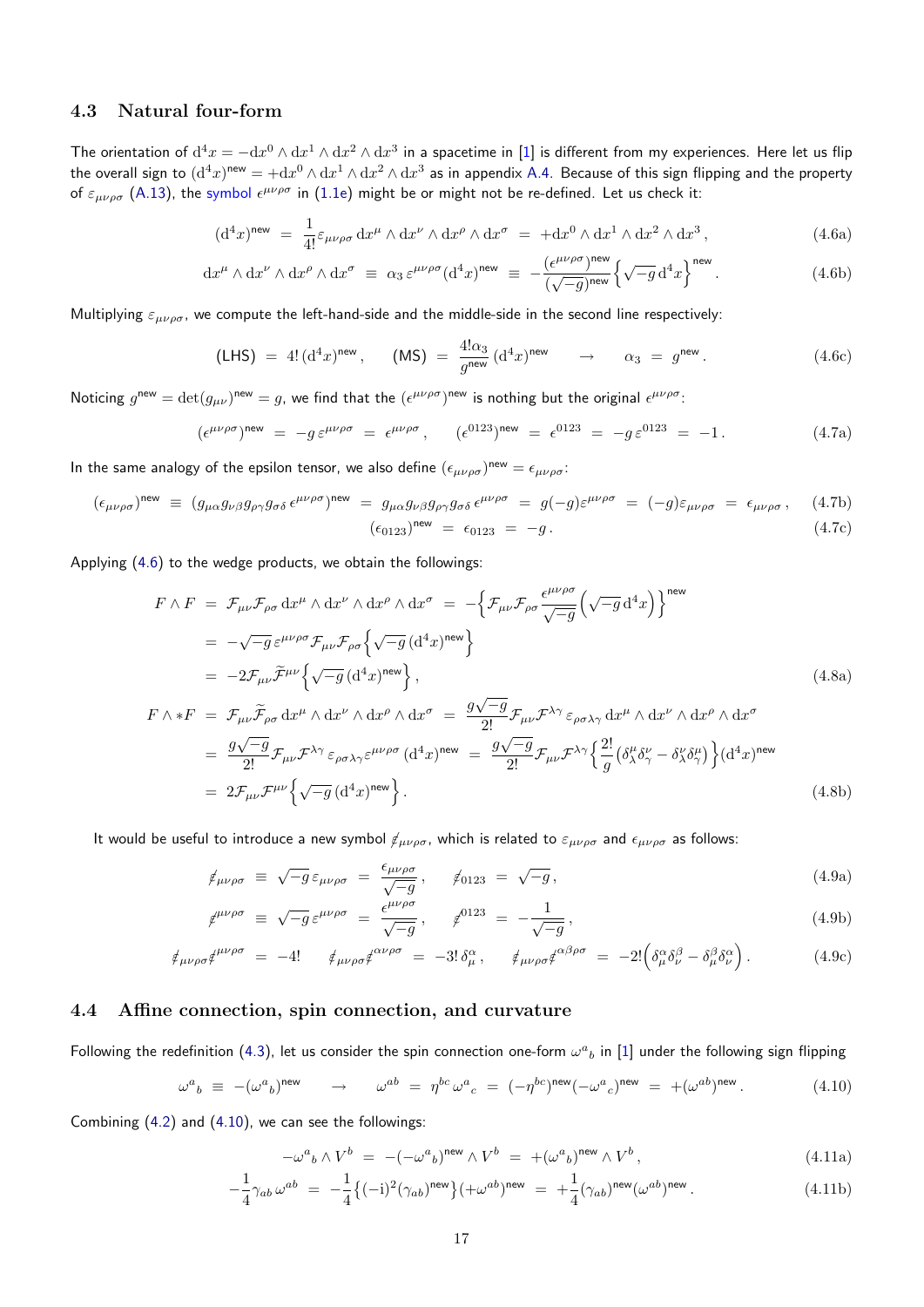### 4.3 Natural four-form

The orientation of $\mathrm{d}^4x = -\mathrm{d}x^0 \wedge \mathrm{d}x^1 \wedge \mathrm{d}x^2 \wedge \mathrm{d}x^3$ in a spacetime in [1] is different from my experiences. Here let us flip the overall sign to $(\mathrm{d}^4x)^{\mathsf{new}} = +\mathrm{d}x^0 \wedge \mathrm{d}x^1 \wedge \mathrm{d}x^2 \wedge \mathrm{d}x^3$ as in appendix A.4. Because of this sign flipping and the property of $\varepsilon_{\mu\nu\rho\sigma}$ (A.13), the symbol $\epsilon^{\mu\nu\rho\sigma}$ in (1.1e) might be or might not be re-defined. Let us check it:

$$
(\mathrm{d}^4x)^{\mathsf{new}} \;=\; \frac{1}{4!}\varepsilon_{\mu\nu\rho\sigma}\,\mathrm{d}x^\mu \wedge \mathrm{d}x^\nu \wedge \mathrm{d}x^\rho \wedge \mathrm{d}x^\sigma \;=\; +\mathrm{d}x^0 \wedge \mathrm{d}x^1 \wedge \mathrm{d}x^2 \wedge \mathrm{d}x^3\,, \tag{4.6a}
$$

$$
\mathrm{d}x^\mu \wedge \mathrm{d}x^\nu \wedge \mathrm{d}x^\rho \wedge \mathrm{d}x^\sigma \;\equiv\; \alpha_3\,\varepsilon^{\mu\nu\rho\sigma}(\mathrm{d}^4x)^{\mathsf{new}} \;\equiv\; -\frac{(\epsilon^{\mu\nu\rho\sigma})^{\mathsf{new}}}{(\sqrt{-g})^{\mathsf{new}}}\Big\{\sqrt{-g}\,\mathrm{d}^4x\Big\}^{\mathsf{new}}. \tag{4.6b}
$$

Multiplying $\varepsilon_{\mu\nu\rho\sigma}$, we compute the left-hand-side and the middle-side in the second line respectively:

$$
(\mathsf{LHS}) \;=\; 4!\,(\mathrm{d}^4x)^{\mathsf{new}}\,, \qquad (\mathsf{MS}) \;=\; \frac{4!\alpha_3}{g^{\mathsf{new}}}\,(\mathrm{d}^4x)^{\mathsf{new}} \qquad \to \qquad \alpha_3 \;=\; g^{\mathsf{new}}\,. \tag{4.6c}
$$

Noticing $g^{\mathsf{new}} = \det(g_{\mu\nu})^{\mathsf{new}} = g$, we find that the $(\epsilon^{\mu\nu\rho\sigma})^{\mathsf{new}}$ is nothing but the original $\epsilon^{\mu\nu\rho\sigma}$:

$$
(\epsilon^{\mu\nu\rho\sigma})^{\mathsf{new}} \;=\; -g\,\varepsilon^{\mu\nu\rho\sigma} \;=\; \epsilon^{\mu\nu\rho\sigma}\,, \qquad (\epsilon^{0123})^{\mathsf{new}} \;=\; \epsilon^{0123} \;=\; -g\,\varepsilon^{0123} \;=\; -1\,. \tag{4.7a}
$$

In the same analogy of the epsilon tensor, we also define $(\epsilon_{\mu\nu\rho\sigma})^{\mathsf{new}} = \epsilon_{\mu\nu\rho\sigma}$:

$$
(\epsilon_{\mu\nu\rho\sigma})^{\mathsf{new}} \;\equiv\; (g_{\mu\alpha}g_{\nu\beta}g_{\rho\gamma}g_{\sigma\delta}\,\epsilon^{\alpha\beta\gamma\delta})^{\mathsf{new}} \;=\; g_{\mu\alpha}g_{\nu\beta}g_{\rho\gamma}g_{\sigma\delta}\,\epsilon^{\mu\nu\rho\sigma} \;=\; g(-g)\varepsilon^{\mu\nu\rho\sigma} \;=\; (-g)\varepsilon_{\mu\nu\rho\sigma} \;=\; \epsilon_{\mu\nu\rho\sigma}\,, \tag{4.7b}
$$

$$
(\epsilon_{0123})^{\mathsf{new}} \;=\; \epsilon_{0123} \;=\; -g\,. \tag{4.7c}
$$

Applying (4.6) to the wedge products, we obtain the followings:

$$
\begin{aligned}
F \wedge F \;&=\; \mathcal{F}_{\mu\nu}\mathcal{F}_{\rho\sigma}\,\mathrm{d}x^\mu \wedge \mathrm{d}x^\nu \wedge \mathrm{d}x^\rho \wedge \mathrm{d}x^\sigma \;=\; -\Big\{\mathcal{F}_{\mu\nu}\mathcal{F}_{\rho\sigma}\frac{\epsilon^{\mu\nu\rho\sigma}}{\sqrt{-g}}\Big(\sqrt{-g}\,\mathrm{d}^4x\Big)\Big\}^{\mathsf{new}} \\
&=\; -\sqrt{-g}\,\varepsilon^{\mu\nu\rho\sigma}\mathcal{F}_{\mu\nu}\mathcal{F}_{\rho\sigma}\Big\{\sqrt{-g}\,(\mathrm{d}^4x)^{\mathsf{new}}\Big\} \\
&=\; -2\mathcal{F}_{\mu\nu}\widetilde{\mathcal{F}}^{\mu\nu}\Big\{\sqrt{-g}\,(\mathrm{d}^4x)^{\mathsf{new}}\Big\}\,,
\end{aligned} \tag{4.8a}
$$

$$
\begin{aligned}
F \wedge *F \;&=\; \mathcal{F}_{\mu\nu}\widetilde{\mathcal{F}}_{\rho\sigma}\,\mathrm{d}x^\mu \wedge \mathrm{d}x^\nu \wedge \mathrm{d}x^\rho \wedge \mathrm{d}x^\sigma \;=\; \frac{g\sqrt{-g}}{2!}\mathcal{F}_{\mu\nu}\mathcal{F}^{\lambda\gamma}\,\varepsilon_{\rho\sigma\lambda\gamma}\,\mathrm{d}x^\mu \wedge \mathrm{d}x^\nu \wedge \mathrm{d}x^\rho \wedge \mathrm{d}x^\sigma \\
&=\; \frac{g\sqrt{-g}}{2!}\mathcal{F}_{\mu\nu}\mathcal{F}^{\lambda\gamma}\,\varepsilon_{\rho\sigma\lambda\gamma}\varepsilon^{\mu\nu\rho\sigma}\,(\mathrm{d}^4x)^{\mathsf{new}} \;=\; \frac{g\sqrt{-g}}{2!}\mathcal{F}_{\mu\nu}\mathcal{F}^{\lambda\gamma}\Big\{\frac{2!}{g}\big(\delta^\mu_\lambda\delta^\nu_\gamma - \delta^\nu_\lambda\delta^\mu_\gamma\big)\Big\}(\mathrm{d}^4x)^{\mathsf{new}} \\
&=\; 2\mathcal{F}_{\mu\nu}\mathcal{F}^{\mu\nu}\Big\{\sqrt{-g}\,(\mathrm{d}^4x)^{\mathsf{new}}\Big\}\,.
\end{aligned} \tag{4.8b}
$$

It would be useful to introduce a new symbol $\not{\epsilon}_{\mu\nu\rho\sigma}$, which is related to $\varepsilon_{\mu\nu\rho\sigma}$ and $\epsilon_{\mu\nu\rho\sigma}$ as follows:

$$
\not{\epsilon}_{\mu\nu\rho\sigma} \;\equiv\; \sqrt{-g}\,\varepsilon_{\mu\nu\rho\sigma} \;=\; \frac{\epsilon_{\mu\nu\rho\sigma}}{\sqrt{-g}}\,, \qquad \not{\epsilon}_{0123} \;=\; \sqrt{-g}\,, \tag{4.9a}
$$

$$
\not{\epsilon}^{\mu\nu\rho\sigma} \;\equiv\; \sqrt{-g}\,\varepsilon^{\mu\nu\rho\sigma} \;=\; \frac{\epsilon^{\mu\nu\rho\sigma}}{\sqrt{-g}}\,, \qquad \not{\epsilon}^{0123} \;=\; -\frac{1}{\sqrt{-g}}\,, \tag{4.9b}
$$

$$
\not{\epsilon}_{\mu\nu\rho\sigma}\not{\epsilon}^{\mu\nu\rho\sigma} \;=\; -4! \qquad \not{\epsilon}_{\mu\nu\rho\sigma}\not{\epsilon}^{\alpha\nu\rho\sigma} \;=\; -3!\,\delta^\alpha_\mu\,, \qquad \not{\epsilon}_{\mu\nu\rho\sigma}\not{\epsilon}^{\alpha\beta\rho\sigma} \;=\; -2!\Big(\delta^\alpha_\mu\delta^\beta_\nu - \delta^\beta_\mu\delta^\alpha_\nu\Big)\,. \tag{4.9c}
$$

### 4.4 Affine connection, spin connection, and curvature

Following the redefinition (4.3), let us consider the spin connection one-form $\omega^a{}_b$ in [1] under the following sign flipping

$$
\omega^a{}_b \;\equiv\; -(\omega^a{}_b)^{\mathsf{new}} \qquad \to \qquad \omega^{ab} \;=\; \eta^{bc}\,\omega^a{}_c \;=\; (-\eta^{bc})^{\mathsf{new}}(-\omega^a{}_c)^{\mathsf{new}} \;=\; +(\omega^{ab})^{\mathsf{new}}\,. \tag{4.10}
$$

Combining (4.2) and (4.10), we can see the followings:

$$
-\omega^a{}_b \wedge V^b \;=\; -(-\omega^a{}_b)^{\mathsf{new}} \wedge V^b \;=\; +(\omega^a{}_b)^{\mathsf{new}} \wedge V^b\,, \tag{4.11a}
$$

$$
-\frac{1}{4}\gamma_{ab}\,\omega^{ab} \;=\; -\frac{1}{4}\big\{(-\mathrm{i})^2(\gamma_{ab})^{\mathsf{new}}\big\}(+\omega^{ab})^{\mathsf{new}} \;=\; +\frac{1}{4}(\gamma_{ab})^{\mathsf{new}}(\omega^{ab})^{\mathsf{new}}\,. \tag{4.11b}
$$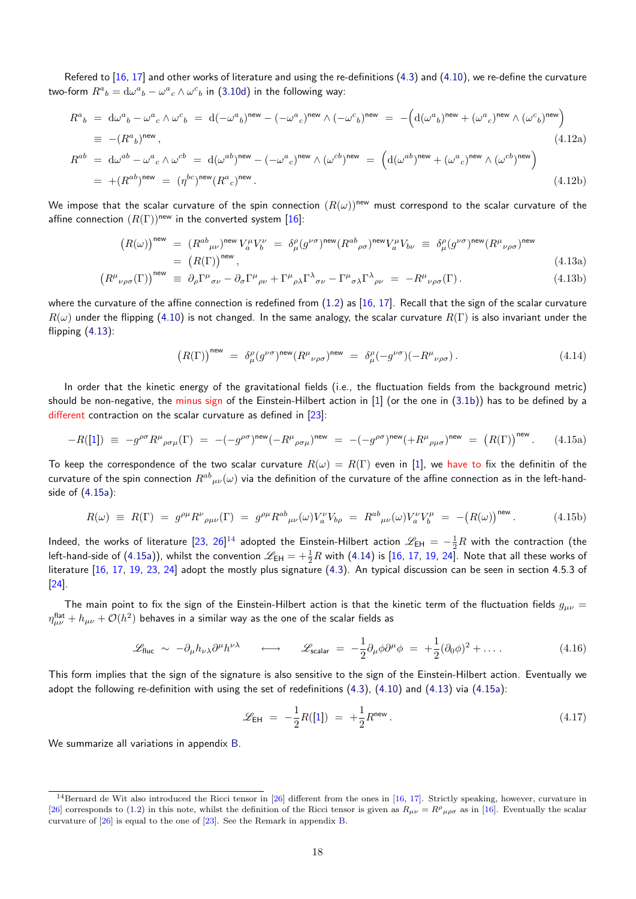Refered to [16, 17] and other works of literature and using the re-definitions (4.3) and (4.10), we re-define the curvature two-form $R^a{}_b = \mathrm{d}\omega^a{}_b - \omega^a{}_c \wedge \omega^c{}_b$ in (3.10d) in the following way:

$$
\begin{aligned}
R^a{}_b &= \mathrm{d}\omega^a{}_b - \omega^a{}_c \wedge \omega^c{}_b \;=\; \mathrm{d}(-\omega^a{}_b)^{\text{new}} - (-\omega^a{}_c)^{\text{new}} \wedge (-\omega^c{}_b)^{\text{new}} \;=\; -\Big(\mathrm{d}(\omega^a{}_b)^{\text{new}} + (\omega^a{}_c)^{\text{new}} \wedge (\omega^c{}_b)^{\text{new}}\Big) \\
&\equiv -(R^a{}_b)^{\text{new}}\,, \qquad\qquad (4.12\text{a}) \\
R^{ab} &= \mathrm{d}\omega^{ab} - \omega^a{}_c \wedge \omega^{cb} \;=\; \mathrm{d}(\omega^{ab})^{\text{new}} - (-\omega^a{}_c)^{\text{new}} \wedge (\omega^{cb})^{\text{new}} \;=\; \Big(\mathrm{d}(\omega^{ab})^{\text{new}} + (\omega^a{}_c)^{\text{new}} \wedge (\omega^{cb})^{\text{new}}\Big) \\
&= +(R^{ab})^{\text{new}} \;=\; (\eta^{bc})^{\text{new}} (R^a{}_c)^{\text{new}}\,. \qquad\qquad (4.12\text{b})
\end{aligned}
$$

We impose that the scalar curvature of the spin connection $(R(\omega))^{\text{new}}$ must correspond to the scalar curvature of the affine connection $(R(\Gamma))^{\text{new}}$ in the converted system [16]:

$$
\begin{aligned}
\big(R(\omega)\big)^{\text{new}} &= (R^{ab}{}_{\mu\nu})^{\text{new}} V_a^{\mu} V_b^{\nu} \;=\; \delta^{\rho}_{\mu} (g^{\nu\sigma})^{\text{new}} (R^{ab}{}_{\rho\sigma})^{\text{new}} V_a^{\mu} V_{b\nu} \;\equiv\; \delta^{\rho}_{\mu} (g^{\nu\sigma})^{\text{new}} (R^{\mu}{}_{\nu\rho\sigma})^{\text{new}} \\
&= \big(R(\Gamma)\big)^{\text{new}}\,, \qquad\qquad (4.13\text{a}) \\
\big(R^{\mu}{}_{\nu\rho\sigma}(\Gamma)\big)^{\text{new}} &\equiv \partial_{\rho} \Gamma^{\mu}{}_{\sigma\nu} - \partial_{\sigma} \Gamma^{\mu}{}_{\rho\nu} + \Gamma^{\mu}{}_{\rho\lambda} \Gamma^{\lambda}{}_{\sigma\nu} - \Gamma^{\mu}{}_{\sigma\lambda} \Gamma^{\lambda}{}_{\rho\nu} \;=\; -R^{\mu}{}_{\nu\rho\sigma}(\Gamma)\,. \qquad\qquad (4.13\text{b})
\end{aligned}
$$

where the curvature of the affine connection is redefined from (1.2) as [16, 17]. Recall that the sign of the scalar curvature $R(\omega)$ under the flipping (4.10) is not changed. In the same analogy, the scalar curvature $R(\Gamma)$ is also invariant under the flipping (4.13):

$$
\big(R(\Gamma)\big)^{\text{new}} \;=\; \delta^{\rho}_{\mu} (g^{\nu\sigma})^{\text{new}} (R^{\mu}{}_{\nu\rho\sigma})^{\text{new}} \;=\; \delta^{\rho}_{\mu} (-g^{\nu\sigma})(-R^{\mu}{}_{\nu\rho\sigma})\,. \qquad (4.14)
$$

In order that the kinetic energy of the gravitational fields (i.e., the fluctuation fields from the background metric) should be non-negative, the minus sign of the Einstein-Hilbert action in [1] (or the one in (3.1b)) has to be defined by a different contraction on the scalar curvature as defined in [23]:

$$
-R([1]) \;\equiv\; -g^{\rho\sigma} R^{\mu}{}_{\rho\sigma\mu}(\Gamma) \;=\; -(-g^{\rho\sigma})^{\text{new}} (-R^{\mu}{}_{\rho\sigma\mu})^{\text{new}} \;=\; -(-g^{\rho\sigma})^{\text{new}} (+R^{\mu}{}_{\rho\mu\sigma})^{\text{new}} \;=\; \big(R(\Gamma)\big)^{\text{new}}\,. \qquad (4.15\text{a})
$$

To keep the correspondence of the two scalar curvature $R(\omega) = R(\Gamma)$ even in [1], we have to fix the definitin of the curvature of the spin connection $R^{ab}{}_{\mu\nu}(\omega)$ via the definition of the curvature of the affine connection as in the left-hand-side of (4.15a):

$$
R(\omega) \;\equiv\; R(\Gamma) \;=\; g^{\rho\mu} R^{\nu}{}_{\rho\mu\nu}(\Gamma) \;=\; g^{\rho\mu} R^{ab}{}_{\mu\nu}(\omega) V^{\nu}_a V_{b\rho} \;=\; R^{ab}{}_{\mu\nu}(\omega) V^{\nu}_a V^{\mu}_b \;=\; -\big(R(\omega)\big)^{\text{new}}\,. \qquad (4.15\text{b})
$$

Indeed, the works of literature [23, 26][14] adopted the Einstein-Hilbert action $\mathscr{L}_{\text{EH}} = -\frac{1}{2}R$ with the contraction (the left-hand-side of (4.15a)), whilst the convention $\mathscr{L}_{\text{EH}} = +\frac{1}{2}R$ with (4.14) is [16, 17, 19, 24]. Note that all these works of literature [16, 17, 19, 23, 24] adopt the mostly plus signature (4.3). An typical discussion can be seen in section 4.5.3 of [24].

The main point to fix the sign of the Einstein-Hilbert action is that the kinetic term of the fluctuation fields $g_{\mu\nu} = \eta^{\text{flat}}_{\mu\nu} + h_{\mu\nu} + \mathcal{O}(h^2)$ behaves in a similar way as the one of the scalar fields as

$$
\mathscr{L}_{\text{fluc}} \;\sim\; -\partial_{\mu} h_{\nu\lambda} \partial^{\mu} h^{\nu\lambda} \qquad \longleftrightarrow \qquad \mathscr{L}_{\text{scalar}} \;=\; -\frac{1}{2} \partial_{\mu}\phi \partial^{\mu}\phi \;=\; +\frac{1}{2}(\partial_0 \phi)^2 + \ldots\,. \qquad (4.16)
$$

This form implies that the sign of the signature is also sensitive to the sign of the Einstein-Hilbert action. Eventually we adopt the following re-definition with using the set of redefinitions (4.3), (4.10) and (4.13) via (4.15a):

$$
\mathscr{L}_{\text{EH}} \;=\; -\frac{1}{2} R([1]) \;=\; +\frac{1}{2} R^{\text{new}}\,. \qquad (4.17)
$$

We summarize all variations in appendix B.

---

[14] Bernard de Wit also introduced the Ricci tensor in [26] different from the ones in [16, 17]. Strictly speaking, however, curvature in [26] corresponds to (1.2) in this note, whilst the definition of the Ricci tensor is given as $R_{\mu\nu} = R^{\rho}{}_{\mu\rho\sigma}$ as in [16]. Eventually the scalar curvature of [26] is equal to the one of [23]. See the Remark in appendix B.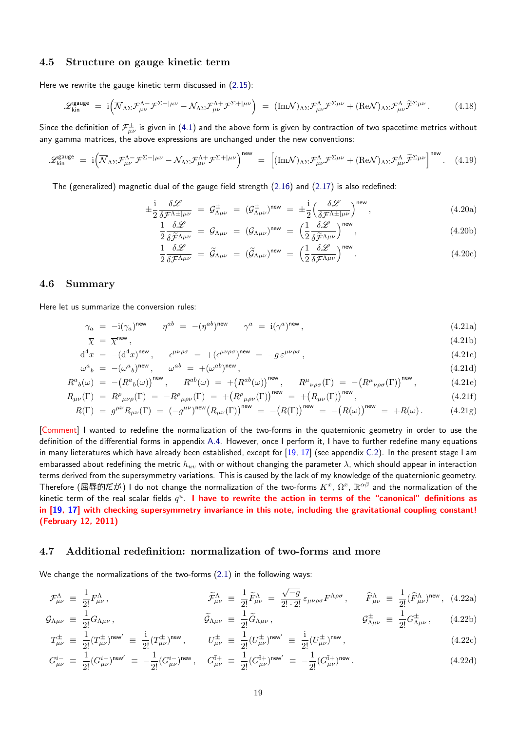### 4.5 Structure on gauge kinetic term

Here we rewrite the gauge kinetic term discussed in (2.15):

$$\mathscr{L}^{\text{gauge}}_{\text{kin}} \ = \ \mathrm{i}\Big( \overline{\mathcal{N}}_{\Lambda\Sigma} \mathcal{F}^{\Lambda -}_{\mu\nu} \mathcal{F}^{\Sigma - |\mu\nu} - \mathcal{N}_{\Lambda\Sigma} \mathcal{F}^{\Lambda +}_{\mu\nu} \mathcal{F}^{\Sigma + |\mu\nu} \Big) \ = \ (\mathrm{Im}\mathcal{N})_{\Lambda\Sigma} \mathcal{F}^{\Lambda}_{\mu\nu} \mathcal{F}^{\Sigma\mu\nu} + (\mathrm{Re}\mathcal{N})_{\Lambda\Sigma} \mathcal{F}^{\Lambda}_{\mu\nu} \widetilde{\mathcal{F}}^{\Sigma\mu\nu} \, . \tag{4.18}$$

Since the definition of $\mathcal{F}^{\pm}_{\mu\nu}$ is given in (4.1) and the above form is given by contraction of two spacetime metrics without any gamma matrices, the above expressions are unchanged under the new conventions:

$$\mathscr{L}^{\text{gauge}}_{\text{kin}} \ = \ \mathrm{i}\Big( \overline{\mathcal{N}}_{\Lambda\Sigma} \mathcal{F}^{\Lambda -}_{\mu\nu} \mathcal{F}^{\Sigma - |\mu\nu} - \mathcal{N}_{\Lambda\Sigma} \mathcal{F}^{\Lambda +}_{\mu\nu} \mathcal{F}^{\Sigma + |\mu\nu} \Big)^{\text{new}} \ = \ \Big[ (\mathrm{Im}\mathcal{N})_{\Lambda\Sigma} \mathcal{F}^{\Lambda}_{\mu\nu} \mathcal{F}^{\Sigma\mu\nu} + (\mathrm{Re}\mathcal{N})_{\Lambda\Sigma} \mathcal{F}^{\Lambda}_{\mu\nu} \widetilde{\mathcal{F}}^{\Sigma\mu\nu} \Big]^{\text{new}} . \tag{4.19}$$

The (generalized) magnetic dual of the gauge field strength (2.16) and (2.17) is also redefined:

$$\pm \frac{\mathrm{i}}{2} \frac{\delta \mathscr{L}}{\delta \mathcal{F}^{\Lambda \pm |\mu\nu}} \ = \ \mathcal{G}^{\pm}_{\Lambda\mu\nu} \ = \ (\mathcal{G}^{\pm}_{\Lambda\mu\nu})^{\text{new}} \ = \ \pm \frac{\mathrm{i}}{2} \Big( \frac{\delta \mathscr{L}}{\delta \mathcal{F}^{\Lambda \pm |\mu\nu}} \Big)^{\text{new}} , \tag{4.20a}$$

$$\frac{1}{2} \frac{\delta \mathscr{L}}{\delta \widetilde{\mathcal{F}}^{\Lambda\mu\nu}} \ = \ \mathcal{G}_{\Lambda\mu\nu} \ = \ (\mathcal{G}_{\Lambda\mu\nu})^{\text{new}} \ = \ \Big( \frac{1}{2} \frac{\delta \mathscr{L}}{\delta \widetilde{\mathcal{F}}^{\Lambda\mu\nu}} \Big)^{\text{new}} , \tag{4.20b}$$

$$\frac{1}{2} \frac{\delta \mathscr{L}}{\delta \mathcal{F}^{\Lambda\mu\nu}} \ = \ \widetilde{\mathcal{G}}_{\Lambda\mu\nu} \ = \ (\widetilde{\mathcal{G}}_{\Lambda\mu\nu})^{\text{new}} \ = \ \Big( \frac{1}{2} \frac{\delta \mathscr{L}}{\delta \mathcal{F}^{\Lambda\mu\nu}} \Big)^{\text{new}} . \tag{4.20c}$$

### 4.6 Summary

Here let us summarize the conversion rules:

$$\gamma_a \ = \ -\mathrm{i}(\gamma_a)^{\text{new}} \qquad \eta^{ab} \ = \ -(\eta^{ab})^{\text{new}} \qquad \gamma^a \ = \ \mathrm{i}(\gamma^a)^{\text{new}} , \tag{4.21a}$$

$$\overline{\chi} \ = \ \overline{\chi}^{\text{new}} , \tag{4.21b}$$

$$\mathrm{d}^4 x \ = \ -(\mathrm{d}^4 x)^{\text{new}} , \qquad \epsilon^{\mu\nu\rho\sigma} \ = \ +(\epsilon^{\mu\nu\rho\sigma})^{\text{new}} \ = \ -g \, \varepsilon^{\mu\nu\rho\sigma} , \tag{4.21c}$$

$$\omega^a{}_b \ = \ -(\omega^a{}_b)^{\text{new}} , \qquad \omega^{ab} \ = \ +(\omega^{ab})^{\text{new}} , \tag{4.21d}$$

$$R^a{}_b(\omega) \ = \ -\big( R^a{}_b(\omega) \big)^{\text{new}} , \qquad R^{ab}(\omega) \ = \ +\big( R^{ab}(\omega) \big)^{\text{new}} , \qquad R^{\mu}{}_{\nu\rho\sigma}(\Gamma) \ = \ -\big( R^{\mu}{}_{\nu\rho\sigma}(\Gamma) \big)^{\text{new}} , \tag{4.21e}$$

$$R_{\mu\nu}(\Gamma) \ = \ R^{\rho}{}_{\mu\nu\rho}(\Gamma) \ = \ -R^{\rho}{}_{\mu\rho\nu}(\Gamma) \ = \ +\big( R^{\rho}{}_{\mu\rho\nu}(\Gamma) \big)^{\text{new}} \ = \ +\big( R_{\mu\nu}(\Gamma) \big)^{\text{new}} , \tag{4.21f}$$

$$R(\Gamma) \ = \ g^{\mu\nu} R_{\mu\nu}(\Gamma) \ = \ (-g^{\mu\nu})^{\text{new}} \big( R_{\mu\nu}(\Gamma) \big)^{\text{new}} \ = \ -\big( R(\Gamma) \big)^{\text{new}} \ = \ -\big( R(\omega) \big)^{\text{new}} \ = \ +R(\omega) . \tag{4.21g}$$

[Comment] I wanted to redefine the normalization of the two-forms in the quaternionic geometry in order to use the definition of the differential forms in appendix A.4. However, once I perform it, I have to further redefine many equations in many lieteratures which have already been established, except for [19, 17] (see appendix C.2). In the present stage I am embarassed about redefining the metric $h_{uv}$ with or without changing the parameter $\lambda$, which should appear in interaction terms derived from the supersymmetry variations. This is caused by the lack of my knowledge of the quaternionic geometry. Therefore (屈辱的だが) I do not change the normalization of the two-forms $K^x$, $\Omega^x$, $\mathbb{R}^{\alpha\beta}$ and the normalization of the kinetic term of the real scalar fields $q^u$. **I have to rewrite the action in terms of the "canonical" definitions as in [19, 17] with checking supersymmetry invariance in this note, including the gravitational coupling constant! (February 12, 2011)**

### 4.7 Additional redefinition: normalization of two-forms and more

We change the normalizations of the two-forms (2.1) in the following ways:

$$\mathcal{F}^{\Lambda}_{\mu\nu} \ \equiv \ \frac{1}{2!} F^{\Lambda}_{\mu\nu} , \qquad \widetilde{\mathcal{F}}^{\Lambda}_{\mu\nu} \ \equiv \ \frac{1}{2!} \widetilde{F}^{\Lambda}_{\mu\nu} \ = \ \frac{\sqrt{-g}}{2! \cdot 2!} \varepsilon_{\mu\nu\rho\sigma} F^{\Lambda\rho\sigma} , \qquad \widehat{F}^{\Lambda}_{\mu\nu} \ \equiv \ \frac{1}{2!} (\widehat{F}^{\Lambda}_{\mu\nu})^{\text{new}} , \tag{4.22a}$$

$$\mathcal{G}_{\Lambda\mu\nu} \ \equiv \ \frac{1}{2!} G_{\Lambda\mu\nu} , \qquad \widetilde{\mathcal{G}}_{\Lambda\mu\nu} \ \equiv \ \frac{1}{2!} \widetilde{G}_{\Lambda\mu\nu} , \qquad \mathcal{G}^{\pm}_{\Lambda\mu\nu} \ \equiv \ \frac{1}{2!} G^{\pm}_{\Lambda\mu\nu} , \tag{4.22b}$$

$$T^{\pm}_{\mu\nu} \ \equiv \ \frac{1}{2!} (T^{\pm}_{\mu\nu})^{\text{new}'} \ \equiv \ \frac{\mathrm{i}}{2!} (T^{\pm}_{\mu\nu})^{\text{new}} , \qquad U^{\pm}_{\mu\nu} \ \equiv \ \frac{1}{2!} (U^{\pm}_{\mu\nu})^{\text{new}'} \ \equiv \ \frac{\mathrm{i}}{2!} (U^{\pm}_{\mu\nu})^{\text{new}} , \tag{4.22c}$$

$$G^{i-}_{\mu\nu} \ \equiv \ \frac{1}{2!} (G^{i-}_{\mu\nu})^{\text{new}'} \ \equiv \ -\frac{1}{2!} (G^{i-}_{\mu\nu})^{\text{new}} , \qquad G^{\bar{i}+}_{\mu\nu} \ \equiv \ \frac{1}{2!} (G^{\bar{i}+}_{\mu\nu})^{\text{new}'} \ \equiv \ -\frac{1}{2!} (G^{\bar{i}+}_{\mu\nu})^{\text{new}} . \tag{4.22d}$$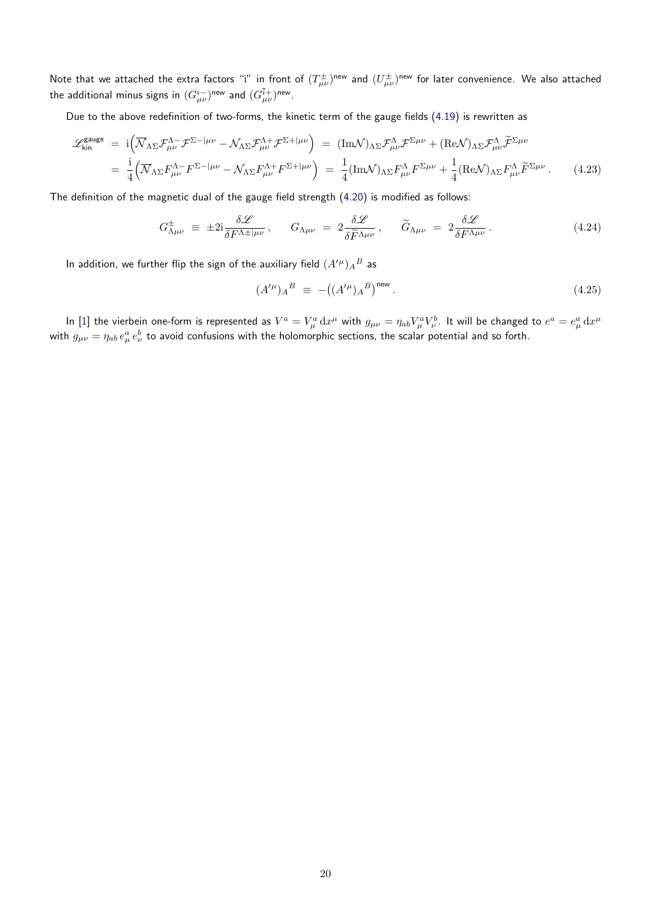Note that we attached the extra factors "i" in front of $(T^{\pm}_{\mu\nu})^{\text{new}}$ and $(U^{\pm}_{\mu\nu})^{\text{new}}$ for later convenience. We also attached the additional minus signs in $(G^{i-}_{\mu\nu})^{\text{new}}$ and $(G^{\bar{i}+}_{\mu\nu})^{\text{new}}$.

Due to the above redefinition of two-forms, the kinetic term of the gauge fields (4.19) is rewritten as

$$
\begin{aligned}
\mathscr{L}_{\text{kin}}^{\text{gauge}} \ &= \ \mathrm{i}\Big( \overline{\mathcal{N}}_{\Lambda\Sigma} \mathcal{F}^{\Lambda-}_{\mu\nu} \mathcal{F}^{\Sigma-|\mu\nu} - \mathcal{N}_{\Lambda\Sigma} \mathcal{F}^{\Lambda+}_{\mu\nu} \mathcal{F}^{\Sigma+|\mu\nu} \Big) \ = \ (\mathrm{Im}\mathcal{N})_{\Lambda\Sigma} \mathcal{F}^{\Lambda}_{\mu\nu} \mathcal{F}^{\Sigma\mu\nu} + (\mathrm{Re}\mathcal{N})_{\Lambda\Sigma} \mathcal{F}^{\Lambda}_{\mu\nu} \widetilde{\mathcal{F}}^{\Sigma\mu\nu} \\
&= \ \frac{\mathrm{i}}{4}\Big( \overline{\mathcal{N}}_{\Lambda\Sigma} F^{\Lambda-}_{\mu\nu} F^{\Sigma-|\mu\nu} - \mathcal{N}_{\Lambda\Sigma} F^{\Lambda+}_{\mu\nu} F^{\Sigma+|\mu\nu} \Big) \ = \ \frac{1}{4} (\mathrm{Im}\mathcal{N})_{\Lambda\Sigma} F^{\Lambda}_{\mu\nu} F^{\Sigma\mu\nu} + \frac{1}{4} (\mathrm{Re}\mathcal{N})_{\Lambda\Sigma} F^{\Lambda}_{\mu\nu} \widetilde{F}^{\Sigma\mu\nu} \, . 
\end{aligned}
\tag{4.23}
$$

The definition of the magnetic dual of the gauge field strength (4.20) is modified as follows:

$$
G^{\pm}_{\Lambda\mu\nu} \ \equiv \ \pm 2\mathrm{i} \frac{\delta \mathscr{L}}{\delta F^{\Lambda\pm|\mu\nu}} \, , \qquad G_{\Lambda\mu\nu} \ = \ 2\frac{\delta \mathscr{L}}{\delta \widetilde{F}^{\Lambda\mu\nu}} \, , \qquad \widetilde{G}_{\Lambda\mu\nu} \ = \ 2\frac{\delta \mathscr{L}}{\delta F^{\Lambda\mu\nu}} \, . \tag{4.24}
$$

In addition, we further flip the sign of the auxiliary field $(A'^{\mu})_A{}^B$ as

$$
(A'^{\mu})_A{}^B \ \equiv \ -\big( (A'^{\mu})_A{}^B \big)^{\text{new}} \, . \tag{4.25}
$$

In [1] the vierbein one-form is represented as $V^a = V^a_{\mu}\,\mathrm{d}x^{\mu}$ with $g_{\mu\nu} = \eta_{ab} V^a_{\mu} V^b_{\nu}$. It will be changed to $e^a = e^a_{\mu}\,\mathrm{d}x^{\mu}$ with $g_{\mu\nu} = \eta_{ab}\, e^a_{\mu}\, e^b_{\nu}$ to avoid confusions with the holomorphic sections, the scalar potential and so forth.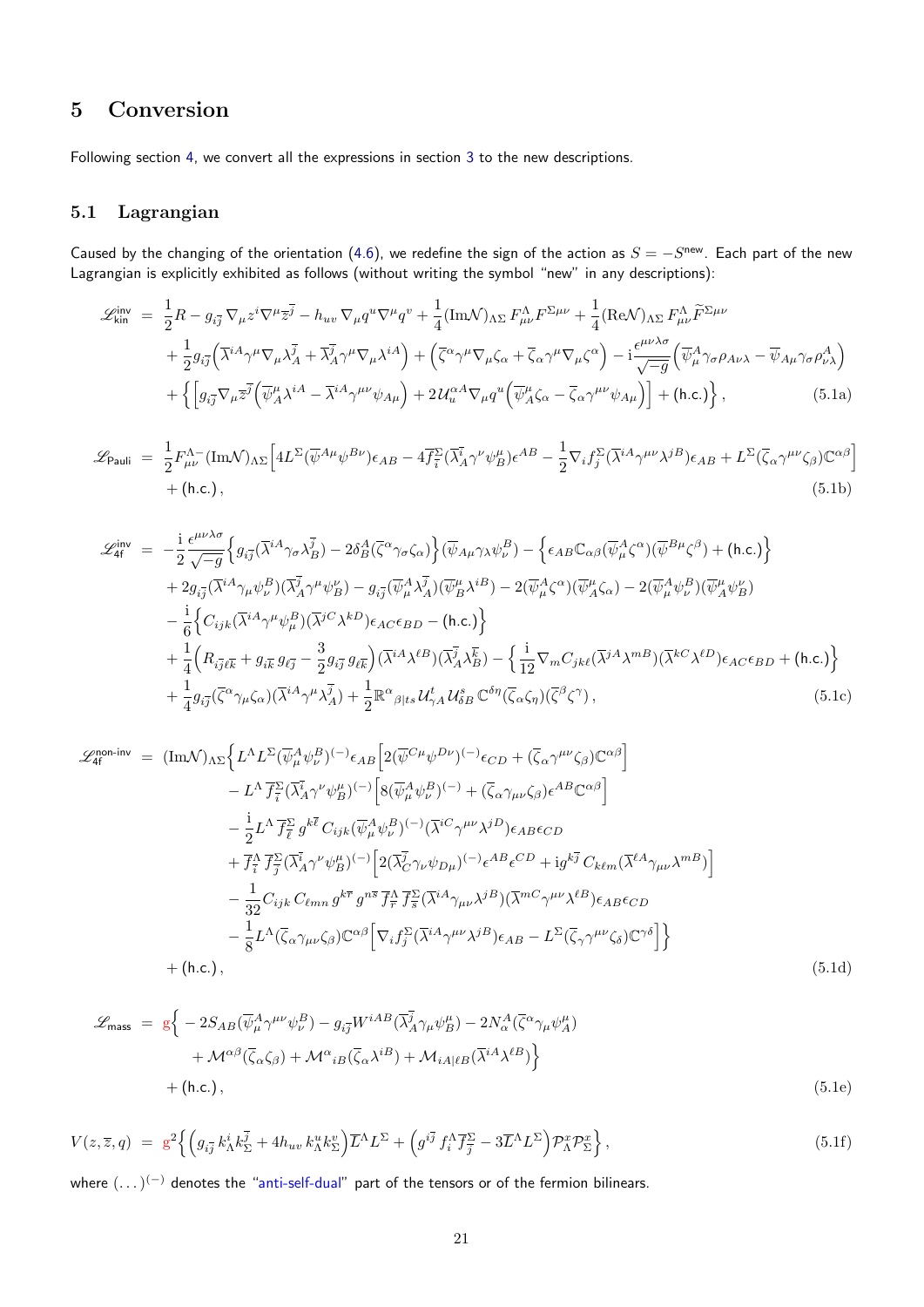## 5 Conversion

Following section 4, we convert all the expressions in section 3 to the new descriptions.

### 5.1 Lagrangian

Caused by the changing of the orientation (4.6), we redefine the sign of the action as $S = -S^{\text{new}}$. Each part of the new Lagrangian is explicitly exhibited as follows (without writing the symbol "new" in any descriptions):

$$
\begin{aligned}
\mathscr{L}_{\text{kin}}^{\text{inv}} \;=\;& \frac{1}{2}R - g_{i\overline{j}}\,\nabla_\mu z^i \nabla^\mu \overline{z}^{\overline{j}} - h_{uv}\,\nabla_\mu q^u \nabla^\mu q^v + \frac{1}{4}(\text{Im}\mathcal{N})_{\Lambda\Sigma}\,F^\Lambda_{\mu\nu}F^{\Sigma\mu\nu} + \frac{1}{4}(\text{Re}\mathcal{N})_{\Lambda\Sigma}\,F^\Lambda_{\mu\nu}\widetilde{F}^{\Sigma\mu\nu} \\
&+ \frac{1}{2}g_{i\overline{j}}\Big(\overline{\lambda}^{iA}\gamma^\mu\nabla_\mu\lambda^{\overline{j}}_A + \overline{\lambda}^{\overline{j}}_A\gamma^\mu\nabla_\mu\lambda^{iA}\Big) + \Big(\overline{\zeta}^\alpha\gamma^\mu\nabla_\mu\zeta_\alpha + \overline{\zeta}_\alpha\gamma^\mu\nabla_\mu\zeta^\alpha\Big) - \mathrm{i}\frac{\epsilon^{\mu\nu\lambda\sigma}}{\sqrt{-g}}\Big(\overline{\psi}^A_\mu\gamma_\sigma\rho_{A\nu\lambda} - \overline{\psi}_{A\mu}\gamma_\sigma\rho^A_{\nu\lambda}\Big) \\
&+ \Big\{\Big[g_{i\overline{j}}\nabla_\mu\overline{z}^{\overline{j}}\Big(\overline{\psi}^\mu_A\lambda^{iA} - \overline{\lambda}^{iA}\gamma^{\mu\nu}\psi_{A\mu}\Big) + 2\mathcal{U}^{\alpha A}_u\nabla_\mu q^u\Big(\overline{\psi}^\mu_A\zeta_\alpha - \overline{\zeta}_\alpha\gamma^{\mu\nu}\psi_{A\mu}\Big)\Big] + (\text{h.c.})\Big\}\,,
\end{aligned}
\tag{5.1a}
$$

$$
\begin{aligned}
\mathscr{L}_{\text{Pauli}} \;=\;& \frac{1}{2}F^{\Lambda-}_{\mu\nu}(\text{Im}\mathcal{N})_{\Lambda\Sigma}\Big[4L^\Sigma(\overline{\psi}^{A\mu}\psi^{B\nu})\epsilon_{AB} - 4\overline{f}^\Sigma_{\overline{i}}(\overline{\lambda}^{\overline{i}}_A\gamma^\nu\psi^\mu_B)\epsilon^{AB} - \frac{1}{2}\nabla_i f^\Sigma_j(\overline{\lambda}^{iA}\gamma^{\mu\nu}\lambda^{jB})\epsilon_{AB} + L^\Sigma(\overline{\zeta}_\alpha\gamma^{\mu\nu}\zeta_\beta)\mathbb{C}^{\alpha\beta}\Big] \\
&+ (\text{h.c.})\,,
\end{aligned}
\tag{5.1b}
$$

$$
\begin{aligned}
\mathscr{L}_{\text{4f}}^{\text{inv}} \;=\;& -\frac{\mathrm{i}}{2}\frac{\epsilon^{\mu\nu\lambda\sigma}}{\sqrt{-g}}\Big\{g_{i\overline{j}}(\overline{\lambda}^{iA}\gamma_\sigma\lambda^{\overline{j}}_B) - 2\delta^A_B(\overline{\zeta}^\alpha\gamma_\sigma\zeta_\alpha)\Big\}(\overline{\psi}_{A\mu}\gamma_\lambda\psi^B_\nu) - \Big\{\epsilon_{AB}\mathbb{C}_{\alpha\beta}(\overline{\psi}^A_\mu\zeta^\alpha)(\overline{\psi}^{B\mu}\zeta^\beta) + (\text{h.c.})\Big\} \\
&+ 2g_{i\overline{j}}(\overline{\lambda}^{iA}\gamma_\mu\psi^B_\nu)(\overline{\lambda}^{\overline{j}}_A\gamma^\mu\psi^\nu_B) - g_{i\overline{j}}(\overline{\psi}^A_\mu\lambda^{\overline{j}}_A)(\overline{\psi}^\mu_B\lambda^{iB}) - 2(\overline{\psi}^A_\mu\zeta^\alpha)(\overline{\psi}^\mu_A\zeta_\alpha) - 2(\overline{\psi}^A_\mu\psi^B_\nu)(\overline{\psi}^\mu_A\psi^\nu_B) \\
&- \frac{\mathrm{i}}{6}\Big\{C_{ijk}(\overline{\lambda}^{iA}\gamma^\mu\psi^B_\mu)(\overline{\lambda}^{jC}\lambda^{kD})\epsilon_{AC}\epsilon_{BD} - (\text{h.c.})\Big\} \\
&+ \frac{1}{4}\Big(R_{i\overline{j}\ell\overline{k}} + g_{i\overline{k}}\,g_{\ell\overline{j}} - \frac{3}{2}g_{i\overline{j}}\,g_{\ell\overline{k}}\Big)(\overline{\lambda}^{iA}\lambda^{\ell B})(\overline{\lambda}^{\overline{j}}_A\lambda^{\overline{k}}_B) - \Big\{\frac{\mathrm{i}}{12}\nabla_m C_{jk\ell}(\overline{\lambda}^{jA}\lambda^{mB})(\overline{\lambda}^{kC}\lambda^{\ell D})\epsilon_{AC}\epsilon_{BD} + (\text{h.c.})\Big\} \\
&+ \frac{1}{4}g_{i\overline{j}}(\overline{\zeta}^\alpha\gamma_\mu\zeta_\alpha)(\overline{\lambda}^{iA}\gamma^\mu\lambda^{\overline{j}}_A) + \frac{1}{2}\mathbb{R}^\alpha{}_{\beta|ts}\,\mathcal{U}^t_{\gamma A}\,\mathcal{U}^s_{\delta B}\,\mathbb{C}^{\delta\eta}(\overline{\zeta}_\alpha\zeta_\eta)(\overline{\zeta}^\beta\zeta^\gamma)\,,
\end{aligned}
\tag{5.1c}
$$

$$
\begin{aligned}
\mathscr{L}_{\text{4f}}^{\text{non-inv}} \;=\;& (\text{Im}\mathcal{N})_{\Lambda\Sigma}\Big\{L^\Lambda L^\Sigma(\overline{\psi}^A_\mu\psi^B_\nu)^{(-)}\epsilon_{AB}\Big[2(\overline{\psi}^{C\mu}\psi^{D\nu})^{(-)}\epsilon_{CD} + (\overline{\zeta}_\alpha\gamma^{\mu\nu}\zeta_\beta)\mathbb{C}^{\alpha\beta}\Big] \\
&\qquad - L^\Lambda\,\overline{f}^\Sigma_{\overline{i}}(\overline{\lambda}^{\overline{i}}_A\gamma^\nu\psi^\mu_B)^{(-)}\Big[8(\overline{\psi}^A_\mu\psi^B_\nu)^{(-)} + (\overline{\zeta}_\alpha\gamma_{\mu\nu}\zeta_\beta)\epsilon^{AB}\mathbb{C}^{\alpha\beta}\Big] \\
&\qquad - \frac{\mathrm{i}}{2}L^\Lambda\,\overline{f}^\Sigma_{\overline{\ell}}\,g^{k\overline{\ell}}\,C_{ijk}(\overline{\psi}^A_\mu\psi^B_\nu)^{(-)}(\overline{\lambda}^{iC}\gamma^{\mu\nu}\lambda^{jD})\epsilon_{AB}\epsilon_{CD} \\
&\qquad + \overline{f}^\Lambda_{\overline{i}}\,\overline{f}^\Sigma_{\overline{j}}(\overline{\lambda}^{\overline{i}}_A\gamma^\nu\psi^\mu_B)^{(-)}\Big[2(\overline{\lambda}^{\overline{j}}_C\gamma_\nu\psi_{D\mu})^{(-)}\epsilon^{AB}\epsilon^{CD} + \mathrm{i}g^{k\overline{j}}\,C_{k\ell m}(\overline{\lambda}^{\ell A}\gamma_{\mu\nu}\lambda^{mB})\Big] \\
&\qquad - \frac{1}{32}C_{ijk}\,C_{\ell mn}\,g^{k\overline{r}}\,g^{n\overline{s}}\,\overline{f}^\Lambda_{\overline{r}}\,\overline{f}^\Sigma_{\overline{s}}(\overline{\lambda}^{iA}\gamma_{\mu\nu}\lambda^{jB})(\overline{\lambda}^{mC}\gamma^{\mu\nu}\lambda^{\ell B})\epsilon_{AB}\epsilon_{CD} \\
&\qquad - \frac{1}{8}L^\Lambda(\overline{\zeta}_\alpha\gamma_{\mu\nu}\zeta_\beta)\mathbb{C}^{\alpha\beta}\Big[\nabla_i f^\Sigma_j(\overline{\lambda}^{iA}\gamma^{\mu\nu}\lambda^{jB})\epsilon_{AB} - L^\Sigma(\overline{\zeta}_\gamma\gamma^{\mu\nu}\zeta_\delta)\mathbb{C}^{\gamma\delta}\Big]\Big\} \\
&+ (\text{h.c.})\,,
\end{aligned}
\tag{5.1d}
$$

$$
\begin{aligned}
\mathscr{L}_{\text{mass}} \;=\;& \mathrm{g}\Big\{-2S_{AB}(\overline{\psi}^A_\mu\gamma^{\mu\nu}\psi^B_\nu) - g_{i\overline{j}}W^{iAB}(\overline{\lambda}^{\overline{j}}_A\gamma_\mu\psi^\mu_B) - 2N^A_\alpha(\overline{\zeta}^\alpha\gamma_\mu\psi^\mu_A) \\
&\qquad + \mathcal{M}^{\alpha\beta}(\overline{\zeta}_\alpha\zeta_\beta) + \mathcal{M}^\alpha{}_{iB}(\overline{\zeta}_\alpha\lambda^{iB}) + \mathcal{M}_{iA|\ell B}(\overline{\lambda}^{iA}\lambda^{\ell B})\Big\} \\
&+ (\text{h.c.})\,,
\end{aligned}
\tag{5.1e}
$$

$$
V(z,\overline{z},q) \;=\; \mathrm{g}^2\Big\{\Big(g_{i\overline{j}}\,k^i_\Lambda k^{\overline{j}}_\Sigma + 4h_{uv}\,k^u_\Lambda k^v_\Sigma\Big)\overline{L}^\Lambda L^\Sigma + \Big(g^{i\overline{j}}\,f^\Lambda_i\overline{f}^\Sigma_{\overline{j}} - 3\overline{L}^\Lambda L^\Sigma\Big)\mathcal{P}^x_\Lambda\mathcal{P}^x_\Sigma\Big\}\,,
\tag{5.1f}
$$

where $(\ldots)^{(-)}$ denotes the "anti-self-dual" part of the tensors or of the fermion bilinears.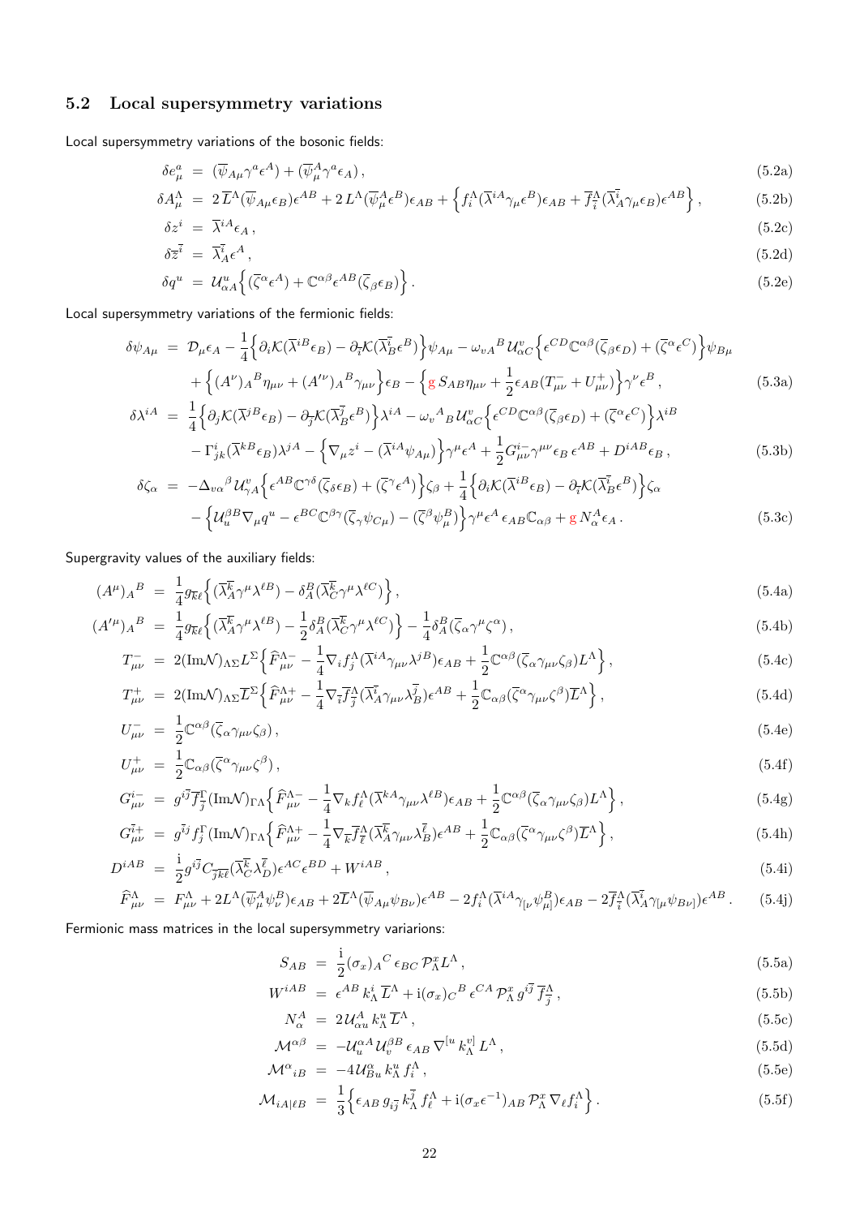### 5.2 Local supersymmetry variations

Local supersymmetry variations of the bosonic fields:

$$\delta e^a_\mu = (\overline{\psi}_{A\mu}\gamma^a\epsilon^A) + (\overline{\psi}^A_\mu\gamma^a\epsilon_A)\,, \tag{5.2a}$$

$$\delta A^\Lambda_\mu = 2\,\overline{L}^\Lambda(\overline{\psi}_{A\mu}\epsilon_B)\epsilon^{AB} + 2\,L^\Lambda(\overline{\psi}^A_\mu\epsilon^B)\epsilon_{AB} + \Big\{f^\Lambda_i(\overline{\lambda}^{iA}\gamma_\mu\epsilon^B)\epsilon_{AB} + \overline{f}^\Lambda_{\overline{i}}(\overline{\lambda}^{\overline{i}}_A\gamma_\mu\epsilon_B)\epsilon^{AB}\Big\}\,, \tag{5.2b}$$

$$\delta z^i = \overline{\lambda}^{iA}\epsilon_A\,, \tag{5.2c}$$

$$\delta\overline{z}^{\overline{i}} = \overline{\lambda}^{\overline{i}}_A\epsilon^A\,, \tag{5.2d}$$

$$\delta q^u = \mathcal{U}^u_{\alpha A}\Big\{(\overline{\zeta}^\alpha\epsilon^A) + \mathbb{C}^{\alpha\beta}\epsilon^{AB}(\overline{\zeta}_\beta\epsilon_B)\Big\}\,. \tag{5.2e}$$

Local supersymmetry variations of the fermionic fields:

$$\begin{aligned}\delta\psi_{A\mu} &= \mathcal{D}_\mu\epsilon_A - \frac{1}{4}\Big\{\partial_i\mathcal{K}(\overline{\lambda}^{iB}\epsilon_B) - \partial_{\overline{i}}\mathcal{K}(\overline{\lambda}^{\overline{i}}_B\epsilon^B)\Big\}\psi_{A\mu} - \omega_{vA}{}^B\,\mathcal{U}^v_{\alpha C}\Big\{\epsilon^{CD}\mathbb{C}^{\alpha\beta}(\overline{\zeta}_\beta\epsilon_D) + (\overline{\zeta}^\alpha\epsilon^C)\Big\}\psi_{B\mu} \\ &\quad + \Big\{(A^\nu)_A{}^B\eta_{\mu\nu} + (A'^\nu)_A{}^B\gamma_{\mu\nu}\Big\}\epsilon_B - \Big\{g\,S_{AB}\eta_{\mu\nu} + \frac{1}{2}\epsilon_{AB}(T^-_{\mu\nu} + U^+_{\mu\nu})\Big\}\gamma^\nu\epsilon^B\,,\end{aligned} \tag{5.3a}$$

$$\begin{aligned}\delta\lambda^{iA} &= \frac{1}{4}\Big\{\partial_j\mathcal{K}(\overline{\lambda}^{jB}\epsilon_B) - \partial_{\overline{j}}\mathcal{K}(\overline{\lambda}^{\overline{j}}_B\epsilon^B)\Big\}\lambda^{iA} - \omega_v{}^A{}_B\,\mathcal{U}^v_{\alpha C}\Big\{\epsilon^{CD}\mathbb{C}^{\alpha\beta}(\overline{\zeta}_\beta\epsilon_D) + (\overline{\zeta}^\alpha\epsilon^C)\Big\}\lambda^{iB} \\ &\quad - \Gamma^i_{jk}(\overline{\lambda}^{kB}\epsilon_B)\lambda^{jA} - \Big\{\nabla_\mu z^i - (\overline{\lambda}^{iA}\psi_{A\mu})\Big\}\gamma^\mu\epsilon^A + \frac{1}{2}G^{i-}_{\mu\nu}\gamma^{\mu\nu}\epsilon_B\,\epsilon^{AB} + D^{iAB}\epsilon_B\,,\end{aligned} \tag{5.3b}$$

$$\begin{aligned}\delta\zeta_\alpha &= -\Delta_{v\alpha}{}^\beta\,\mathcal{U}^v_{\gamma A}\Big\{\epsilon^{AB}\mathbb{C}^{\gamma\delta}(\overline{\zeta}_\delta\epsilon_B) + (\overline{\zeta}^\gamma\epsilon^A)\Big\}\zeta_\beta + \frac{1}{4}\Big\{\partial_i\mathcal{K}(\overline{\lambda}^{iB}\epsilon_B) - \partial_{\overline{i}}\mathcal{K}(\overline{\lambda}^{\overline{i}}_B\epsilon^B)\Big\}\zeta_\alpha \\ &\quad - \Big\{\mathcal{U}^{\beta B}_u\nabla_\mu q^u - \epsilon^{BC}\mathbb{C}^{\beta\gamma}(\overline{\zeta}_\gamma\psi_{C\mu}) - (\overline{\zeta}^\beta\psi^B_\mu)\Big\}\gamma^\mu\epsilon^A\,\epsilon_{AB}\mathbb{C}_{\alpha\beta} + g\,N^A_\alpha\epsilon_A\,.\end{aligned} \tag{5.3c}$$

Supergravity values of the auxiliary fields:

$$(A^\mu)_A{}^B = \frac{1}{4}g_{\overline{k}\ell}\Big\{(\overline{\lambda}^{\overline{k}}_A\gamma^\mu\lambda^{\ell B}) - \delta^B_A(\overline{\lambda}^{\overline{k}}_C\gamma^\mu\lambda^{\ell C})\Big\}\,, \tag{5.4a}$$

$$(A'^\mu)_A{}^B = \frac{1}{4}g_{\overline{k}\ell}\Big\{(\overline{\lambda}^{\overline{k}}_A\gamma^\mu\lambda^{\ell B}) - \frac{1}{2}\delta^B_A(\overline{\lambda}^{\overline{k}}_C\gamma^\mu\lambda^{\ell C})\Big\} - \frac{1}{4}\delta^B_A(\overline{\zeta}_\alpha\gamma^\mu\zeta^\alpha)\,, \tag{5.4b}$$

$$T^-_{\mu\nu} = 2(\mathrm{Im}\mathcal{N})_{\Lambda\Sigma}L^\Sigma\Big\{\widehat{F}^{\Lambda-}_{\mu\nu} - \frac{1}{4}\nabla_i f^\Lambda_j(\overline{\lambda}^{iA}\gamma_{\mu\nu}\lambda^{jB})\epsilon_{AB} + \frac{1}{2}\mathbb{C}^{\alpha\beta}(\overline{\zeta}_\alpha\gamma_{\mu\nu}\zeta_\beta)L^\Lambda\Big\}\,, \tag{5.4c}$$

$$T^+_{\mu\nu} = 2(\mathrm{Im}\mathcal{N})_{\Lambda\Sigma}\overline{L}^\Sigma\Big\{\widehat{F}^{\Lambda+}_{\mu\nu} - \frac{1}{4}\nabla_{\overline{i}}\overline{f}^\Lambda_{\overline{j}}(\overline{\lambda}^{\overline{i}}_A\gamma_{\mu\nu}\lambda^{\overline{j}}_B)\epsilon^{AB} + \frac{1}{2}\mathbb{C}_{\alpha\beta}(\overline{\zeta}^\alpha\gamma_{\mu\nu}\zeta^\beta)\overline{L}^\Lambda\Big\}\,, \tag{5.4d}$$

$$U^-_{\mu\nu} = \frac{1}{2}\mathbb{C}^{\alpha\beta}(\overline{\zeta}_\alpha\gamma_{\mu\nu}\zeta_\beta)\,, \tag{5.4e}$$

$$U^+_{\mu\nu} = \frac{1}{2}\mathbb{C}_{\alpha\beta}(\overline{\zeta}^\alpha\gamma_{\mu\nu}\zeta^\beta)\,, \tag{5.4f}$$

$$G^{i-}_{\mu\nu} = g^{i\overline{j}}\overline{f}^\Gamma_{\overline{j}}(\mathrm{Im}\mathcal{N})_{\Gamma\Lambda}\Big\{\widehat{F}^{\Lambda-}_{\mu\nu} - \frac{1}{4}\nabla_k f^\Lambda_\ell(\overline{\lambda}^{kA}\gamma_{\mu\nu}\lambda^{\ell B})\epsilon_{AB} + \frac{1}{2}\mathbb{C}^{\alpha\beta}(\overline{\zeta}_\alpha\gamma_{\mu\nu}\zeta_\beta)L^\Lambda\Big\}\,, \tag{5.4g}$$

$$G^{\overline{i}+}_{\mu\nu} = g^{\overline{i}j}f^\Gamma_j(\mathrm{Im}\mathcal{N})_{\Gamma\Lambda}\Big\{\widehat{F}^{\Lambda+}_{\mu\nu} - \frac{1}{4}\nabla_{\overline{k}}\overline{f}^\Lambda_{\overline{\ell}}(\overline{\lambda}^{\overline{k}}_A\gamma_{\mu\nu}\lambda^{\overline{\ell}}_B)\epsilon^{AB} + \frac{1}{2}\mathbb{C}_{\alpha\beta}(\overline{\zeta}^\alpha\gamma_{\mu\nu}\zeta^\beta)\overline{L}^\Lambda\Big\}\,, \tag{5.4h}$$

$$D^{iAB} = \frac{\mathrm{i}}{2}g^{i\overline{j}}C_{\overline{j}\overline{k}\overline{\ell}}(\overline{\lambda}^{\overline{k}}_C\lambda^{\overline{\ell}}_D)\epsilon^{AC}\epsilon^{BD} + W^{iAB}\,, \tag{5.4i}$$

$$\widehat{F}^\Lambda_{\mu\nu} = F^\Lambda_{\mu\nu} + 2L^\Lambda(\overline{\psi}^A_\mu\psi^B_\nu)\epsilon_{AB} + 2\overline{L}^\Lambda(\overline{\psi}_{A\mu}\psi_{B\nu})\epsilon^{AB} - 2f^\Lambda_i(\overline{\lambda}^{iA}\gamma_{[\nu}\psi^B_{\mu]})\epsilon_{AB} - 2\overline{f}^\Lambda_{\overline{i}}(\overline{\lambda}^{\overline{i}}_A\gamma_{[\mu}\psi_{B\nu]})\epsilon^{AB}\,. \tag{5.4j}$$

Fermionic mass matrices in the local supersymmetry variarions:

$$S_{AB} = \frac{\mathrm{i}}{2}(\sigma_x)_A{}^C\,\epsilon_{BC}\,\mathcal{P}^x_\Lambda L^\Lambda\,, \tag{5.5a}$$

$$W^{iAB} = \epsilon^{AB}\,k^i_\Lambda\,\overline{L}^\Lambda + \mathrm{i}(\sigma_x)_C{}^B\,\epsilon^{CA}\,\mathcal{P}^x_\Lambda\,g^{i\overline{j}}\,\overline{f}^\Lambda_{\overline{j}}\,, \tag{5.5b}$$

$$N^A_\alpha = 2\,\mathcal{U}^A_{\alpha u}\,k^u_\Lambda\,\overline{L}^\Lambda\,, \tag{5.5c}$$

$$\mathcal{M}^{\alpha\beta} = -\mathcal{U}^{\alpha A}_u\,\mathcal{U}^{\beta B}_v\,\epsilon_{AB}\,\nabla^{[u}\,k^{v]}_\Lambda\,L^\Lambda\,, \tag{5.5d}$$

$$\mathcal{M}^\alpha{}_{iB} = -4\,\mathcal{U}^\alpha_{Bu}\,k^u_\Lambda\,f^\Lambda_i\,, \tag{5.5e}$$

$$\mathcal{M}_{iA|\ell B} = \frac{1}{3}\Big\{\epsilon_{AB}\,g_{i\overline{j}}\,k^{\overline{j}}_\Lambda\,f^\Lambda_\ell + \mathrm{i}(\sigma_x\epsilon^{-1})_{AB}\,\mathcal{P}^x_\Lambda\,\nabla_\ell f^\Lambda_i\Big\}\,. \tag{5.5f}$$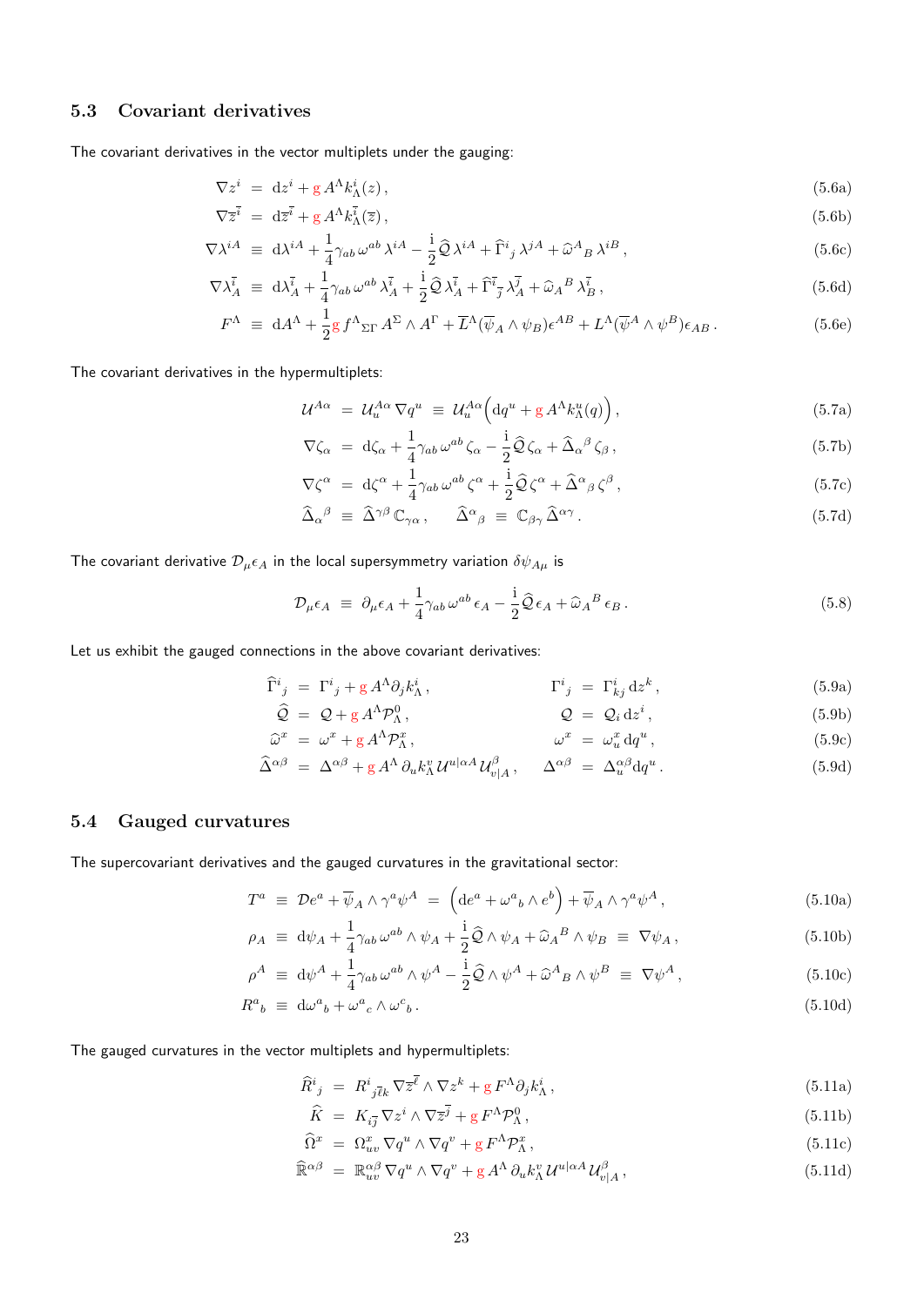### 5.3 Covariant derivatives

The covariant derivatives in the vector multiplets under the gauging:

$$\nabla z^i \;=\; \mathrm{d}z^i + \mathrm{g}\, A^\Lambda k^i_\Lambda(z)\,, \tag{5.6a}$$

$$\nabla \overline{z}^{\overline{i}} \;=\; \mathrm{d}\overline{z}^{\overline{i}} + \mathrm{g}\, A^\Lambda k^{\overline{i}}_\Lambda(\overline{z})\,, \tag{5.6b}$$

$$\nabla\lambda^{iA} \;\equiv\; \mathrm{d}\lambda^{iA} + \frac{1}{4}\gamma_{ab}\,\omega^{ab}\,\lambda^{iA} - \frac{\mathrm{i}}{2}\widehat{\mathcal{Q}}\,\lambda^{iA} + \widehat{\Gamma}^i{}_j\,\lambda^{jA} + \widehat{\omega}^A{}_B\,\lambda^{iB}\,, \tag{5.6c}$$

$$\nabla\lambda^{\overline{i}}_A \;\equiv\; \mathrm{d}\lambda^{\overline{i}}_A + \frac{1}{4}\gamma_{ab}\,\omega^{ab}\,\lambda^{\overline{i}}_A + \frac{\mathrm{i}}{2}\widehat{\mathcal{Q}}\,\lambda^{\overline{i}}_A + \widehat{\Gamma}^{\overline{i}}{}_{\overline{j}}\,\lambda^{\overline{j}}_A + \widehat{\omega}_A{}^B\,\lambda^{\overline{i}}_B\,, \tag{5.6d}$$

$$F^\Lambda \;\equiv\; \mathrm{d}A^\Lambda + \frac{1}{2}\mathrm{g}\, f^\Lambda{}_{\Sigma\Gamma}\,A^\Sigma\wedge A^\Gamma + \overline{L}^\Lambda(\overline{\psi}_A\wedge\psi_B)\epsilon^{AB} + L^\Lambda(\overline{\psi}^A\wedge\psi^B)\epsilon_{AB}\,. \tag{5.6e}$$

The covariant derivatives in the hypermultiplets:

$$\mathcal{U}^{A\alpha} \;=\; \mathcal{U}^{A\alpha}_u\,\nabla q^u \;\equiv\; \mathcal{U}^{A\alpha}_u\Big(\mathrm{d}q^u + \mathrm{g}\, A^\Lambda k^u_\Lambda(q)\Big)\,, \tag{5.7a}$$

$$\nabla\zeta_\alpha \;=\; \mathrm{d}\zeta_\alpha + \frac{1}{4}\gamma_{ab}\,\omega^{ab}\,\zeta_\alpha - \frac{\mathrm{i}}{2}\widehat{\mathcal{Q}}\,\zeta_\alpha + \widehat{\Delta}_\alpha{}^\beta\,\zeta_\beta\,, \tag{5.7b}$$

$$\nabla\zeta^\alpha \;=\; \mathrm{d}\zeta^\alpha + \frac{1}{4}\gamma_{ab}\,\omega^{ab}\,\zeta^\alpha + \frac{\mathrm{i}}{2}\widehat{\mathcal{Q}}\,\zeta^\alpha + \widehat{\Delta}^\alpha{}_\beta\,\zeta^\beta\,, \tag{5.7c}$$

$$\widehat{\Delta}_\alpha{}^\beta \;\equiv\; \widehat{\Delta}^{\gamma\beta}\,\mathbb{C}_{\gamma\alpha}\,,\qquad \widehat{\Delta}^\alpha{}_\beta \;\equiv\; \mathbb{C}_{\beta\gamma}\,\widehat{\Delta}^{\alpha\gamma}\,. \tag{5.7d}$$

The covariant derivative $\mathcal{D}_\mu\epsilon_A$ in the local supersymmetry variation $\delta\psi_{A\mu}$ is

$$\mathcal{D}_\mu\epsilon_A \;\equiv\; \partial_\mu\epsilon_A + \frac{1}{4}\gamma_{ab}\,\omega^{ab}\,\epsilon_A - \frac{\mathrm{i}}{2}\widehat{\mathcal{Q}}\,\epsilon_A + \widehat{\omega}_A{}^B\,\epsilon_B\,. \tag{5.8}$$

Let us exhibit the gauged connections in the above covariant derivatives:

$$\widehat{\Gamma}^i{}_j \;=\; \Gamma^i{}_j + \mathrm{g}\, A^\Lambda\partial_j k^i_\Lambda\,,\qquad \Gamma^i{}_j \;=\; \Gamma^i_{kj}\,\mathrm{d}z^k\,, \tag{5.9a}$$

$$\widehat{\mathcal{Q}} \;=\; \mathcal{Q} + \mathrm{g}\, A^\Lambda\mathcal{P}^0_\Lambda\,,\qquad \mathcal{Q} \;=\; \mathcal{Q}_i\,\mathrm{d}z^i\,, \tag{5.9b}$$

$$\widehat{\omega}^x \;=\; \omega^x + \mathrm{g}\, A^\Lambda\mathcal{P}^x_\Lambda\,,\qquad \omega^x \;=\; \omega^x_u\,\mathrm{d}q^u\,, \tag{5.9c}$$

$$\widehat{\Delta}^{\alpha\beta} \;=\; \Delta^{\alpha\beta} + \mathrm{g}\, A^\Lambda\,\partial_u k^v_\Lambda\,\mathcal{U}^{u|\alpha A}\,\mathcal{U}^\beta_{v|A}\,,\qquad \Delta^{\alpha\beta} \;=\; \Delta^{\alpha\beta}_u\mathrm{d}q^u\,. \tag{5.9d}$$

### 5.4 Gauged curvatures

The supercovariant derivatives and the gauged curvatures in the gravitational sector:

$$T^a \;\equiv\; \mathcal{D}e^a + \overline{\psi}_A\wedge\gamma^a\psi^A \;=\; \Big(\mathrm{d}e^a + \omega^a{}_b\wedge e^b\Big) + \overline{\psi}_A\wedge\gamma^a\psi^A\,, \tag{5.10a}$$

$$\rho_A \;\equiv\; \mathrm{d}\psi_A + \frac{1}{4}\gamma_{ab}\,\omega^{ab}\wedge\psi_A + \frac{\mathrm{i}}{2}\widehat{\mathcal{Q}}\wedge\psi_A + \widehat{\omega}_A{}^B\wedge\psi_B \;\equiv\; \nabla\psi_A\,, \tag{5.10b}$$

$$\rho^A \;\equiv\; \mathrm{d}\psi^A + \frac{1}{4}\gamma_{ab}\,\omega^{ab}\wedge\psi^A - \frac{\mathrm{i}}{2}\widehat{\mathcal{Q}}\wedge\psi^A + \widehat{\omega}^A{}_B\wedge\psi^B \;\equiv\; \nabla\psi^A\,, \tag{5.10c}$$

$$R^a{}_b \;\equiv\; \mathrm{d}\omega^a{}_b + \omega^a{}_c\wedge\omega^c{}_b\,. \tag{5.10d}$$

The gauged curvatures in the vector multiplets and hypermultiplets:

$$\widehat{R}^i{}_j \;=\; R^i_{j\overline{\ell}k}\,\nabla\overline{z}^{\overline{\ell}}\wedge\nabla z^k + \mathrm{g}\, F^\Lambda\partial_j k^i_\Lambda\,, \tag{5.11a}$$

$$\widehat{K} \;=\; K_{i\overline{j}}\,\nabla z^i\wedge\nabla\overline{z}^{\overline{j}} + \mathrm{g}\, F^\Lambda\mathcal{P}^0_\Lambda\,, \tag{5.11b}$$

$$\widehat{\Omega}^x \;=\; \Omega^x_{uv}\,\nabla q^u\wedge\nabla q^v + \mathrm{g}\, F^\Lambda\mathcal{P}^x_\Lambda\,, \tag{5.11c}$$

$$\widehat{\mathbb{R}}^{\alpha\beta} \;=\; \mathbb{R}^{\alpha\beta}_{uv}\,\nabla q^u\wedge\nabla q^v + \mathrm{g}\, A^\Lambda\,\partial_u k^v_\Lambda\,\mathcal{U}^{u|\alpha A}\,\mathcal{U}^\beta_{v|A}\,, \tag{5.11d}$$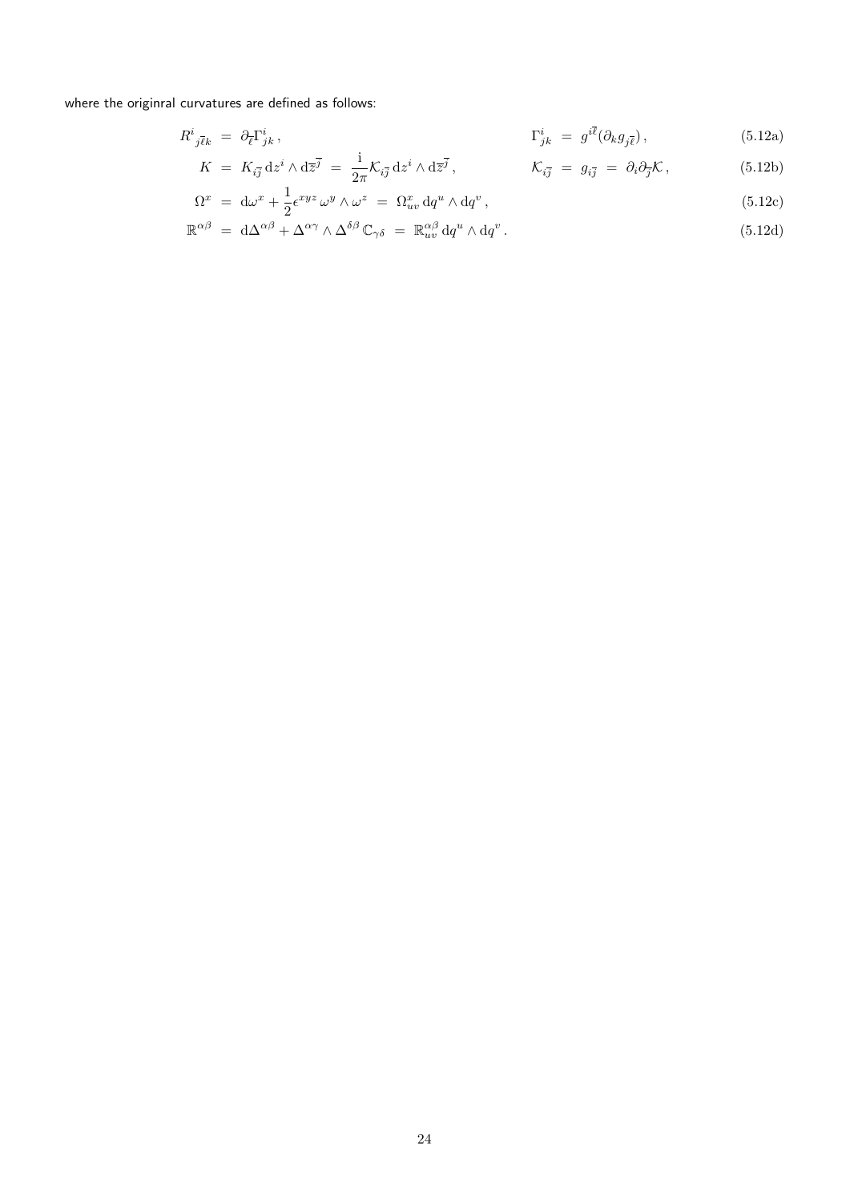where the originral curvatures are defined as follows:

$$R^i{}_{j\bar{\ell}k} \;=\; \partial_{\bar{\ell}}\Gamma^i_{jk}\,, \qquad\qquad \Gamma^i_{jk} \;=\; g^{i\bar{\ell}}(\partial_k g_{j\bar{\ell}})\,, \tag{5.12a}$$

$$K \;=\; K_{i\bar{\jmath}}\,\mathrm{d}z^i\wedge\mathrm{d}\bar{z}^{\bar{\jmath}} \;=\; \frac{\mathrm{i}}{2\pi}\mathcal{K}_{i\bar{\jmath}}\,\mathrm{d}z^i\wedge\mathrm{d}\bar{z}^{\bar{\jmath}}\,, \qquad \mathcal{K}_{i\bar{\jmath}} \;=\; g_{i\bar{\jmath}} \;=\; \partial_i\partial_{\bar{\jmath}}\mathcal{K}\,, \tag{5.12b}$$

$$\Omega^x \;=\; \mathrm{d}\omega^x + \frac{1}{2}\epsilon^{xyz}\,\omega^y\wedge\omega^z \;=\; \Omega^x_{uv}\,\mathrm{d}q^u\wedge\mathrm{d}q^v\,, \tag{5.12c}$$

$$\mathbb{R}^{\alpha\beta} \;=\; \mathrm{d}\Delta^{\alpha\beta} + \Delta^{\alpha\gamma}\wedge\Delta^{\delta\beta}\,\mathbb{C}_{\gamma\delta} \;=\; \mathbb{R}^{\alpha\beta}_{uv}\,\mathrm{d}q^u\wedge\mathrm{d}q^v\,. \tag{5.12d}$$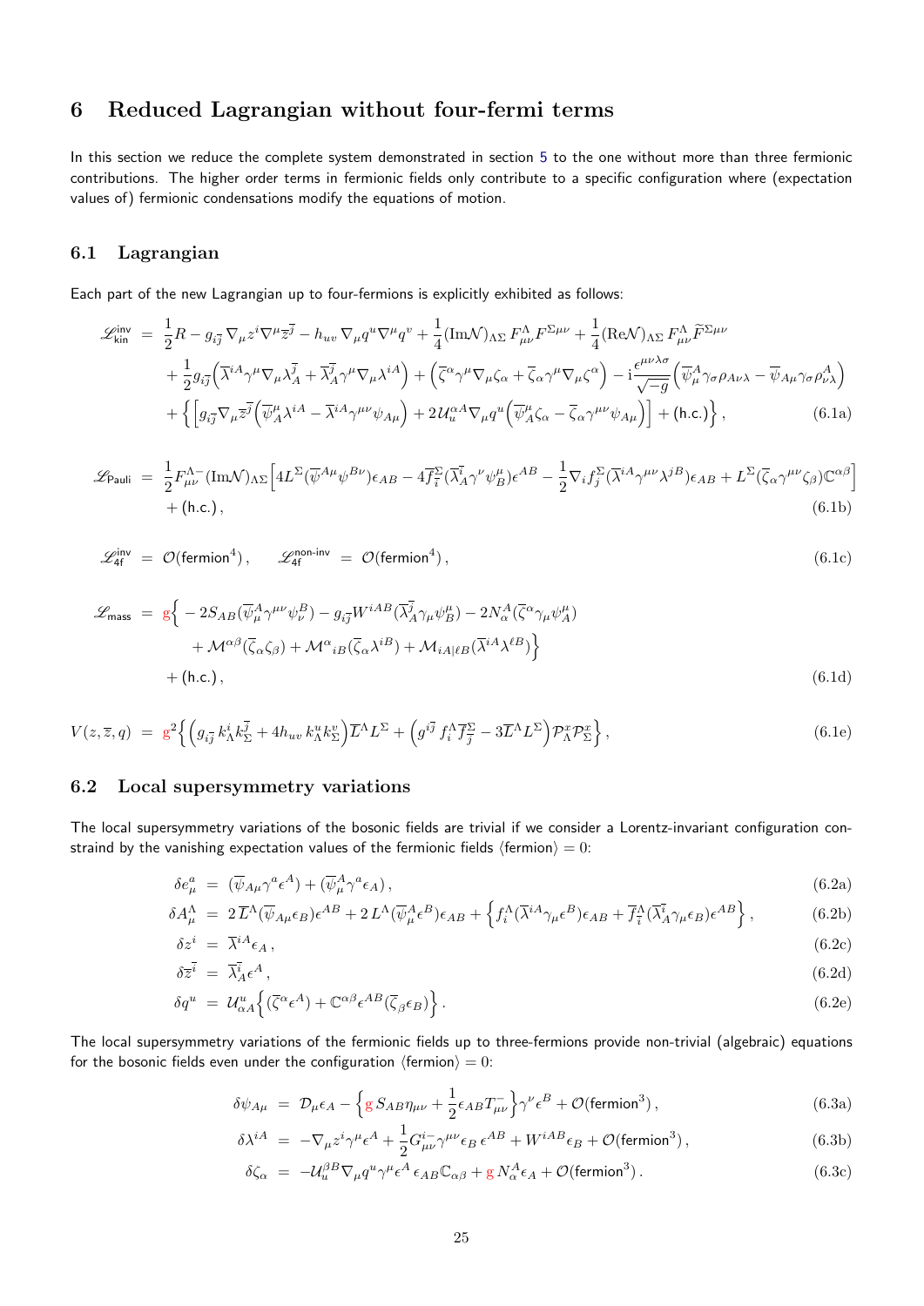# 6 Reduced Lagrangian without four-fermi terms

In this section we reduce the complete system demonstrated in section 5 to the one without more than three fermionic contributions. The higher order terms in fermionic fields only contribute to a specific configuration where (expectation values of) fermionic condensations modify the equations of motion.

## 6.1 Lagrangian

Each part of the new Lagrangian up to four-fermions is explicitly exhibited as follows:

$$
\begin{aligned}
\mathscr{L}_{\mathsf{kin}}^{\mathsf{inv}} \ &= \ \frac{1}{2}R - g_{i\overline{j}}\,\nabla_{\mu}z^i\nabla^{\mu}\overline{z}^{\overline{j}} - h_{uv}\,\nabla_{\mu}q^u\nabla^{\mu}q^v + \frac{1}{4}(\mathrm{Im}\mathcal{N})_{\Lambda\Sigma}\,F_{\mu\nu}^{\Lambda}F^{\Sigma\mu\nu} + \frac{1}{4}(\mathrm{Re}\mathcal{N})_{\Lambda\Sigma}\,F_{\mu\nu}^{\Lambda}\widetilde{F}^{\Sigma\mu\nu} \\
&\ \ \ \ + \frac{1}{2}g_{i\overline{j}}\Big(\overline{\lambda}^{iA}\gamma^{\mu}\nabla_{\mu}\lambda_A^{\overline{j}} + \overline{\lambda}_A^{\overline{j}}\gamma^{\mu}\nabla_{\mu}\lambda^{iA}\Big) + \Big(\overline{\zeta}^{\alpha}\gamma^{\mu}\nabla_{\mu}\zeta_{\alpha} + \overline{\zeta}_{\alpha}\gamma^{\mu}\nabla_{\mu}\zeta^{\alpha}\Big) - \mathrm{i}\frac{\epsilon^{\mu\nu\lambda\sigma}}{\sqrt{-g}}\Big(\overline{\psi}_{\mu}^{A}\gamma_{\sigma}\rho_{A\nu\lambda} - \overline{\psi}_{A\mu}\gamma_{\sigma}\rho_{\nu\lambda}^{A}\Big) \\
&\ \ \ \ + \Big\{ \Big[ g_{i\overline{j}}\nabla_{\mu}\overline{z}^{\overline{j}}\Big(\overline{\psi}_A^{\mu}\lambda^{iA} - \overline{\lambda}^{iA}\gamma^{\mu\nu}\psi_{A\mu}\Big) + 2\,\mathcal{U}_u^{\alpha A}\nabla_{\mu}q^u\Big(\overline{\psi}_A^{\mu}\zeta_{\alpha} - \overline{\zeta}_{\alpha}\gamma^{\mu\nu}\psi_{A\mu}\Big)\Big] + (\mathsf{h.c.})\Big\} \,, \qquad (6.1a)
\end{aligned}
$$

$$
\begin{aligned}
\mathscr{L}_{\mathsf{Pauli}} \ &= \ \frac{1}{2}F_{\mu\nu}^{\Lambda -}(\mathrm{Im}\mathcal{N})_{\Lambda\Sigma}\Big[4L^{\Sigma}(\overline{\psi}^{A\mu}\psi^{B\nu})\epsilon_{AB} - 4\overline{f}_{\overline{i}}^{\Sigma}(\overline{\lambda}_A^{\overline{i}}\gamma^{\nu}\psi_B^{\mu})\epsilon^{AB} - \frac{1}{2}\nabla_i f_j^{\Sigma}(\overline{\lambda}^{iA}\gamma^{\mu\nu}\lambda^{jB})\epsilon_{AB} + L^{\Sigma}(\overline{\zeta}_{\alpha}\gamma^{\mu\nu}\zeta_{\beta})\mathbb{C}^{\alpha\beta}\Big] \\
&\ \ \ \ + (\mathsf{h.c.})\,, \qquad (6.1b)
\end{aligned}
$$

$$
\mathscr{L}_{\mathsf{4f}}^{\mathsf{inv}} \ = \ \mathcal{O}(\mathsf{fermion}^4)\,, \qquad \mathscr{L}_{\mathsf{4f}}^{\mathsf{non\text{-}inv}} \ = \ \mathcal{O}(\mathsf{fermion}^4)\,, \qquad (6.1c)
$$

$$
\begin{aligned}
\mathscr{L}_{\mathsf{mass}} \ &= \ \mathrm{g}\Big\{ -2S_{AB}(\overline{\psi}_{\mu}^{A}\gamma^{\mu\nu}\psi_{\nu}^{B}) - g_{i\overline{j}}W^{iAB}(\overline{\lambda}_A^{\overline{j}}\gamma_{\mu}\psi_B^{\mu}) - 2N_{\alpha}^{A}(\overline{\zeta}^{\alpha}\gamma_{\mu}\psi_A^{\mu}) \\
&\ \ \ \ + \mathcal{M}^{\alpha\beta}(\overline{\zeta}_{\alpha}\zeta_{\beta}) + \mathcal{M}^{\alpha}{}_{iB}(\overline{\zeta}_{\alpha}\lambda^{iB}) + \mathcal{M}_{iA|\ell B}(\overline{\lambda}^{iA}\lambda^{\ell B})\Big\} \\
&\ \ \ \ + (\mathsf{h.c.})\,, \qquad (6.1d)
\end{aligned}
$$

$$
V(z,\overline{z},q) \ = \ \mathrm{g}^2\Big\{\Big(g_{i\overline{j}}\,k_{\Lambda}^{i}k_{\Sigma}^{\overline{j}} + 4h_{uv}\,k_{\Lambda}^{u}k_{\Sigma}^{v}\Big)\overline{L}^{\Lambda}L^{\Sigma} + \Big(g^{i\overline{j}}\,f_i^{\Lambda}\overline{f}_{\overline{j}}^{\Sigma} - 3\overline{L}^{\Lambda}L^{\Sigma}\Big)\mathcal{P}_{\Lambda}^{x}\mathcal{P}_{\Sigma}^{x}\Big\}\,, \qquad (6.1e)
$$

## 6.2 Local supersymmetry variations

The local supersymmetry variations of the bosonic fields are trivial if we consider a Lorentz-invariant configuration constraind by the vanishing expectation values of the fermionic fields $\langle\mathsf{fermion}\rangle = 0$:

$$
\begin{aligned}
\delta e_{\mu}^{a} \ &= \ (\overline{\psi}_{A\mu}\gamma^{a}\epsilon^{A}) + (\overline{\psi}_{\mu}^{A}\gamma^{a}\epsilon_{A})\,, \qquad (6.2a) \\
\delta A_{\mu}^{\Lambda} \ &= \ 2\,\overline{L}^{\Lambda}(\overline{\psi}_{A\mu}\epsilon_B)\epsilon^{AB} + 2\,L^{\Lambda}(\overline{\psi}_{\mu}^{A}\epsilon^{B})\epsilon_{AB} + \Big\{f_i^{\Lambda}(\overline{\lambda}^{iA}\gamma_{\mu}\epsilon^{B})\epsilon_{AB} + \overline{f}_{\overline{i}}^{\Lambda}(\overline{\lambda}_A^{\overline{i}}\gamma_{\mu}\epsilon_B)\epsilon^{AB}\Big\}\,, \qquad (6.2b) \\
\delta z^i \ &= \ \overline{\lambda}^{iA}\epsilon_A\,, \qquad (6.2c) \\
\delta\overline{z}^{\overline{i}} \ &= \ \overline{\lambda}_A^{\overline{i}}\epsilon^{A}\,, \qquad (6.2d) \\
\delta q^u \ &= \ \mathcal{U}_{\alpha A}^{u}\Big\{(\overline{\zeta}^{\alpha}\epsilon^{A}) + \mathbb{C}^{\alpha\beta}\epsilon^{AB}(\overline{\zeta}_{\beta}\epsilon_B)\Big\}\,. \qquad (6.2e)
\end{aligned}
$$

The local supersymmetry variations of the fermionic fields up to three-fermions provide non-trivial (algebraic) equations for the bosonic fields even under the configuration $\langle\mathsf{fermion}\rangle = 0$:

$$
\begin{aligned}
\delta\psi_{A\mu} \ &= \ \mathcal{D}_{\mu}\epsilon_A - \Big\{\mathrm{g}\,S_{AB}\eta_{\mu\nu} + \frac{1}{2}\epsilon_{AB}T_{\mu\nu}^{-}\Big\}\gamma^{\nu}\epsilon^{B} + \mathcal{O}(\mathsf{fermion}^3)\,, \qquad (6.3a) \\
\delta\lambda^{iA} \ &= \ -\nabla_{\mu}z^i\gamma^{\mu}\epsilon^{A} + \frac{1}{2}G_{\mu\nu}^{i-}\gamma^{\mu\nu}\epsilon_B\,\epsilon^{AB} + W^{iAB}\epsilon_B + \mathcal{O}(\mathsf{fermion}^3)\,, \qquad (6.3b) \\
\delta\zeta_{\alpha} \ &= \ -\mathcal{U}_u^{\beta B}\nabla_{\mu}q^u\gamma^{\mu}\epsilon^{A}\,\epsilon_{AB}\mathbb{C}_{\alpha\beta} + \mathrm{g}\,N_{\alpha}^{A}\epsilon_A + \mathcal{O}(\mathsf{fermion}^3)\,. \qquad (6.3c)
\end{aligned}
$$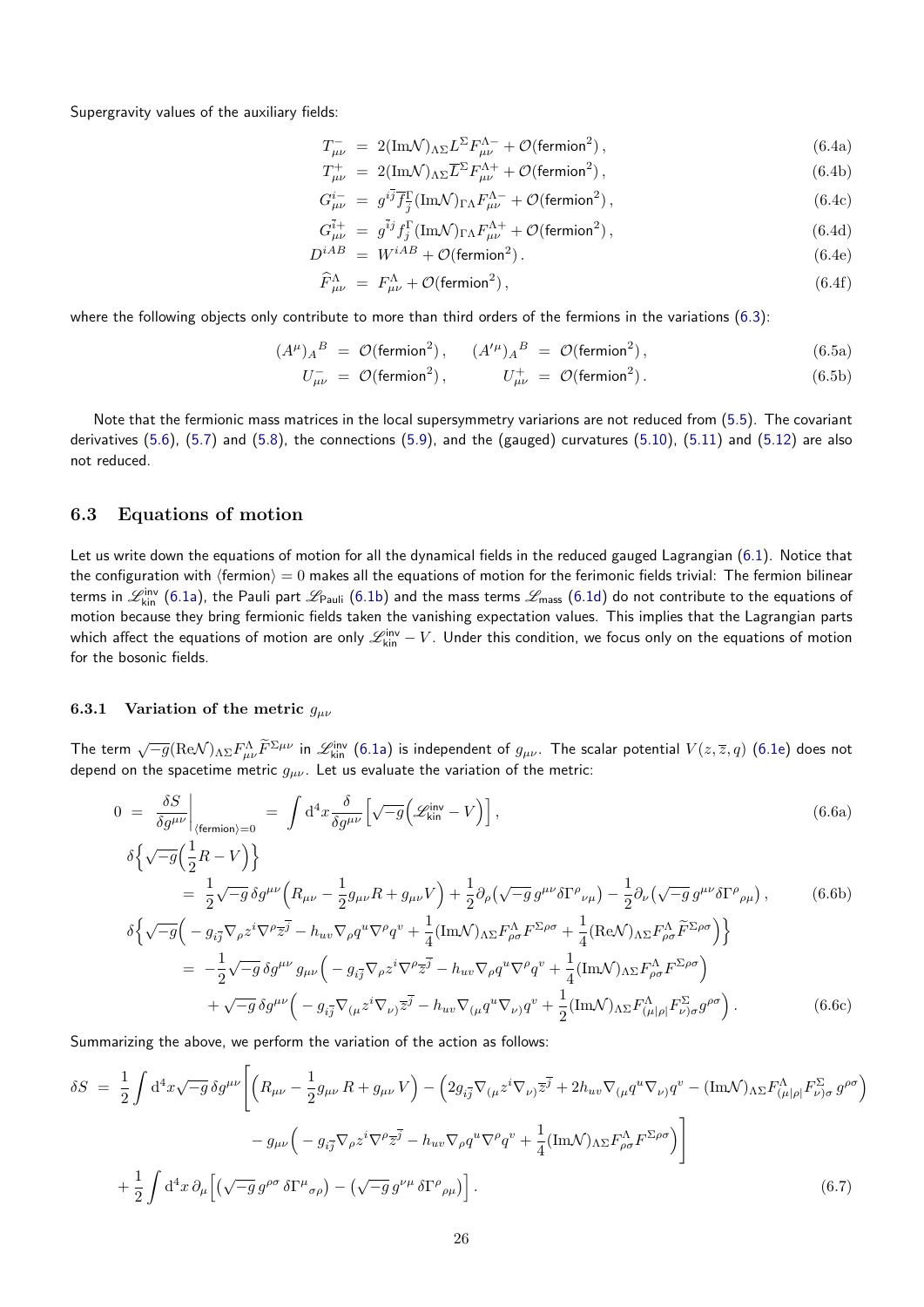Supergravity values of the auxiliary fields:

$$
\begin{aligned}
T^{-}_{\mu\nu} &= 2(\mathrm{Im}\mathcal{N})_{\Lambda\Sigma} L^{\Sigma} F^{\Lambda -}_{\mu\nu} + \mathcal{O}(\text{fermion}^2)\,, && (6.4a)\\
T^{+}_{\mu\nu} &= 2(\mathrm{Im}\mathcal{N})_{\Lambda\Sigma} \overline{L}^{\Sigma} F^{\Lambda +}_{\mu\nu} + \mathcal{O}(\text{fermion}^2)\,, && (6.4b)\\
G^{i-}_{\mu\nu} &= g^{i\overline{j}} \overline{f}^{\Gamma}_{\overline{j}} (\mathrm{Im}\mathcal{N})_{\Gamma\Lambda} F^{\Lambda -}_{\mu\nu} + \mathcal{O}(\text{fermion}^2)\,, && (6.4c)\\
G^{\overline{i}+}_{\mu\nu} &= g^{\overline{i}j} f^{\Gamma}_{j} (\mathrm{Im}\mathcal{N})_{\Gamma\Lambda} F^{\Lambda +}_{\mu\nu} + \mathcal{O}(\text{fermion}^2)\,, && (6.4d)\\
D^{iAB} &= W^{iAB} + \mathcal{O}(\text{fermion}^2)\,. && (6.4e)\\
\widehat{F}^{\Lambda}_{\mu\nu} &= F^{\Lambda}_{\mu\nu} + \mathcal{O}(\text{fermion}^2)\,, && (6.4f)
\end{aligned}
$$

where the following objects only contribute to more than third orders of the fermions in the variations (6.3):

$$
(A^{\mu})_{A}{}^{B} = \mathcal{O}(\text{fermion}^2)\,, \qquad (A'^{\mu})_{A}{}^{B} = \mathcal{O}(\text{fermion}^2)\,, \tag{6.5a}
$$

$$
U^{-}_{\mu\nu} = \mathcal{O}(\text{fermion}^2)\,, \qquad U^{+}_{\mu\nu} = \mathcal{O}(\text{fermion}^2)\,. \tag{6.5b}
$$

Note that the fermionic mass matrices in the local supersymmetry variarions are not reduced from (5.5). The covariant derivatives (5.6), (5.7) and (5.8), the connections (5.9), and the (gauged) curvatures (5.10), (5.11) and (5.12) are also not reduced.

## 6.3 Equations of motion

Let us write down the equations of motion for all the dynamical fields in the reduced gauged Lagrangian (6.1). Notice that the configuration with $\langle\text{fermion}\rangle = 0$ makes all the equations of motion for the ferimonic fields trivial: The fermion bilinear terms in $\mathscr{L}^{\text{inv}}_{\text{kin}}$ (6.1a), the Pauli part $\mathscr{L}_{\text{Pauli}}$ (6.1b) and the mass terms $\mathscr{L}_{\text{mass}}$ (6.1d) do not contribute to the equations of motion because they bring fermionic fields taken the vanishing expectation values. This implies that the Lagrangian parts which affect the equations of motion are only $\mathscr{L}^{\text{inv}}_{\text{kin}} - V$. Under this condition, we focus only on the equations of motion for the bosonic fields.

### 6.3.1 Variation of the metric $g_{\mu\nu}$

The term $\sqrt{-g}(\mathrm{Re}\mathcal{N})_{\Lambda\Sigma} F^{\Lambda}_{\mu\nu} \widetilde{F}^{\Sigma\mu\nu}$ in $\mathscr{L}^{\text{inv}}_{\text{kin}}$ (6.1a) is independent of $g_{\mu\nu}$. The scalar potential $V(z,\overline{z},q)$ (6.1e) does not depend on the spacetime metric $g_{\mu\nu}$. Let us evaluate the variation of the metric:

$$
0 = \frac{\delta S}{\delta g^{\mu\nu}}\bigg|_{\langle\text{fermion}\rangle=0} = \int \mathrm{d}^4 x \frac{\delta}{\delta g^{\mu\nu}} \Big[ \sqrt{-g}\Big( \mathscr{L}^{\text{inv}}_{\text{kin}} - V \Big) \Big]\,, \tag{6.6a}
$$

$$
\begin{aligned}
&\delta\Big\{ \sqrt{-g}\Big( \frac{1}{2} R - V \Big) \Big\} \\
&\quad = \frac{1}{2}\sqrt{-g}\,\delta g^{\mu\nu}\Big( R_{\mu\nu} - \frac{1}{2} g_{\mu\nu} R + g_{\mu\nu} V \Big) + \frac{1}{2}\partial_{\rho}\big( \sqrt{-g}\, g^{\mu\nu} \delta\Gamma^{\rho}{}_{\nu\mu} \big) - \frac{1}{2}\partial_{\nu}\big( \sqrt{-g}\, g^{\mu\nu} \delta\Gamma^{\rho}{}_{\rho\mu} \big)\,,
\end{aligned} \tag{6.6b}
$$

$$
\begin{aligned}
&\delta\Big\{ \sqrt{-g}\Big( - g_{i\overline{j}} \nabla_{\rho} z^i \nabla^{\rho} \overline{z}^{\overline{j}} - h_{uv} \nabla_{\rho} q^u \nabla^{\rho} q^v + \frac{1}{4}(\mathrm{Im}\mathcal{N})_{\Lambda\Sigma} F^{\Lambda}_{\rho\sigma} F^{\Sigma\rho\sigma} + \frac{1}{4}(\mathrm{Re}\mathcal{N})_{\Lambda\Sigma} F^{\Lambda}_{\rho\sigma} \widetilde{F}^{\Sigma\rho\sigma} \Big) \Big\} \\
&\quad = -\frac{1}{2}\sqrt{-g}\,\delta g^{\mu\nu}\, g_{\mu\nu}\Big( - g_{i\overline{j}} \nabla_{\rho} z^i \nabla^{\rho} \overline{z}^{\overline{j}} - h_{uv} \nabla_{\rho} q^u \nabla^{\rho} q^v + \frac{1}{4}(\mathrm{Im}\mathcal{N})_{\Lambda\Sigma} F^{\Lambda}_{\rho\sigma} F^{\Sigma\rho\sigma} \Big) \\
&\qquad + \sqrt{-g}\,\delta g^{\mu\nu}\Big( - g_{i\overline{j}} \nabla_{(\mu} z^i \nabla_{\nu)} \overline{z}^{\overline{j}} - h_{uv} \nabla_{(\mu} q^u \nabla_{\nu)} q^v + \frac{1}{2}(\mathrm{Im}\mathcal{N})_{\Lambda\Sigma} F^{\Lambda}_{(\mu|\rho|} F^{\Sigma}_{\nu)\sigma} g^{\rho\sigma} \Big)\,.
\end{aligned} \tag{6.6c}
$$

Summarizing the above, we perform the variation of the action as follows:

$$
\begin{aligned}
\delta S &= \frac{1}{2}\int \mathrm{d}^4 x \sqrt{-g}\,\delta g^{\mu\nu}\bigg[ \Big( R_{\mu\nu} - \frac{1}{2} g_{\mu\nu} R + g_{\mu\nu} V \Big) - \Big( 2 g_{i\overline{j}} \nabla_{(\mu} z^i \nabla_{\nu)} \overline{z}^{\overline{j}} + 2 h_{uv} \nabla_{(\mu} q^u \nabla_{\nu)} q^v - (\mathrm{Im}\mathcal{N})_{\Lambda\Sigma} F^{\Lambda}_{(\mu|\rho|} F^{\Sigma}_{\nu)\sigma}\, g^{\rho\sigma} \Big) \\
&\qquad - g_{\mu\nu}\Big( - g_{i\overline{j}} \nabla_{\rho} z^i \nabla^{\rho} \overline{z}^{\overline{j}} - h_{uv} \nabla_{\rho} q^u \nabla^{\rho} q^v + \frac{1}{4}(\mathrm{Im}\mathcal{N})_{\Lambda\Sigma} F^{\Lambda}_{\rho\sigma} F^{\Sigma\rho\sigma} \Big) \bigg] \\
&\quad + \frac{1}{2}\int \mathrm{d}^4 x\, \partial_{\mu}\Big[ \big( \sqrt{-g}\, g^{\rho\sigma}\, \delta\Gamma^{\mu}{}_{\sigma\rho} \big) - \big( \sqrt{-g}\, g^{\nu\mu}\, \delta\Gamma^{\rho}{}_{\rho\mu} \big) \Big]\,.
\end{aligned} \tag{6.7}
$$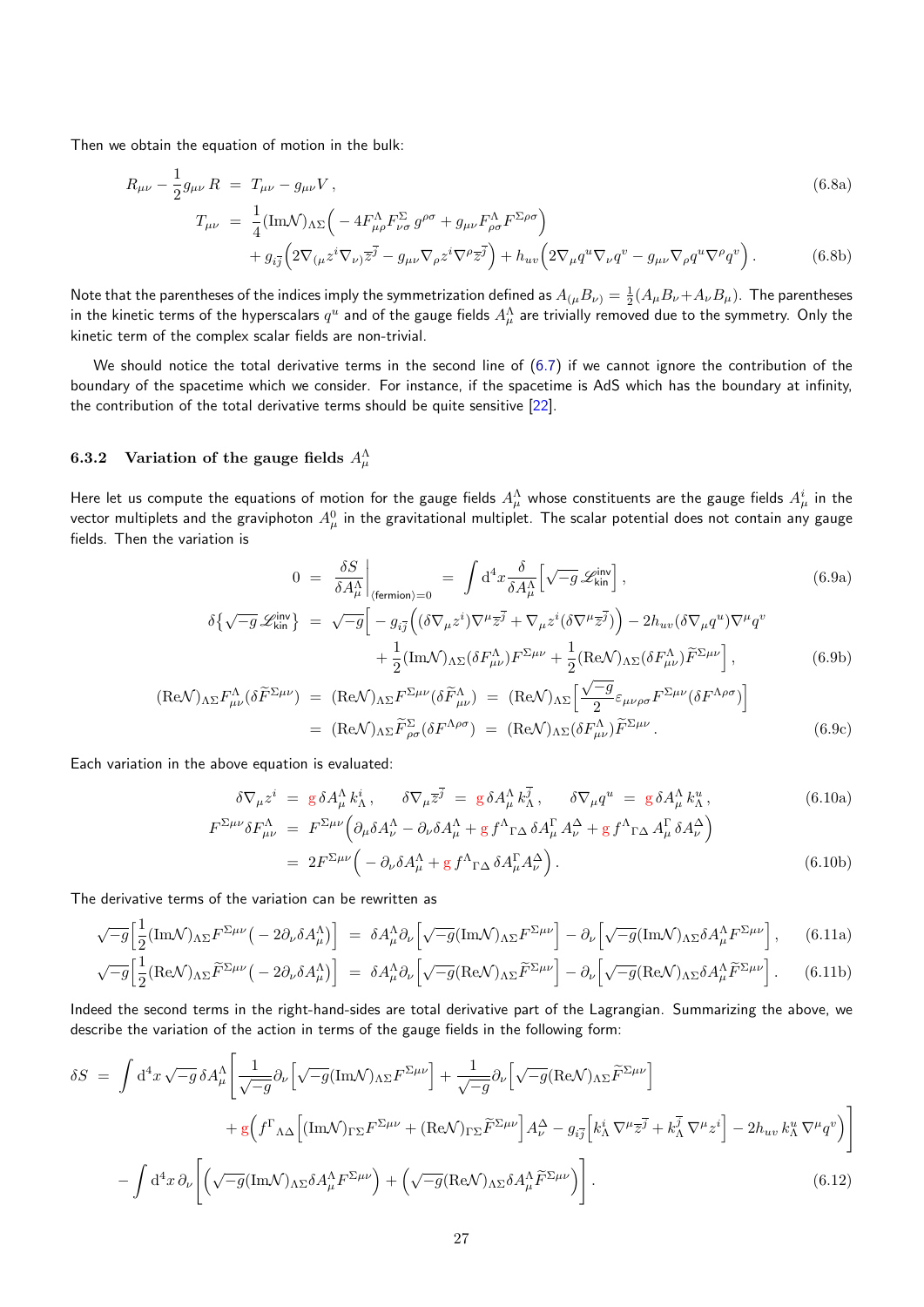Then we obtain the equation of motion in the bulk:

$$
\begin{aligned}
R_{\mu\nu} - \frac{1}{2} g_{\mu\nu} R &= T_{\mu\nu} - g_{\mu\nu} V \,, & (6.8a) \\
T_{\mu\nu} &= \frac{1}{4} (\mathrm{Im}\mathcal{N})_{\Lambda\Sigma} \Big( -4 F^{\Lambda}_{\mu\rho} F^{\Sigma}_{\nu\sigma} \, g^{\rho\sigma} + g_{\mu\nu} F^{\Lambda}_{\rho\sigma} F^{\Sigma\rho\sigma} \Big) \\
&\quad + g_{i\overline{j}} \Big( 2 \nabla_{(\mu} z^i \nabla_{\nu)} \overline{z}^{\overline{j}} - g_{\mu\nu} \nabla_\rho z^i \nabla^\rho \overline{z}^{\overline{j}} \Big) + h_{uv} \Big( 2 \nabla_\mu q^u \nabla_\nu q^v - g_{\mu\nu} \nabla_\rho q^u \nabla^\rho q^v \Big) \,. & (6.8b)
\end{aligned}
$$

Note that the parentheses of the indices imply the symmetrization defined as $A_{(\mu} B_{\nu)} = \frac{1}{2}(A_\mu B_\nu + A_\nu B_\mu)$. The parentheses in the kinetic terms of the hyperscalars $q^u$ and of the gauge fields $A^{\Lambda}_\mu$ are trivially removed due to the symmetry. Only the kinetic term of the complex scalar fields are non-trivial.

We should notice the total derivative terms in the second line of (6.7) if we cannot ignore the contribution of the boundary of the spacetime which we consider. For instance, if the spacetime is AdS which has the boundary at infinity, the contribution of the total derivative terms should be quite sensitive [22].

### 6.3.2 Variation of the gauge fields $A^{\Lambda}_\mu$

Here let us compute the equations of motion for the gauge fields $A^{\Lambda}_\mu$ whose constituents are the gauge fields $A^i_\mu$ in the vector multiplets and the graviphoton $A^0_\mu$ in the gravitational multiplet. The scalar potential does not contain any gauge fields. Then the variation is

$$
\begin{aligned}
0 &= \frac{\delta S}{\delta A^{\Lambda}_\mu} \bigg|_{\langle \text{fermion} \rangle = 0} = \int \mathrm{d}^4 x \frac{\delta}{\delta A^{\Lambda}_\mu} \Big[ \sqrt{-g} \, \mathscr{L}^{\text{inv}}_{\text{kin}} \Big] \,, & (6.9a) \\
\delta \big\{ \sqrt{-g} \, \mathscr{L}^{\text{inv}}_{\text{kin}} \big\} &= \sqrt{-g} \Big[ - g_{i\overline{j}} \Big( (\delta \nabla_\mu z^i) \nabla^\mu \overline{z}^{\overline{j}} + \nabla_\mu z^i (\delta \nabla^\mu \overline{z}^{\overline{j}}) \Big) - 2 h_{uv} (\delta \nabla_\mu q^u) \nabla^\mu q^v \\
&\qquad + \frac{1}{2} (\mathrm{Im}\mathcal{N})_{\Lambda\Sigma} (\delta F^{\Lambda}_{\mu\nu}) F^{\Sigma\mu\nu} + \frac{1}{2} (\mathrm{Re}\mathcal{N})_{\Lambda\Sigma} (\delta F^{\Lambda}_{\mu\nu}) \widetilde{F}^{\Sigma\mu\nu} \Big] \,, & (6.9b) \\
(\mathrm{Re}\mathcal{N})_{\Lambda\Sigma} F^{\Lambda}_{\mu\nu} (\delta \widetilde{F}^{\Sigma\mu\nu}) &= (\mathrm{Re}\mathcal{N})_{\Lambda\Sigma} F^{\Sigma\mu\nu} (\delta \widetilde{F}^{\Lambda}_{\mu\nu}) = (\mathrm{Re}\mathcal{N})_{\Lambda\Sigma} \Big[ \frac{\sqrt{-g}}{2} \varepsilon_{\mu\nu\rho\sigma} F^{\Sigma\mu\nu} (\delta F^{\Lambda\rho\sigma}) \Big] \\
&= (\mathrm{Re}\mathcal{N})_{\Lambda\Sigma} \widetilde{F}^{\Sigma}_{\rho\sigma} (\delta F^{\Lambda\rho\sigma}) = (\mathrm{Re}\mathcal{N})_{\Lambda\Sigma} (\delta F^{\Lambda}_{\mu\nu}) \widetilde{F}^{\Sigma\mu\nu} \,. & (6.9c)
\end{aligned}
$$

Each variation in the above equation is evaluated:

$$
\begin{aligned}
\delta \nabla_\mu z^i &= g \, \delta A^{\Lambda}_\mu \, k^i_\Lambda \,, \qquad \delta \nabla_\mu \overline{z}^{\overline{j}} = g \, \delta A^{\Lambda}_\mu \, k^{\overline{j}}_\Lambda \,, \qquad \delta \nabla_\mu q^u = g \, \delta A^{\Lambda}_\mu \, k^u_\Lambda \,, & (6.10a) \\
F^{\Sigma\mu\nu} \delta F^{\Lambda}_{\mu\nu} &= F^{\Sigma\mu\nu} \Big( \partial_\mu \delta A^{\Lambda}_\nu - \partial_\nu \delta A^{\Lambda}_\mu + g \, f^{\Lambda}{}_{\Gamma\Delta} \, \delta A^{\Gamma}_\mu \, A^{\Delta}_\nu + g \, f^{\Lambda}{}_{\Gamma\Delta} \, A^{\Gamma}_\mu \, \delta A^{\Delta}_\nu \Big) \\
&= 2 F^{\Sigma\mu\nu} \Big( - \partial_\nu \delta A^{\Lambda}_\mu + g \, f^{\Lambda}{}_{\Gamma\Delta} \, \delta A^{\Gamma}_\mu A^{\Delta}_\nu \Big) \,. & (6.10b)
\end{aligned}
$$

The derivative terms of the variation can be rewritten as

$$
\begin{aligned}
\sqrt{-g} \Big[ \frac{1}{2} (\mathrm{Im}\mathcal{N})_{\Lambda\Sigma} F^{\Sigma\mu\nu} \big( -2 \partial_\nu \delta A^{\Lambda}_\mu \big) \Big] &= \delta A^{\Lambda}_\mu \partial_\nu \Big[ \sqrt{-g} (\mathrm{Im}\mathcal{N})_{\Lambda\Sigma} F^{\Sigma\mu\nu} \Big] - \partial_\nu \Big[ \sqrt{-g} (\mathrm{Im}\mathcal{N})_{\Lambda\Sigma} \delta A^{\Lambda}_\mu F^{\Sigma\mu\nu} \Big] \,, & (6.11a) \\
\sqrt{-g} \Big[ \frac{1}{2} (\mathrm{Re}\mathcal{N})_{\Lambda\Sigma} \widetilde{F}^{\Sigma\mu\nu} \big( -2 \partial_\nu \delta A^{\Lambda}_\mu \big) \Big] &= \delta A^{\Lambda}_\mu \partial_\nu \Big[ \sqrt{-g} (\mathrm{Re}\mathcal{N})_{\Lambda\Sigma} \widetilde{F}^{\Sigma\mu\nu} \Big] - \partial_\nu \Big[ \sqrt{-g} (\mathrm{Re}\mathcal{N})_{\Lambda\Sigma} \delta A^{\Lambda}_\mu \widetilde{F}^{\Sigma\mu\nu} \Big] \,. & (6.11b)
\end{aligned}
$$

Indeed the second terms in the right-hand-sides are total derivative part of the Lagrangian. Summarizing the above, we describe the variation of the action in terms of the gauge fields in the following form:

$$
\begin{aligned}
\delta S &= \int \mathrm{d}^4 x \sqrt{-g} \, \delta A^{\Lambda}_\mu \bigg[ \frac{1}{\sqrt{-g}} \partial_\nu \Big[ \sqrt{-g} (\mathrm{Im}\mathcal{N})_{\Lambda\Sigma} F^{\Sigma\mu\nu} \Big] + \frac{1}{\sqrt{-g}} \partial_\nu \Big[ \sqrt{-g} (\mathrm{Re}\mathcal{N})_{\Lambda\Sigma} \widetilde{F}^{\Sigma\mu\nu} \Big] \\
&\qquad + g \Big( f^{\Gamma}{}_{\Lambda\Delta} \Big[ (\mathrm{Im}\mathcal{N})_{\Gamma\Sigma} F^{\Sigma\mu\nu} + (\mathrm{Re}\mathcal{N})_{\Gamma\Sigma} \widetilde{F}^{\Sigma\mu\nu} \Big] A^{\Delta}_\nu - g_{i\overline{j}} \Big[ k^i_\Lambda \, \nabla^\mu \overline{z}^{\overline{j}} + k^{\overline{j}}_\Lambda \, \nabla^\mu z^i \Big] - 2 h_{uv} \, k^u_\Lambda \, \nabla^\mu q^v \Big) \bigg] \\
&\quad - \int \mathrm{d}^4 x \, \partial_\nu \bigg[ \Big( \sqrt{-g} (\mathrm{Im}\mathcal{N})_{\Lambda\Sigma} \delta A^{\Lambda}_\mu F^{\Sigma\mu\nu} \Big) + \Big( \sqrt{-g} (\mathrm{Re}\mathcal{N})_{\Lambda\Sigma} \delta A^{\Lambda}_\mu \widetilde{F}^{\Sigma\mu\nu} \Big) \bigg] \,. \qquad (6.12)
\end{aligned}
$$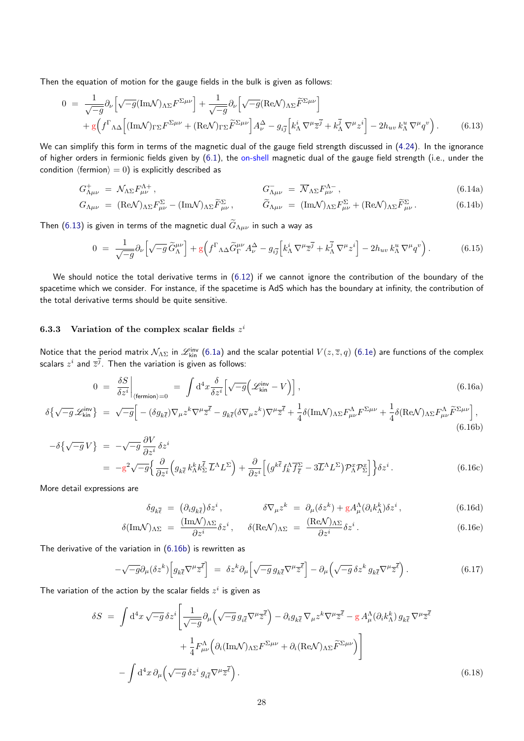Then the equation of motion for the gauge fields in the bulk is given as follows:

$$
\begin{aligned}
0 \ = \ & \frac{1}{\sqrt{-g}}\partial_\nu \Big[ \sqrt{-g} (\mathrm{Im}\mathcal{N})_{\Lambda\Sigma} F^{\Sigma\mu\nu} \Big] + \frac{1}{\sqrt{-g}}\partial_\nu \Big[ \sqrt{-g} (\mathrm{Re}\mathcal{N})_{\Lambda\Sigma} \widetilde{F}^{\Sigma\mu\nu} \Big] \\
& + \mathrm{g} \Big( f^{\Gamma}{}_{\Lambda\Delta} \Big[ (\mathrm{Im}\mathcal{N})_{\Gamma\Sigma} F^{\Sigma\mu\nu} + (\mathrm{Re}\mathcal{N})_{\Gamma\Sigma} \widetilde{F}^{\Sigma\mu\nu} \Big] A_\nu^\Delta - g_{i\overline{j}} \Big[ k_\Lambda^i \, \nabla^\mu \overline{z}^{\overline{j}} + k_\Lambda^{\overline{j}} \, \nabla^\mu z^i \Big] - 2 h_{uv} \, k_\Lambda^u \, \nabla^\mu q^v \Big) \, . \qquad (6.13)
\end{aligned}
$$

We can simplify this form in terms of the magnetic dual of the gauge field strength discussed in (4.24). In the ignorance of higher orders in fermionic fields given by (6.1), the on-shell magnetic dual of the gauge field strength (i.e., under the condition $\langle \text{fermion} \rangle = 0$) is explicitly described as

$$
G^+_{\Lambda\mu\nu} \ = \ \mathcal{N}_{\Lambda\Sigma} F^{\Lambda +}_{\mu\nu} \, , \qquad G^-_{\Lambda\mu\nu} \ = \ \overline{\mathcal{N}}_{\Lambda\Sigma} F^{\Lambda -}_{\mu\nu} \, , \qquad (6.14a)
$$

$$
G_{\Lambda\mu\nu} \ = \ (\mathrm{Re}\mathcal{N})_{\Lambda\Sigma} F^\Sigma_{\mu\nu} - (\mathrm{Im}\mathcal{N})_{\Lambda\Sigma} \widetilde{F}^\Sigma_{\mu\nu} \, , \qquad \widetilde{G}_{\Lambda\mu\nu} \ = \ (\mathrm{Im}\mathcal{N})_{\Lambda\Sigma} F^\Sigma_{\mu\nu} + (\mathrm{Re}\mathcal{N})_{\Lambda\Sigma} \widetilde{F}^\Sigma_{\mu\nu} \, . \qquad (6.14b)
$$

Then (6.13) is given in terms of the magnetic dual $\widetilde{G}_{\Lambda\mu\nu}$ in such a way as

$$
0 \ = \ \frac{1}{\sqrt{-g}} \partial_\nu \Big[ \sqrt{-g} \, \widetilde{G}^{\mu\nu}_\Lambda \Big] + \mathrm{g} \Big( f^\Gamma{}_{\Lambda\Delta} \widetilde{G}^{\mu\nu}_\Gamma A^\Delta_\nu - g_{i\overline{j}} \Big[ k^i_\Lambda \, \nabla^\mu \overline{z}^{\overline{j}} + k^{\overline{j}}_\Lambda \, \nabla^\mu z^i \Big] - 2 h_{uv} \, k^u_\Lambda \, \nabla^\mu q^v \Big) \, . \qquad (6.15)
$$

We should notice the total derivative terms in (6.12) if we cannot ignore the contribution of the boundary of the spacetime which we consider. For instance, if the spacetime is AdS which has the boundary at infinity, the contribution of the total derivative terms should be quite sensitive.

### 6.3.3 Variation of the complex scalar fields $z^i$

Notice that the period matrix $\mathcal{N}_{\Lambda\Sigma}$ in $\mathscr{L}^{\text{inv}}_{\text{kin}}$ (6.1a) and the scalar potential $V(z, \overline{z}, q)$ (6.1e) are functions of the complex scalars $z^i$ and $\overline{z}^{\overline{j}}$. Then the variation is given as follows:

$$
0 \ = \ \frac{\delta S}{\delta z^i}\bigg|_{\langle \text{fermion} \rangle = 0} \ = \ \int \mathrm{d}^4 x \frac{\delta}{\delta z^i} \Big[ \sqrt{-g} \Big( \mathscr{L}^{\text{inv}}_{\text{kin}} - V \Big) \Big] \, , \qquad (6.16a)
$$

$$
\delta \big\{ \sqrt{-g} \, \mathscr{L}^{\text{inv}}_{\text{kin}} \big\} \ = \ \sqrt{-g} \Big[ - (\delta g_{k\overline{\ell}}) \nabla_\mu z^k \nabla^\mu \overline{z}^{\overline{\ell}} - g_{k\overline{\ell}} (\delta \nabla_\mu z^k) \nabla^\mu \overline{z}^{\overline{\ell}} + \frac{1}{4} \delta (\mathrm{Im}\mathcal{N})_{\Lambda\Sigma} F^\Lambda_{\mu\nu} F^{\Sigma\mu\nu} + \frac{1}{4} \delta (\mathrm{Re}\mathcal{N})_{\Lambda\Sigma} F^\Lambda_{\mu\nu} \widetilde{F}^{\Sigma\mu\nu} \Big] \, , \qquad (6.16b)
$$

$$
\begin{aligned}
-\delta \big\{ \sqrt{-g} \, V \big\} \ &= \ - \sqrt{-g} \, \frac{\partial V}{\partial z^i} \, \delta z^i \\
&= \ - \mathrm{g}^2 \sqrt{-g} \Big\{ \frac{\partial}{\partial z^i} \Big( g_{k\overline{\ell}} \, k^k_\Lambda k^{\overline{\ell}}_\Sigma \, \overline{L}^\Lambda L^\Sigma \Big) + \frac{\partial}{\partial z^i} \Big[ \Big( g^{k\overline{\ell}} f^\Lambda_k \overline{f}^\Sigma_{\overline{\ell}} - 3 \overline{L}^\Lambda L^\Sigma \Big) \mathcal{P}^x_\Lambda \mathcal{P}^x_\Sigma \Big] \Big\} \delta z^i \, . \qquad (6.16c)
\end{aligned}
$$

More detail expressions are

$$
\delta g_{k\overline{\ell}} \ = \ (\partial_i g_{k\overline{\ell}}) \delta z^i \, , \qquad \delta \nabla_\mu z^k \ = \ \partial_\mu (\delta z^k) + \mathrm{g} A^\Lambda_\mu (\partial_i k^k_\Lambda) \delta z^i \, , \qquad (6.16d)
$$

$$
\delta (\mathrm{Im}\mathcal{N})_{\Lambda\Sigma} \ = \ \frac{(\mathrm{Im}\mathcal{N})_{\Lambda\Sigma}}{\partial z^i} \delta z^i \, , \qquad \delta (\mathrm{Re}\mathcal{N})_{\Lambda\Sigma} \ = \ \frac{(\mathrm{Re}\mathcal{N})_{\Lambda\Sigma}}{\partial z^i} \delta z^i \, . \qquad (6.16e)
$$

The derivative of the variation in (6.16b) is rewritten as

$$
- \sqrt{-g} \partial_\mu (\delta z^k) \Big[ g_{k\overline{\ell}} \nabla^\mu \overline{z}^{\overline{\ell}} \Big] \ = \ \delta z^k \partial_\mu \Big[ \sqrt{-g} \, g_{k\overline{\ell}} \nabla^\mu \overline{z}^{\overline{\ell}} \Big] - \partial_\mu \Big( \sqrt{-g} \, \delta z^k \, g_{k\overline{\ell}} \nabla^\mu \overline{z}^{\overline{\ell}} \Big) \, . \qquad (6.17)
$$

The variation of the action by the scalar fields $z^i$ is given as

$$
\begin{aligned}
\delta S \ = \ & \int \mathrm{d}^4 x \, \sqrt{-g} \, \delta z^i \bigg[ \frac{1}{\sqrt{-g}} \partial_\mu \Big( \sqrt{-g} \, g_{i\overline{\ell}} \nabla^\mu \overline{z}^{\overline{\ell}} \Big) - \partial_i g_{k\overline{\ell}} \, \nabla_\mu z^k \nabla^\mu \overline{z}^{\overline{\ell}} - \mathrm{g} \, A^\Lambda_\mu (\partial_i k^k_\Lambda) \, g_{k\overline{\ell}} \, \nabla^\mu \overline{z}^{\overline{\ell}} \\
& \qquad \qquad + \frac{1}{4} F^\Lambda_{\mu\nu} \Big( \partial_i (\mathrm{Im}\mathcal{N})_{\Lambda\Sigma} F^{\Sigma\mu\nu} + \partial_i (\mathrm{Re}\mathcal{N})_{\Lambda\Sigma} \widetilde{F}^{\Sigma\mu\nu} \Big) \bigg] \\
& - \int \mathrm{d}^4 x \, \partial_\mu \Big( \sqrt{-g} \, \delta z^i \, g_{i\overline{\ell}} \nabla^\mu \overline{z}^{\overline{\ell}} \Big) \, . \qquad (6.18)
\end{aligned}
$$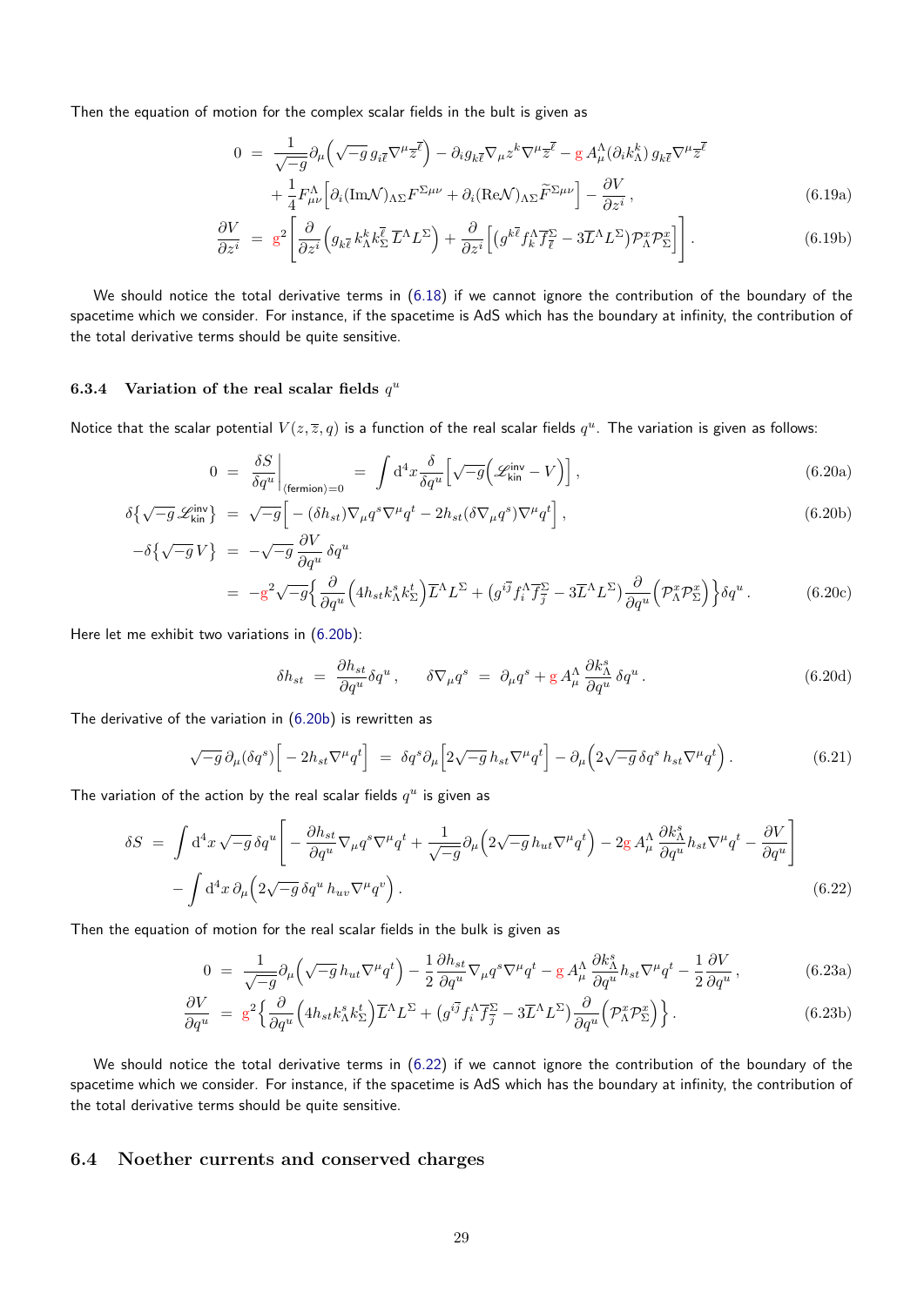Then the equation of motion for the complex scalar fields in the bult is given as

$$
\begin{aligned}
0 \;&=\; \frac{1}{\sqrt{-g}}\partial_\mu\Big(\sqrt{-g}\,g_{i\overline{\ell}}\nabla^\mu \overline{z}^{\overline{\ell}}\Big) - \partial_i g_{k\overline{\ell}}\nabla_\mu z^k \nabla^\mu \overline{z}^{\overline{\ell}} - \mathrm{g}\,A_\mu^\Lambda(\partial_i k_\Lambda^k)\,g_{k\overline{\ell}}\nabla^\mu \overline{z}^{\overline{\ell}} \\
&\quad + \frac{1}{4}F_{\mu\nu}^\Lambda\Big[\partial_i(\mathrm{Im}\mathcal{N})_{\Lambda\Sigma}F^{\Sigma\mu\nu} + \partial_i(\mathrm{Re}\mathcal{N})_{\Lambda\Sigma}\widetilde{F}^{\Sigma\mu\nu}\Big] - \frac{\partial V}{\partial z^i}\,, \qquad (6.19\text{a})\\
\frac{\partial V}{\partial z^i} \;&=\; \mathrm{g}^2\bigg[\frac{\partial}{\partial z^i}\Big(g_{k\overline{\ell}}\,k_\Lambda^k k_\Sigma^{\overline{\ell}}\,\overline{L}^\Lambda L^\Sigma\Big) + \frac{\partial}{\partial z^i}\Big[\big(g^{k\overline{\ell}}f_k^\Lambda \overline{f}_{\overline{\ell}}^\Sigma - 3\overline{L}^\Lambda L^\Sigma\big)\mathcal{P}_\Lambda^x\mathcal{P}_\Sigma^x\Big]\bigg]\,. \qquad (6.19\text{b})
\end{aligned}
$$

We should notice the total derivative terms in (6.18) if we cannot ignore the contribution of the boundary of the spacetime which we consider. For instance, if the spacetime is AdS which has the boundary at infinity, the contribution of the total derivative terms should be quite sensitive.

### 6.3.4 Variation of the real scalar fields $q^u$

Notice that the scalar potential $V(z,\overline{z},q)$ is a function of the real scalar fields $q^u$. The variation is given as follows:

$$
\begin{aligned}
0 \;&=\; \frac{\delta S}{\delta q^u}\bigg|_{\langle\text{fermion}\rangle=0} \;=\; \int \mathrm{d}^4x\,\frac{\delta}{\delta q^u}\Big[\sqrt{-g}\Big(\mathscr{L}_{\text{kin}}^{\text{inv}} - V\Big)\Big]\,, \qquad (6.20\text{a})\\
\delta\big\{\sqrt{-g}\,\mathscr{L}_{\text{kin}}^{\text{inv}}\big\} \;&=\; \sqrt{-g}\Big[-(\delta h_{st})\nabla_\mu q^s\nabla^\mu q^t - 2h_{st}(\delta\nabla_\mu q^s)\nabla^\mu q^t\Big]\,, \qquad (6.20\text{b})\\
-\delta\big\{\sqrt{-g}\,V\big\} \;&=\; -\sqrt{-g}\,\frac{\partial V}{\partial q^u}\,\delta q^u \\
&=\; -\mathrm{g}^2\sqrt{-g}\Big\{\frac{\partial}{\partial q^u}\Big(4h_{st}k_\Lambda^s k_\Sigma^t\Big)\overline{L}^\Lambda L^\Sigma + \big(g^{i\overline{j}}f_i^\Lambda \overline{f}_{\overline{j}}^\Sigma - 3\overline{L}^\Lambda L^\Sigma\big)\frac{\partial}{\partial q^u}\Big(\mathcal{P}_\Lambda^x\mathcal{P}_\Sigma^x\Big)\Big\}\delta q^u\,. \qquad (6.20\text{c})
\end{aligned}
$$

Here let me exhibit two variations in (6.20b):

$$
\delta h_{st} \;=\; \frac{\partial h_{st}}{\partial q^u}\delta q^u\,, \qquad \delta\nabla_\mu q^s \;=\; \partial_\mu q^s + \mathrm{g}\,A_\mu^\Lambda\,\frac{\partial k_\Lambda^s}{\partial q^u}\,\delta q^u\,. \qquad (6.20\text{d})
$$

The derivative of the variation in (6.20b) is rewritten as

$$
\sqrt{-g}\,\partial_\mu(\delta q^s)\Big[-2h_{st}\nabla^\mu q^t\Big] \;=\; \delta q^s\partial_\mu\Big[2\sqrt{-g}\,h_{st}\nabla^\mu q^t\Big] - \partial_\mu\Big(2\sqrt{-g}\,\delta q^s\,h_{st}\nabla^\mu q^t\Big)\,. \qquad (6.21)
$$

The variation of the action by the real scalar fields $q^u$ is given as

$$
\begin{aligned}
\delta S \;&=\; \int \mathrm{d}^4x\,\sqrt{-g}\,\delta q^u\bigg[-\frac{\partial h_{st}}{\partial q^u}\nabla_\mu q^s\nabla^\mu q^t + \frac{1}{\sqrt{-g}}\partial_\mu\Big(2\sqrt{-g}\,h_{ut}\nabla^\mu q^t\Big) - 2\mathrm{g}\,A_\mu^\Lambda\,\frac{\partial k_\Lambda^s}{\partial q^u}h_{st}\nabla^\mu q^t - \frac{\partial V}{\partial q^u}\bigg] \\
&\quad - \int \mathrm{d}^4x\,\partial_\mu\Big(2\sqrt{-g}\,\delta q^u\,h_{uv}\nabla^\mu q^v\Big)\,. \qquad (6.22)
\end{aligned}
$$

Then the equation of motion for the real scalar fields in the bulk is given as

$$
\begin{aligned}
0 \;&=\; \frac{1}{\sqrt{-g}}\partial_\mu\Big(\sqrt{-g}\,h_{ut}\nabla^\mu q^t\Big) - \frac{1}{2}\frac{\partial h_{st}}{\partial q^u}\nabla_\mu q^s\nabla^\mu q^t - \mathrm{g}\,A_\mu^\Lambda\,\frac{\partial k_\Lambda^s}{\partial q^u}h_{st}\nabla^\mu q^t - \frac{1}{2}\frac{\partial V}{\partial q^u}\,, \qquad (6.23\text{a})\\
\frac{\partial V}{\partial q^u} \;&=\; \mathrm{g}^2\Big\{\frac{\partial}{\partial q^u}\Big(4h_{st}k_\Lambda^s k_\Sigma^t\Big)\overline{L}^\Lambda L^\Sigma + \big(g^{i\overline{j}}f_i^\Lambda \overline{f}_{\overline{j}}^\Sigma - 3\overline{L}^\Lambda L^\Sigma\big)\frac{\partial}{\partial q^u}\Big(\mathcal{P}_\Lambda^x\mathcal{P}_\Sigma^x\Big)\Big\}\,. \qquad (6.23\text{b})
\end{aligned}
$$

We should notice the total derivative terms in (6.22) if we cannot ignore the contribution of the boundary of the spacetime which we consider. For instance, if the spacetime is AdS which has the boundary at infinity, the contribution of the total derivative terms should be quite sensitive.

## 6.4 Noether currents and conserved charges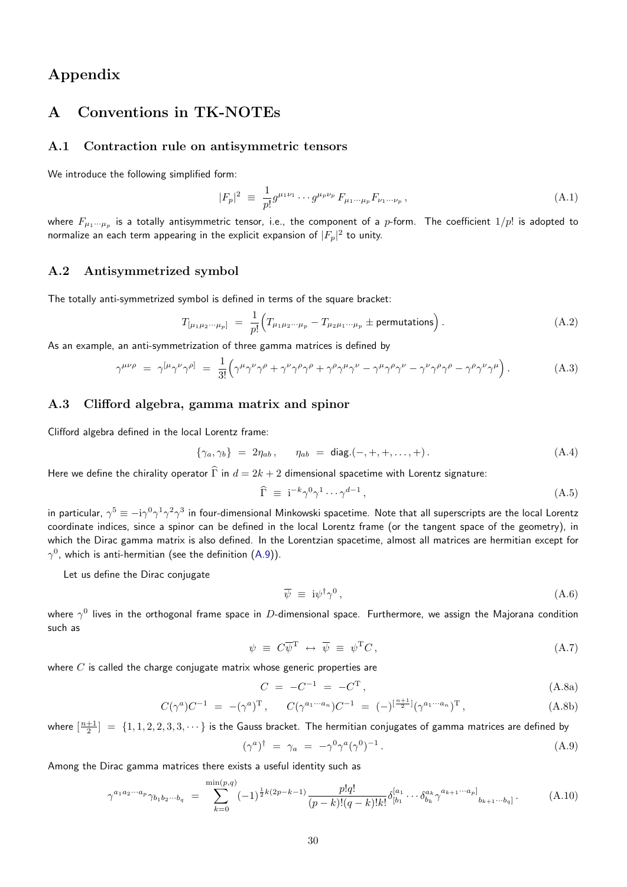# Appendix

## A Conventions in TK-NOTEs

### A.1 Contraction rule on antisymmetric tensors

We introduce the following simplified form:

$$|F_p|^2 \;\equiv\; \frac{1}{p!} g^{\mu_1\nu_1} \cdots g^{\mu_p\nu_p} \, F_{\mu_1\cdots\mu_p} F_{\nu_1\cdots\nu_p} \,, \tag{A.1}$$

where $F_{\mu_1\cdots\mu_p}$ is a totally antisymmetric tensor, i.e., the component of a $p$-form. The coefficient $1/p!$ is adopted to normalize an each term appearing in the explicit expansion of $|F_p|^2$ to unity.

### A.2 Antisymmetrized symbol

The totally anti-symmetrized symbol is defined in terms of the square bracket:

$$T_{[\mu_1\mu_2\cdots\mu_p]} \;=\; \frac{1}{p!}\Big( T_{\mu_1\mu_2\cdots\mu_p} - T_{\mu_2\mu_1\cdots\mu_p} \pm \text{permutations} \Big) \,. \tag{A.2}$$

As an example, an anti-symmetrization of three gamma matrices is defined by

$$\gamma^{\mu\nu\rho} \;=\; \gamma^{[\mu}\gamma^{\nu}\gamma^{\rho]} \;=\; \frac{1}{3!}\Big( \gamma^\mu\gamma^\nu\gamma^\rho + \gamma^\nu\gamma^\rho\gamma^\rho + \gamma^\rho\gamma^\mu\gamma^\nu - \gamma^\mu\gamma^\rho\gamma^\nu - \gamma^\nu\gamma^\rho\gamma^\rho - \gamma^\rho\gamma^\nu\gamma^\mu \Big) \,. \tag{A.3}$$

### A.3 Clifford algebra, gamma matrix and spinor

Clifford algebra defined in the local Lorentz frame:

$$\{\gamma_a, \gamma_b\} \;=\; 2\eta_{ab} \,, \qquad \eta_{ab} \;=\; \text{diag.}(-,+,+,\ldots,+) \,. \tag{A.4}$$

Here we define the chirality operator $\widehat{\Gamma}$ in $d = 2k+2$ dimensional spacetime with Lorentz signature:

$$\widehat{\Gamma} \;\equiv\; \mathrm{i}^{-k} \gamma^0 \gamma^1 \cdots \gamma^{d-1} \,, \tag{A.5}$$

in particular, $\gamma^5 \equiv -\mathrm{i}\gamma^0\gamma^1\gamma^2\gamma^3$ in four-dimensional Minkowski spacetime. Note that all superscripts are the local Lorentz coordinate indices, since a spinor can be defined in the local Lorentz frame (or the tangent space of the geometry), in which the Dirac gamma matrix is also defined. In the Lorentzian spacetime, almost all matrices are hermitian except for $\gamma^0$, which is anti-hermitian (see the definition (A.9)).

Let us define the Dirac conjugate

$$\overline{\psi} \;\equiv\; \mathrm{i}\psi^\dagger \gamma^0 \,, \tag{A.6}$$

where $\gamma^0$ lives in the orthogonal frame space in $D$-dimensional space. Furthermore, we assign the Majorana condition such as

$$\psi \;\equiv\; C\overline{\psi}^{\mathrm{T}} \;\leftrightarrow\; \overline{\psi} \;\equiv\; \psi^{\mathrm{T}} C \,, \tag{A.7}$$

where $C$ is called the charge conjugate matrix whose generic properties are

$$C \;=\; -C^{-1} \;=\; -C^{\mathrm{T}} \,, \tag{A.8a}$$

$$C(\gamma^a)C^{-1} \;=\; -(\gamma^a)^{\mathrm{T}} \,, \qquad C(\gamma^{a_1\cdots a_n})C^{-1} \;=\; (-)^{[\frac{n+1}{2}]}(\gamma^{a_1\cdots a_n})^{\mathrm{T}} \,, \tag{A.8b}$$

where $[\frac{n+1}{2}] \;=\; \{1,1,2,2,3,3,\cdots\}$ is the Gauss bracket. The hermitian conjugates of gamma matrices are defined by

$$(\gamma^a)^\dagger \;=\; \gamma_a \;=\; -\gamma^0\gamma^a(\gamma^0)^{-1} \,. \tag{A.9}$$

Among the Dirac gamma matrices there exists a useful identity such as

$$\gamma^{a_1a_2\cdots a_p}\gamma_{b_1b_2\cdots b_q} \;=\; \sum_{k=0}^{\min(p,q)} (-1)^{\frac{1}{2}k(2p-k-1)} \frac{p!q!}{(p-k)!(q-k)!k!} \delta^{[a_1}_{[b_1} \cdots \delta^{a_k}_{b_k} \gamma^{a_{k+1}\cdots a_p]}{}_{b_{k+1}\cdots b_q]} \,. \tag{A.10}$$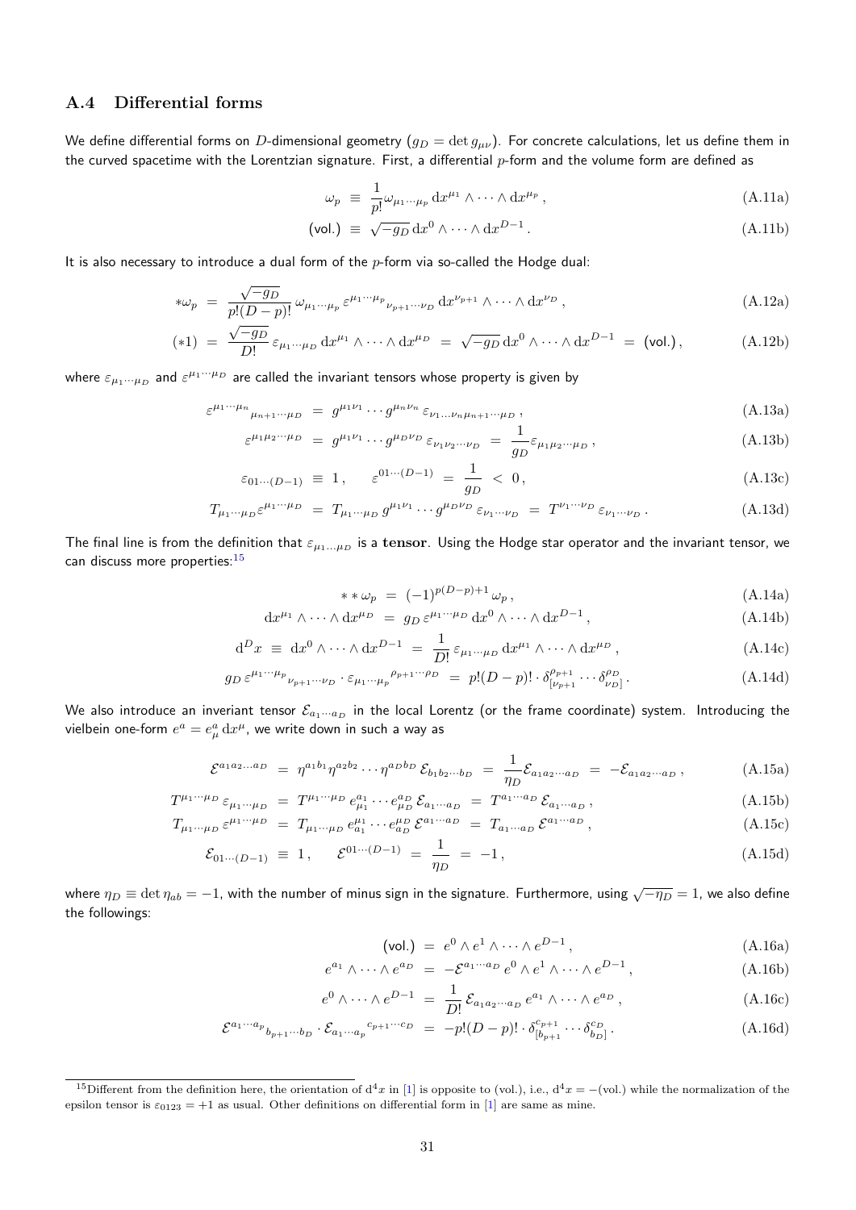### A.4 Differential forms

We define differential forms on $D$-dimensional geometry ($g_D = \det g_{\mu\nu}$). For concrete calculations, let us define them in the curved spacetime with the Lorentzian signature. First, a differential $p$-form and the volume form are defined as

$$\omega_p \equiv \frac{1}{p!}\omega_{\mu_1\cdots\mu_p}\,\mathrm{d}x^{\mu_1}\wedge\cdots\wedge\mathrm{d}x^{\mu_p}\,, \tag{A.11a}$$

$$(\text{vol.}) \equiv \sqrt{-g_D}\,\mathrm{d}x^0\wedge\cdots\wedge\mathrm{d}x^{D-1}\,. \tag{A.11b}$$

It is also necessary to introduce a dual form of the $p$-form via so-called the Hodge dual:

$$*\omega_p = \frac{\sqrt{-g_D}}{p!(D-p)!}\,\omega_{\mu_1\cdots\mu_p}\,\varepsilon^{\mu_1\cdots\mu_p}{}_{\nu_{p+1}\cdots\nu_D}\,\mathrm{d}x^{\nu_{p+1}}\wedge\cdots\wedge\mathrm{d}x^{\nu_D}\,, \tag{A.12a}$$

$$(*1) = \frac{\sqrt{-g_D}}{D!}\,\varepsilon_{\mu_1\cdots\mu_D}\,\mathrm{d}x^{\mu_1}\wedge\cdots\wedge\mathrm{d}x^{\mu_D} = \sqrt{-g_D}\,\mathrm{d}x^0\wedge\cdots\wedge\mathrm{d}x^{D-1} = (\text{vol.})\,, \tag{A.12b}$$

where $\varepsilon_{\mu_1\cdots\mu_D}$ and $\varepsilon^{\mu_1\cdots\mu_D}$ are called the invariant tensors whose property is given by

$$\varepsilon^{\mu_1\cdots\mu_n}{}_{\mu_{n+1}\cdots\mu_D} = g^{\mu_1\nu_1}\cdots g^{\mu_n\nu_n}\,\varepsilon_{\nu_1\ldots\nu_n\mu_{n+1}\cdots\mu_D}\,, \tag{A.13a}$$

$$\varepsilon^{\mu_1\mu_2\cdots\mu_D} = g^{\mu_1\nu_1}\cdots g^{\mu_D\nu_D}\,\varepsilon_{\nu_1\nu_2\cdots\nu_D} = \frac{1}{g_D}\varepsilon_{\mu_1\mu_2\cdots\mu_D}\,, \tag{A.13b}$$

$$\varepsilon_{01\cdots(D-1)} \equiv 1\,, \qquad \varepsilon^{01\cdots(D-1)} = \frac{1}{g_D} < 0\,, \tag{A.13c}$$

$$T_{\mu_1\cdots\mu_D}\varepsilon^{\mu_1\cdots\mu_D} = T_{\mu_1\cdots\mu_D}\,g^{\mu_1\nu_1}\cdots g^{\mu_D\nu_D}\,\varepsilon_{\nu_1\cdots\nu_D} = T^{\nu_1\cdots\nu_D}\,\varepsilon_{\nu_1\cdots\nu_D}\,. \tag{A.13d}$$

The final line is from the definition that $\varepsilon_{\mu_1\ldots\mu_D}$ is a **tensor**. Using the Hodge star operator and the invariant tensor, we can discuss more properties:[15]

$$**\omega_p = (-1)^{p(D-p)+1}\,\omega_p\,, \tag{A.14a}$$

$$\mathrm{d}x^{\mu_1}\wedge\cdots\wedge\mathrm{d}x^{\mu_D} = g_D\,\varepsilon^{\mu_1\cdots\mu_D}\,\mathrm{d}x^0\wedge\cdots\wedge\mathrm{d}x^{D-1}\,, \tag{A.14b}$$

$$\mathrm{d}^D x \equiv \mathrm{d}x^0\wedge\cdots\wedge\mathrm{d}x^{D-1} = \frac{1}{D!}\,\varepsilon_{\mu_1\cdots\mu_D}\,\mathrm{d}x^{\mu_1}\wedge\cdots\wedge\mathrm{d}x^{\mu_D}\,, \tag{A.14c}$$

$$g_D\,\varepsilon^{\mu_1\cdots\mu_p}{}_{\nu_{p+1}\cdots\nu_D}\cdot\varepsilon_{\mu_1\cdots\mu_p}{}^{\rho_{p+1}\cdots\rho_D} = p!(D-p)!\cdot\delta^{\rho_{p+1}}_{[\nu_{p+1}}\cdots\delta^{\rho_D}_{\nu_D]}\,. \tag{A.14d}$$

We also introduce an inveriant tensor $\mathcal{E}_{a_1\cdots a_D}$ in the local Lorentz (or the frame coordinate) system. Introducing the vielbein one-form $e^a = e^a_\mu\,\mathrm{d}x^\mu$, we write down in such a way as

$$\mathcal{E}^{a_1a_2\ldots a_D} = \eta^{a_1b_1}\eta^{a_2b_2}\cdots\eta^{a_Db_D}\,\mathcal{E}_{b_1b_2\cdots b_D} = \frac{1}{\eta_D}\mathcal{E}_{a_1a_2\cdots a_D} = -\mathcal{E}_{a_1a_2\cdots a_D}\,, \tag{A.15a}$$

$$T^{\mu_1\cdots\mu_D}\,\varepsilon_{\mu_1\cdots\mu_D} = T^{\mu_1\cdots\mu_D}\,e^{a_1}_{\mu_1}\cdots e^{a_D}_{\mu_D}\,\mathcal{E}_{a_1\cdots a_D} = T^{a_1\cdots a_D}\,\mathcal{E}_{a_1\cdots a_D}\,, \tag{A.15b}$$

$$T_{\mu_1\cdots\mu_D}\,\varepsilon^{\mu_1\cdots\mu_D} = T_{\mu_1\cdots\mu_D}\,e^{\mu_1}_{a_1}\cdots e^{\mu_D}_{a_D}\,\mathcal{E}^{a_1\cdots a_D} = T_{a_1\cdots a_D}\,\mathcal{E}^{a_1\cdots a_D}\,, \tag{A.15c}$$

$$\mathcal{E}_{01\cdots(D-1)} \equiv 1\,, \qquad \mathcal{E}^{01\cdots(D-1)} = \frac{1}{\eta_D} = -1\,, \tag{A.15d}$$

where $\eta_D \equiv \det\eta_{ab} = -1$, with the number of minus sign in the signature. Furthermore, using $\sqrt{-\eta_D} = 1$, we also define the followings:

$$(\text{vol.}) = e^0\wedge e^1\wedge\cdots\wedge e^{D-1}\,, \tag{A.16a}$$

$$e^{a_1}\wedge\cdots\wedge e^{a_D} = -\mathcal{E}^{a_1\cdots a_D}\,e^0\wedge e^1\wedge\cdots\wedge e^{D-1}\,, \tag{A.16b}$$

$$e^0\wedge\cdots\wedge e^{D-1} = \frac{1}{D!}\,\mathcal{E}_{a_1a_2\cdots a_D}\,e^{a_1}\wedge\cdots\wedge e^{a_D}\,, \tag{A.16c}$$

$$\mathcal{E}^{a_1\cdots a_p}{}_{b_{p+1}\cdots b_D}\cdot\mathcal{E}_{a_1\cdots a_p}{}^{c_{p+1}\cdots c_D} = -p!(D-p)!\cdot\delta^{c_{p+1}}_{[b_{p+1}}\cdots\delta^{c_D}_{b_D]}\,. \tag{A.16d}$$

---

[15] Different from the definition here, the orientation of $\mathrm{d}^4x$ in [1] is opposite to (vol.), i.e., $\mathrm{d}^4x = -(\text{vol.})$ while the normalization of the epsilon tensor is $\varepsilon_{0123} = +1$ as usual. Other definitions on differential form in [1] are same as mine.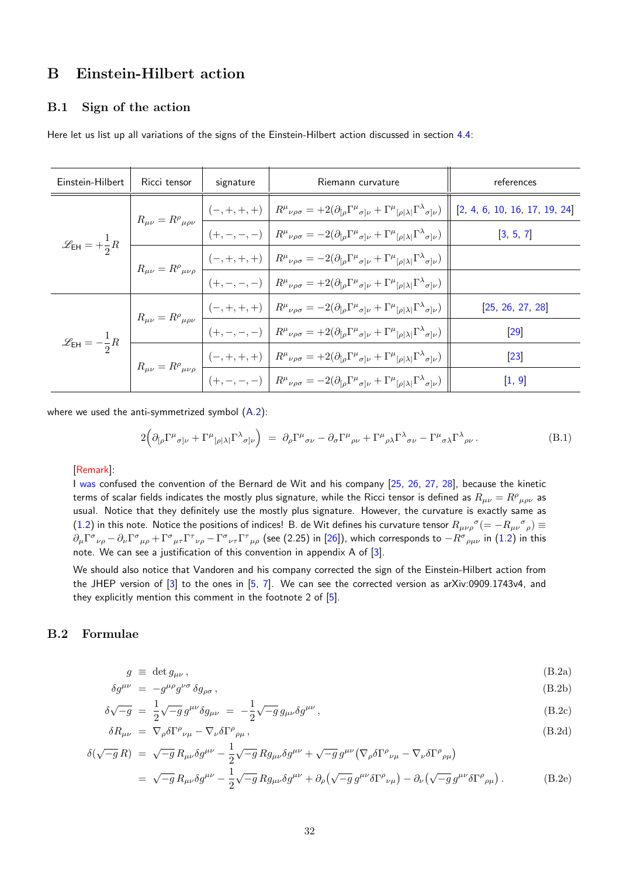# B Einstein-Hilbert action

## B.1 Sign of the action

Here let us list up all variations of the signs of the Einstein-Hilbert action discussed in section 4.4:

| Einstein-Hilbert | Ricci tensor | signature | Riemann curvature | references |
|---|---|---|---|---|
| $\mathscr{L}_{\text{EH}} = +\frac{1}{2}R$ | $R_{\mu\nu} = R^{\rho}{}_{\mu\rho\nu}$ | $(-,+,+,+)$ | $R^{\mu}{}_{\nu\rho\sigma} = +2(\partial_{[\rho}\Gamma^{\mu}{}_{\sigma]\nu} + \Gamma^{\mu}{}_{[\rho\|\lambda\|}\Gamma^{\lambda}{}_{\sigma]\nu})$ | [2, 4, 6, 10, 16, 17, 19, 24] |
| | | $(+,-,-,-)$ | $R^{\mu}{}_{\nu\rho\sigma} = -2(\partial_{[\rho}\Gamma^{\mu}{}_{\sigma]\nu} + \Gamma^{\mu}{}_{[\rho\|\lambda\|}\Gamma^{\lambda}{}_{\sigma]\nu})$ | [3, 5, 7] |
| | $R_{\mu\nu} = R^{\rho}{}_{\mu\nu\rho}$ | $(-,+,+,+)$ | $R^{\mu}{}_{\nu\rho\sigma} = -2(\partial_{[\rho}\Gamma^{\mu}{}_{\sigma]\nu} + \Gamma^{\mu}{}_{[\rho\|\lambda\|}\Gamma^{\lambda}{}_{\sigma]\nu})$ | |
| | | $(+,-,-,-)$ | $R^{\mu}{}_{\nu\rho\sigma} = +2(\partial_{[\rho}\Gamma^{\mu}{}_{\sigma]\nu} + \Gamma^{\mu}{}_{[\rho\|\lambda\|}\Gamma^{\lambda}{}_{\sigma]\nu})$ | |
| $\mathscr{L}_{\text{EH}} = -\frac{1}{2}R$ | $R_{\mu\nu} = R^{\rho}{}_{\mu\rho\nu}$ | $(-,+,+,+)$ | $R^{\mu}{}_{\nu\rho\sigma} = -2(\partial_{[\rho}\Gamma^{\mu}{}_{\sigma]\nu} + \Gamma^{\mu}{}_{[\rho\|\lambda\|}\Gamma^{\lambda}{}_{\sigma]\nu})$ | [25, 26, 27, 28] |
| | | $(+,-,-,-)$ | $R^{\mu}{}_{\nu\rho\sigma} = +2(\partial_{[\rho}\Gamma^{\mu}{}_{\sigma]\nu} + \Gamma^{\mu}{}_{[\rho\|\lambda\|}\Gamma^{\lambda}{}_{\sigma]\nu})$ | [29] |
| | $R_{\mu\nu} = R^{\rho}{}_{\mu\nu\rho}$ | $(-,+,+,+)$ | $R^{\mu}{}_{\nu\rho\sigma} = +2(\partial_{[\rho}\Gamma^{\mu}{}_{\sigma]\nu} + \Gamma^{\mu}{}_{[\rho\|\lambda\|}\Gamma^{\lambda}{}_{\sigma]\nu})$ | [23] |
| | | $(+,-,-,-)$ | $R^{\mu}{}_{\nu\rho\sigma} = -2(\partial_{[\rho}\Gamma^{\mu}{}_{\sigma]\nu} + \Gamma^{\mu}{}_{[\rho\|\lambda\|}\Gamma^{\lambda}{}_{\sigma]\nu})$ | [1, 9] |

where we used the anti-symmetrized symbol (A.2):

$$2\Big(\partial_{[\rho}\Gamma^{\mu}{}_{\sigma]\nu} + \Gamma^{\mu}{}_{[\rho|\lambda|}\Gamma^{\lambda}{}_{\sigma]\nu}\Big) \;=\; \partial_{\rho}\Gamma^{\mu}{}_{\sigma\nu} - \partial_{\sigma}\Gamma^{\mu}{}_{\rho\nu} + \Gamma^{\mu}{}_{\rho\lambda}\Gamma^{\lambda}{}_{\sigma\nu} - \Gamma^{\mu}{}_{\sigma\lambda}\Gamma^{\lambda}{}_{\rho\nu}\,. \tag{B.1}$$

[Remark]:
I was confused the convention of the Bernard de Wit and his company [25, 26, 27, 28], because the kinetic terms of scalar fields indicates the mostly plus signature, while the Ricci tensor is defined as $R_{\mu\nu} = R^{\rho}{}_{\mu\rho\nu}$ as usual. Notice that they definitely use the mostly plus signature. However, the curvature is exactly same as (1.2) in this note. Notice the positions of indices! B. de Wit defines his curvature tensor $R_{\mu\nu\rho}{}^{\sigma}(= -R_{\mu\nu}{}^{\sigma}{}_{\rho}) \equiv \partial_{\mu}\Gamma^{\sigma}{}_{\nu\rho} - \partial_{\nu}\Gamma^{\sigma}{}_{\mu\rho} + \Gamma^{\sigma}{}_{\mu\tau}\Gamma^{\tau}{}_{\nu\rho} - \Gamma^{\sigma}{}_{\nu\tau}\Gamma^{\tau}{}_{\mu\rho}$ (see (2.25) in [26]), which corresponds to $-R^{\sigma}{}_{\rho\mu\nu}$ in (1.2) in this note. We can see a justification of this convention in appendix A of [3].

We should also notice that Vandoren and his company corrected the sign of the Einstein-Hilbert action from the JHEP version of [3] to the ones in [5, 7]. We can see the corrected version as arXiv:0909.1743v4, and they explicitly mention this comment in the footnote 2 of [5].

## B.2 Formulae

$$g \;\equiv\; \det g_{\mu\nu}\,, \tag{B.2a}$$

$$\delta g^{\mu\nu} \;=\; -g^{\mu\rho}g^{\nu\sigma}\,\delta g_{\rho\sigma}\,, \tag{B.2b}$$

$$\delta\sqrt{-g} \;=\; \frac{1}{2}\sqrt{-g}\,g^{\mu\nu}\delta g_{\mu\nu} \;=\; -\frac{1}{2}\sqrt{-g}\,g_{\mu\nu}\delta g^{\mu\nu}\,, \tag{B.2c}$$

$$\delta R_{\mu\nu} \;=\; \nabla_{\rho}\delta\Gamma^{\rho}{}_{\nu\mu} - \nabla_{\nu}\delta\Gamma^{\rho}{}_{\rho\mu}\,, \tag{B.2d}$$

$$\begin{aligned}\delta(\sqrt{-g}\,R) \;&=\; \sqrt{-g}\,R_{\mu\nu}\delta g^{\mu\nu} - \frac{1}{2}\sqrt{-g}\,Rg_{\mu\nu}\delta g^{\mu\nu} + \sqrt{-g}\,g^{\mu\nu}\big(\nabla_{\rho}\delta\Gamma^{\rho}{}_{\nu\mu} - \nabla_{\nu}\delta\Gamma^{\rho}{}_{\rho\mu}\big) \\ &=\; \sqrt{-g}\,R_{\mu\nu}\delta g^{\mu\nu} - \frac{1}{2}\sqrt{-g}\,Rg_{\mu\nu}\delta g^{\mu\nu} + \partial_{\rho}\big(\sqrt{-g}\,g^{\mu\nu}\delta\Gamma^{\rho}{}_{\nu\mu}\big) - \partial_{\nu}\big(\sqrt{-g}\,g^{\mu\nu}\delta\Gamma^{\rho}{}_{\rho\mu}\big)\,.\end{aligned} \tag{B.2e}$$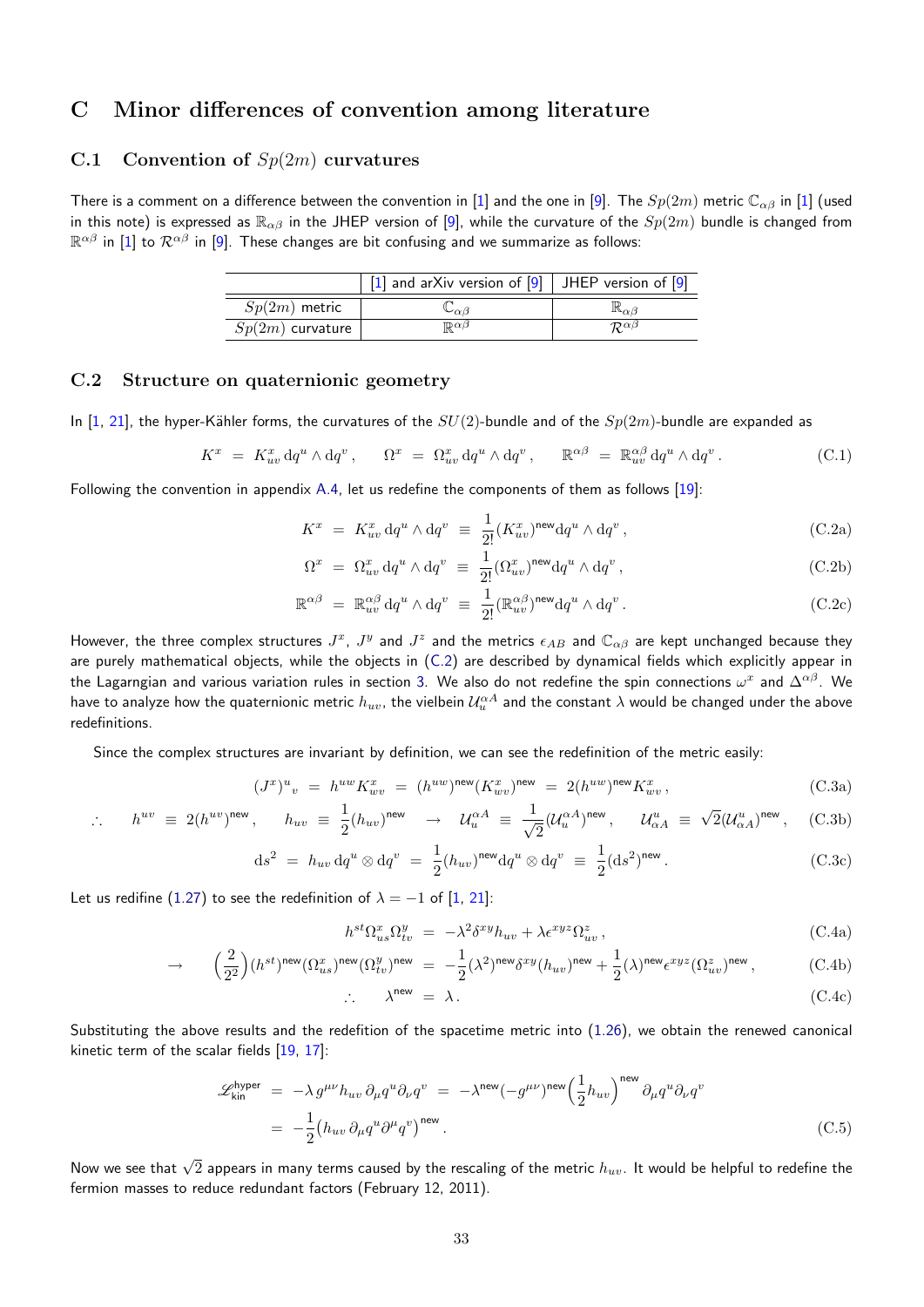# C Minor differences of convention among literature

## C.1 Convention of $Sp(2m)$ curvatures

There is a comment on a difference between the convention in [1] and the one in [9]. The $Sp(2m)$ metric $\mathbb{C}_{\alpha\beta}$ in [1] (used in this note) is expressed as $\mathbb{R}_{\alpha\beta}$ in the JHEP version of [9], while the curvature of the $Sp(2m)$ bundle is changed from $\mathbb{R}^{\alpha\beta}$ in [1] to $\mathcal{R}^{\alpha\beta}$ in [9]. These changes are bit confusing and we summarize as follows:

| | [1] and arXiv version of [9] | JHEP version of [9] |
|---|---|---|
| $Sp(2m)$ metric | $\mathbb{C}_{\alpha\beta}$ | $\mathbb{R}_{\alpha\beta}$ |
| $Sp(2m)$ curvature | $\mathbb{R}^{\alpha\beta}$ | $\mathcal{R}^{\alpha\beta}$ |

## C.2 Structure on quaternionic geometry

In [1, 21], the hyper-Kähler forms, the curvatures of the $SU(2)$-bundle and of the $Sp(2m)$-bundle are expanded as

$$K^x \ = \ K^x_{uv}\, \mathrm{d}q^u \wedge \mathrm{d}q^v \, , \qquad \Omega^x \ = \ \Omega^x_{uv}\, \mathrm{d}q^u \wedge \mathrm{d}q^v \, , \qquad \mathbb{R}^{\alpha\beta} \ = \ \mathbb{R}^{\alpha\beta}_{uv}\, \mathrm{d}q^u \wedge \mathrm{d}q^v \, . \tag{C.1}$$

Following the convention in appendix A.4, let us redefine the components of them as follows [19]:

$$K^x \ = \ K^x_{uv}\, \mathrm{d}q^u \wedge \mathrm{d}q^v \ \equiv \ \frac{1}{2!} (K^x_{uv})^{\mathsf{new}} \mathrm{d}q^u \wedge \mathrm{d}q^v \, , \tag{C.2a}$$

$$\Omega^x \ = \ \Omega^x_{uv}\, \mathrm{d}q^u \wedge \mathrm{d}q^v \ \equiv \ \frac{1}{2!} (\Omega^x_{uv})^{\mathsf{new}} \mathrm{d}q^u \wedge \mathrm{d}q^v \, , \tag{C.2b}$$

$$\mathbb{R}^{\alpha\beta} \ = \ \mathbb{R}^{\alpha\beta}_{uv}\, \mathrm{d}q^u \wedge \mathrm{d}q^v \ \equiv \ \frac{1}{2!} (\mathbb{R}^{\alpha\beta}_{uv})^{\mathsf{new}} \mathrm{d}q^u \wedge \mathrm{d}q^v \, . \tag{C.2c}$$

However, the three complex structures $J^x$, $J^y$ and $J^z$ and the metrics $\epsilon_{AB}$ and $\mathbb{C}_{\alpha\beta}$ are kept unchanged because they are purely mathematical objects, while the objects in (C.2) are described by dynamical fields which explicitly appear in the Lagarngian and various variation rules in section 3. We also do not redefine the spin connections $\omega^x$ and $\Delta^{\alpha\beta}$. We have to analyze how the quaternionic metric $h_{uv}$, the vielbein $\mathcal{U}^{\alpha A}_u$ and the constant $\lambda$ would be changed under the above redefinitions.

Since the complex structures are invariant by definition, we can see the redefinition of the metric easily:

$$(J^x)^u{}_v \ = \ h^{uw} K^x_{wv} \ = \ (h^{uw})^{\mathsf{new}} (K^x_{wv})^{\mathsf{new}} \ = \ 2 (h^{uw})^{\mathsf{new}} K^x_{wv} \, , \tag{C.3a}$$

$$\therefore \quad h^{uv} \ \equiv \ 2 (h^{uv})^{\mathsf{new}} \, , \qquad h_{uv} \ \equiv \ \frac{1}{2} (h_{uv})^{\mathsf{new}} \quad \to \quad \mathcal{U}^{\alpha A}_u \ \equiv \ \frac{1}{\sqrt{2}} (\mathcal{U}^{\alpha A}_u)^{\mathsf{new}} \, , \qquad \mathcal{U}^u_{\alpha A} \ \equiv \ \sqrt{2} (\mathcal{U}^u_{\alpha A})^{\mathsf{new}} \, , \tag{C.3b}$$

$$\mathrm{d}s^2 \ = \ h_{uv}\, \mathrm{d}q^u \otimes \mathrm{d}q^v \ = \ \frac{1}{2} (h_{uv})^{\mathsf{new}} \mathrm{d}q^u \otimes \mathrm{d}q^v \ \equiv \ \frac{1}{2} (\mathrm{d}s^2)^{\mathsf{new}} \, . \tag{C.3c}$$

Let us redifine (1.27) to see the redefinition of $\lambda = -1$ of [1, 21]:

$$h^{st} \Omega^x_{us} \Omega^y_{tv} \ = \ - \lambda^2 \delta^{xy} h_{uv} + \lambda \epsilon^{xyz} \Omega^z_{uv} \, , \tag{C.4a}$$

$$\to \qquad \Big( \frac{2}{2^2} \Big) (h^{st})^{\mathsf{new}} (\Omega^x_{us})^{\mathsf{new}} (\Omega^y_{tv})^{\mathsf{new}} \ = \ - \frac{1}{2} (\lambda^2)^{\mathsf{new}} \delta^{xy} (h_{uv})^{\mathsf{new}} + \frac{1}{2} (\lambda)^{\mathsf{new}} \epsilon^{xyz} (\Omega^z_{uv})^{\mathsf{new}} \, , \tag{C.4b}$$

$$\therefore \qquad \lambda^{\mathsf{new}} \ = \ \lambda \, . \tag{C.4c}$$

Substituting the above results and the redefition of the spacetime metric into (1.26), we obtain the renewed canonical kinetic term of the scalar fields [19, 17]:

$$\begin{aligned}
\mathscr{L}^{\mathsf{hyper}}_{\mathsf{kin}} \ &= \ - \lambda\, g^{\mu\nu} h_{uv}\, \partial_{\mu} q^u \partial_{\nu} q^v \ = \ - \lambda^{\mathsf{new}} (- g^{\mu\nu})^{\mathsf{new}} \Big( \frac{1}{2} h_{uv} \Big)^{\mathsf{new}} \partial_{\mu} q^u \partial_{\nu} q^v \\
&= \ - \frac{1}{2} \big( h_{uv}\, \partial_{\mu} q^u \partial^{\mu} q^v \big)^{\mathsf{new}} \, .
\end{aligned} \tag{C.5}$$

Now we see that $\sqrt{2}$ appears in many terms caused by the rescaling of the metric $h_{uv}$. It would be helpful to redefine the fermion masses to reduce redundant factors (February 12, 2011).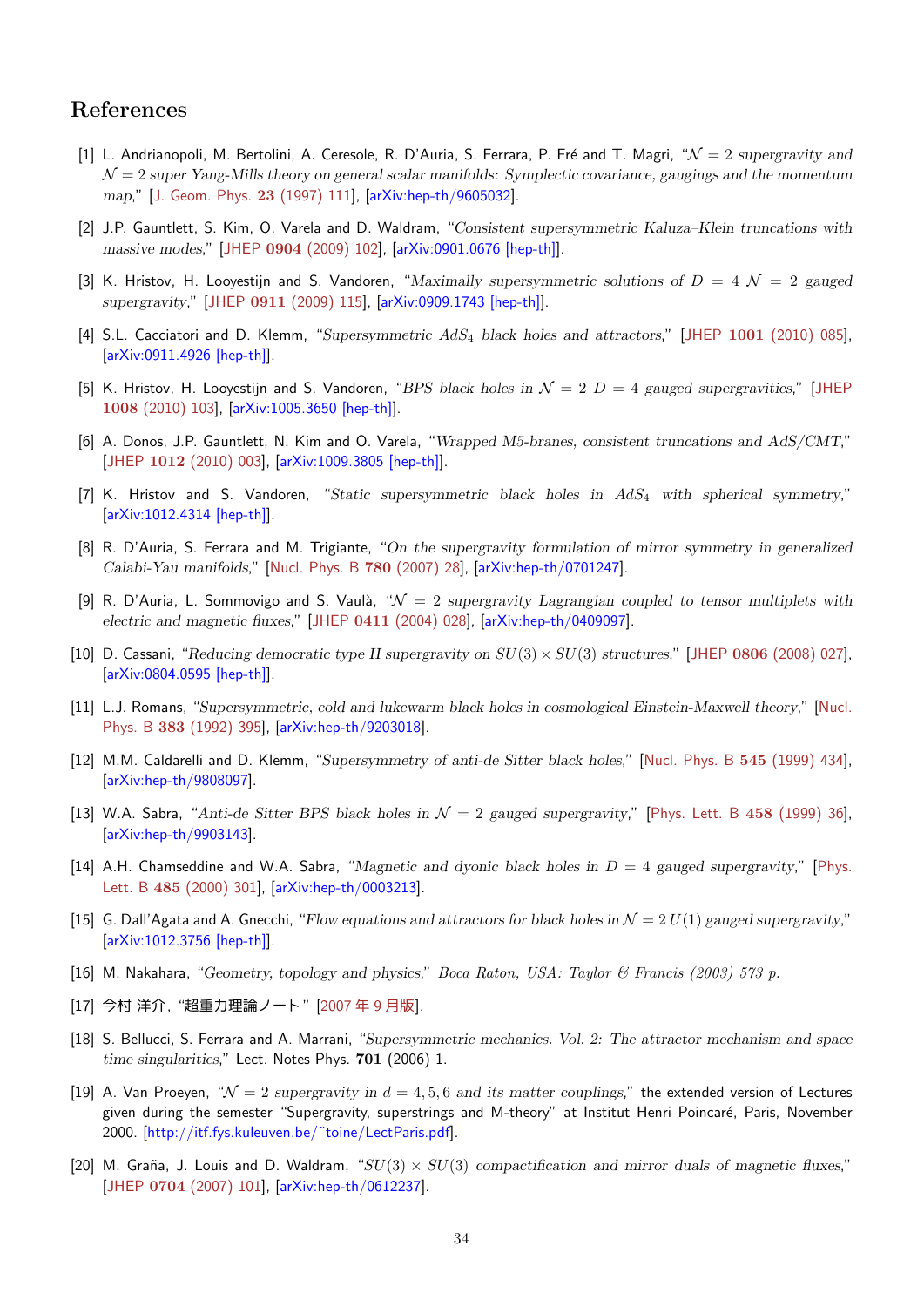## References

[1] L. Andrianopoli, M. Bertolini, A. Ceresole, R. D'Auria, S. Ferrara, P. Fré and T. Magri, "*$\mathcal{N}=2$ supergravity and $\mathcal{N}=2$ super Yang-Mills theory on general scalar manifolds: Symplectic covariance, gaugings and the momentum map*," [J. Geom. Phys. **23** (1997) 111], [arXiv:hep-th/9605032].

[2] J.P. Gauntlett, S. Kim, O. Varela and D. Waldram, "*Consistent supersymmetric Kaluza–Klein truncations with massive modes*," [JHEP **0904** (2009) 102], [arXiv:0901.0676 [hep-th]].

[3] K. Hristov, H. Looyestijn and S. Vandoren, "*Maximally supersymmetric solutions of $D=4$ $\mathcal{N}=2$ gauged supergravity*," [JHEP **0911** (2009) 115], [arXiv:0909.1743 [hep-th]].

[4] S.L. Cacciatori and D. Klemm, "*Supersymmetric $AdS_4$ black holes and attractors*," [JHEP **1001** (2010) 085], [arXiv:0911.4926 [hep-th]].

[5] K. Hristov, H. Looyestijn and S. Vandoren, "*BPS black holes in $\mathcal{N}=2$ $D=4$ gauged supergravities*," [JHEP **1008** (2010) 103], [arXiv:1005.3650 [hep-th]].

[6] A. Donos, J.P. Gauntlett, N. Kim and O. Varela, "*Wrapped M5-branes, consistent truncations and AdS/CMT*," [JHEP **1012** (2010) 003], [arXiv:1009.3805 [hep-th]].

[7] K. Hristov and S. Vandoren, "*Static supersymmetric black holes in $AdS_4$ with spherical symmetry*," [arXiv:1012.4314 [hep-th]].

[8] R. D'Auria, S. Ferrara and M. Trigiante, "*On the supergravity formulation of mirror symmetry in generalized Calabi-Yau manifolds*," [Nucl. Phys. B **780** (2007) 28], [arXiv:hep-th/0701247].

[9] R. D'Auria, L. Sommovigo and S. Vaulà, "*$\mathcal{N}=2$ supergravity Lagrangian coupled to tensor multiplets with electric and magnetic fluxes*," [JHEP **0411** (2004) 028], [arXiv:hep-th/0409097].

[10] D. Cassani, "*Reducing democratic type II supergravity on $SU(3)\times SU(3)$ structures*," [JHEP **0806** (2008) 027], [arXiv:0804.0595 [hep-th]].

[11] L.J. Romans, "*Supersymmetric, cold and lukewarm black holes in cosmological Einstein-Maxwell theory*," [Nucl. Phys. B **383** (1992) 395], [arXiv:hep-th/9203018].

[12] M.M. Caldarelli and D. Klemm, "*Supersymmetry of anti-de Sitter black holes*," [Nucl. Phys. B **545** (1999) 434], [arXiv:hep-th/9808097].

[13] W.A. Sabra, "*Anti-de Sitter BPS black holes in $\mathcal{N}=2$ gauged supergravity*," [Phys. Lett. B **458** (1999) 36], [arXiv:hep-th/9903143].

[14] A.H. Chamseddine and W.A. Sabra, "*Magnetic and dyonic black holes in $D=4$ gauged supergravity*," [Phys. Lett. B **485** (2000) 301], [arXiv:hep-th/0003213].

[15] G. Dall'Agata and A. Gnecchi, "*Flow equations and attractors for black holes in $\mathcal{N}=2$ $U(1)$ gauged supergravity*," [arXiv:1012.3756 [hep-th]].

[16] M. Nakahara, "*Geometry, topology and physics*," *Boca Raton, USA: Taylor & Francis (2003) 573 p.*

[17] 今村 洋介, "超重力理論ノート" [2007 年 9 月版].

[18] S. Bellucci, S. Ferrara and A. Marrani, "*Supersymmetric mechanics. Vol. 2: The attractor mechanism and space time singularities*," Lect. Notes Phys. **701** (2006) 1.

[19] A. Van Proeyen, "*$\mathcal{N}=2$ supergravity in $d=4,5,6$ and its matter couplings*," the extended version of Lectures given during the semester "Supergravity, superstrings and M-theory" at Institut Henri Poincaré, Paris, November 2000. [http://itf.fys.kuleuven.be/~toine/LectParis.pdf].

[20] M. Graña, J. Louis and D. Waldram, "*$SU(3)\times SU(3)$ compactification and mirror duals of magnetic fluxes*," [JHEP **0704** (2007) 101], [arXiv:hep-th/0612237].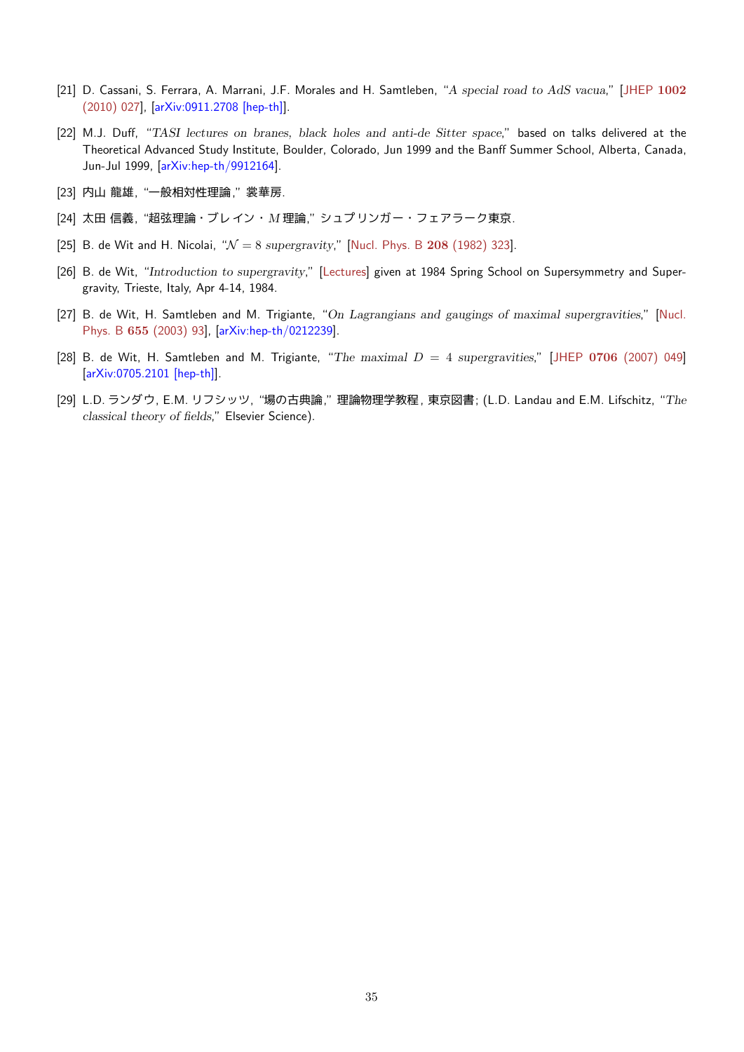[21] D. Cassani, S. Ferrara, A. Marrani, J.F. Morales and H. Samtleben, "*A special road to AdS vacua*," [JHEP **1002** (2010) 027], [arXiv:0911.2708 [hep-th]].

[22] M.J. Duff, "*TASI lectures on branes, black holes and anti-de Sitter space*," based on talks delivered at the Theoretical Advanced Study Institute, Boulder, Colorado, Jun 1999 and the Banff Summer School, Alberta, Canada, Jun-Jul 1999, [arXiv:hep-th/9912164].

[23] 内山 龍雄, "一般相対性理論," 裳華房.

[24] 太田 信義, "超弦理論・ブレイン・$M$ 理論," シュプリンガー・フェアラーク東京.

[25] B. de Wit and H. Nicolai, "*$\mathcal{N} = 8$ supergravity*," [Nucl. Phys. B **208** (1982) 323].

[26] B. de Wit, "*Introduction to supergravity*," [Lectures] given at 1984 Spring School on Supersymmetry and Supergravity, Trieste, Italy, Apr 4-14, 1984.

[27] B. de Wit, H. Samtleben and M. Trigiante, "*On Lagrangians and gaugings of maximal supergravities*," [Nucl. Phys. B **655** (2003) 93], [arXiv:hep-th/0212239].

[28] B. de Wit, H. Samtleben and M. Trigiante, "*The maximal $D = 4$ supergravities*," [JHEP **0706** (2007) 049] [arXiv:0705.2101 [hep-th]].

[29] L.D. ランダウ, E.M. リフシッツ, "場の古典論," 理論物理学教程, 東京図書; (L.D. Landau and E.M. Lifschitz, "*The classical theory of fields*," Elsevier Science).